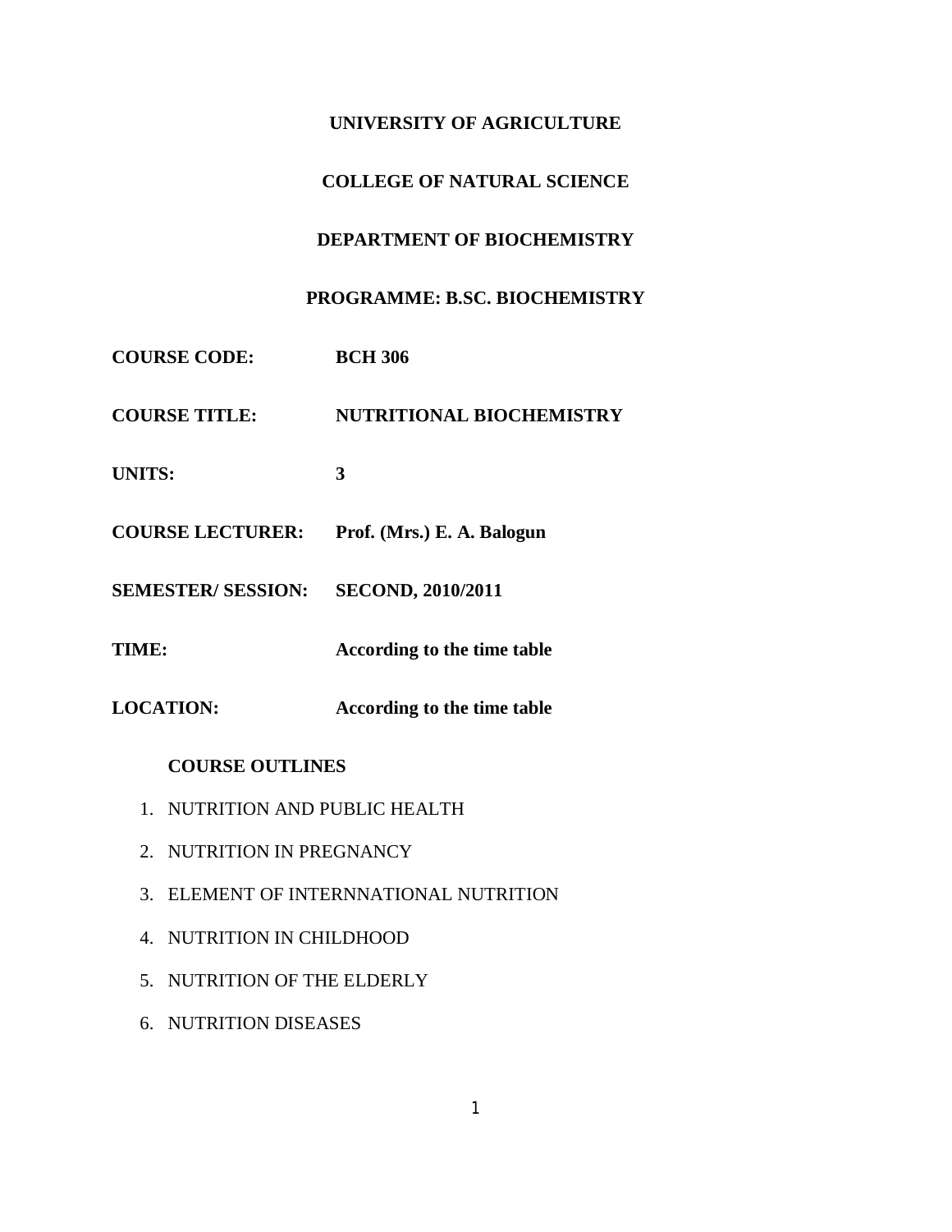**UNIVERSITY OF AGRICULTURE**

**COLLEGE OF NATURAL SCIENCE**

**DEPARTMENT OF BIOCHEMISTRY**

**PROGRAMME: B.SC. BIOCHEMISTRY**

**COURSE CODE:** **BCH 306**

**COURSE TITLE:** **NUTRITIONAL BIOCHEMISTRY**

**UNITS:** **3**

**COURSE LECTURER:** **Prof. (Mrs.) E. A. Balogun**

**SEMESTER/ SESSION:** **SECOND, 2010/2011**

**TIME:** **According to the time table**

**LOCATION:** **According to the time table**

**COURSE OUTLINES**

1. NUTRITION AND PUBLIC HEALTH
2. NUTRITION IN PREGNANCY
3. ELEMENT OF INTERNNATIONAL NUTRITION
4. NUTRITION IN CHILDHOOD
5. NUTRITION OF THE ELDERLY
6. NUTRITION DISEASES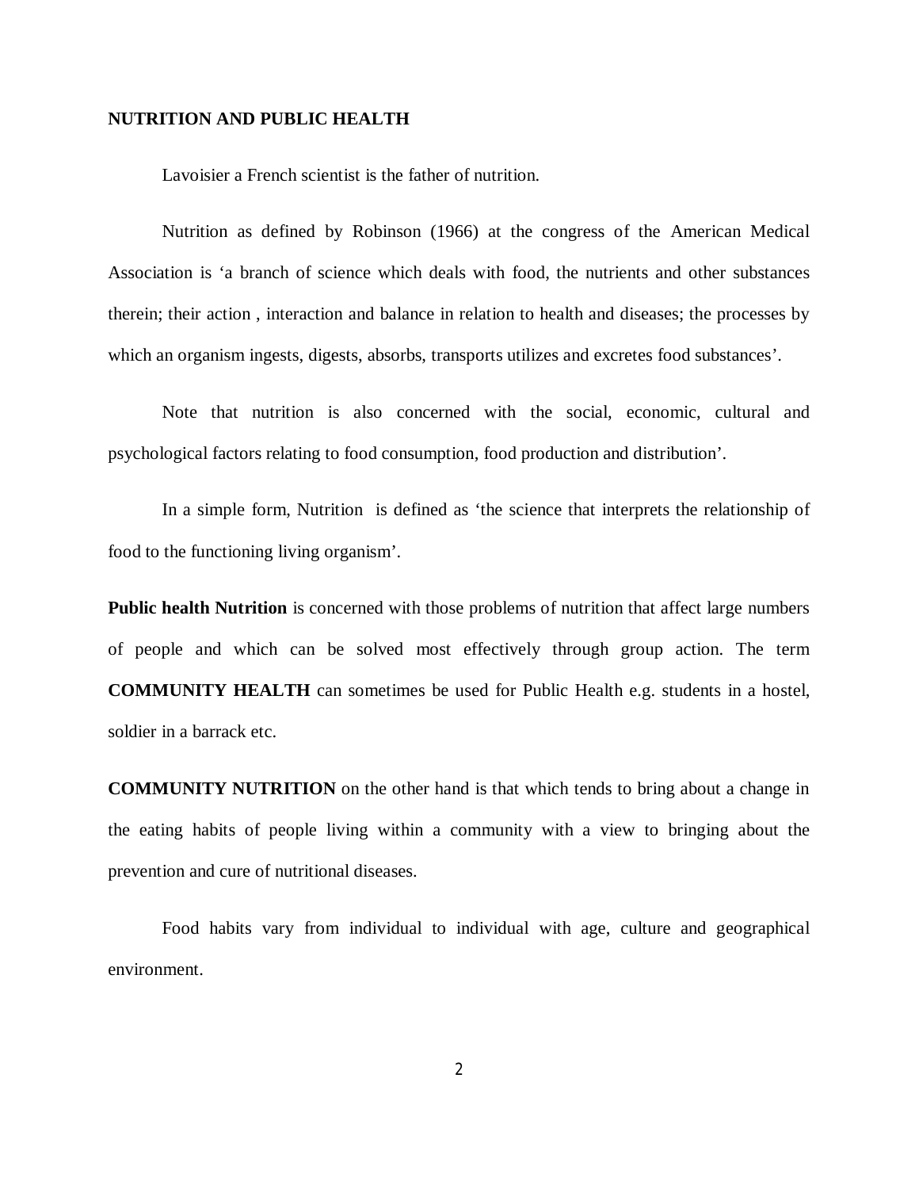## NUTRITION AND PUBLIC HEALTH

Lavoisier a French scientist is the father of nutrition.

Nutrition as defined by Robinson (1966) at the congress of the American Medical Association is 'a branch of science which deals with food, the nutrients and other substances therein; their action , interaction and balance in relation to health and diseases; the processes by which an organism ingests, digests, absorbs, transports utilizes and excretes food substances'.

Note that nutrition is also concerned with the social, economic, cultural and psychological factors relating to food consumption, food production and distribution'.

In a simple form, Nutrition is defined as 'the science that interprets the relationship of food to the functioning living organism'.

**Public health Nutrition** is concerned with those problems of nutrition that affect large numbers of people and which can be solved most effectively through group action. The term **COMMUNITY HEALTH** can sometimes be used for Public Health e.g. students in a hostel, soldier in a barrack etc.

**COMMUNITY NUTRITION** on the other hand is that which tends to bring about a change in the eating habits of people living within a community with a view to bringing about the prevention and cure of nutritional diseases.

Food habits vary from individual to individual with age, culture and geographical environment.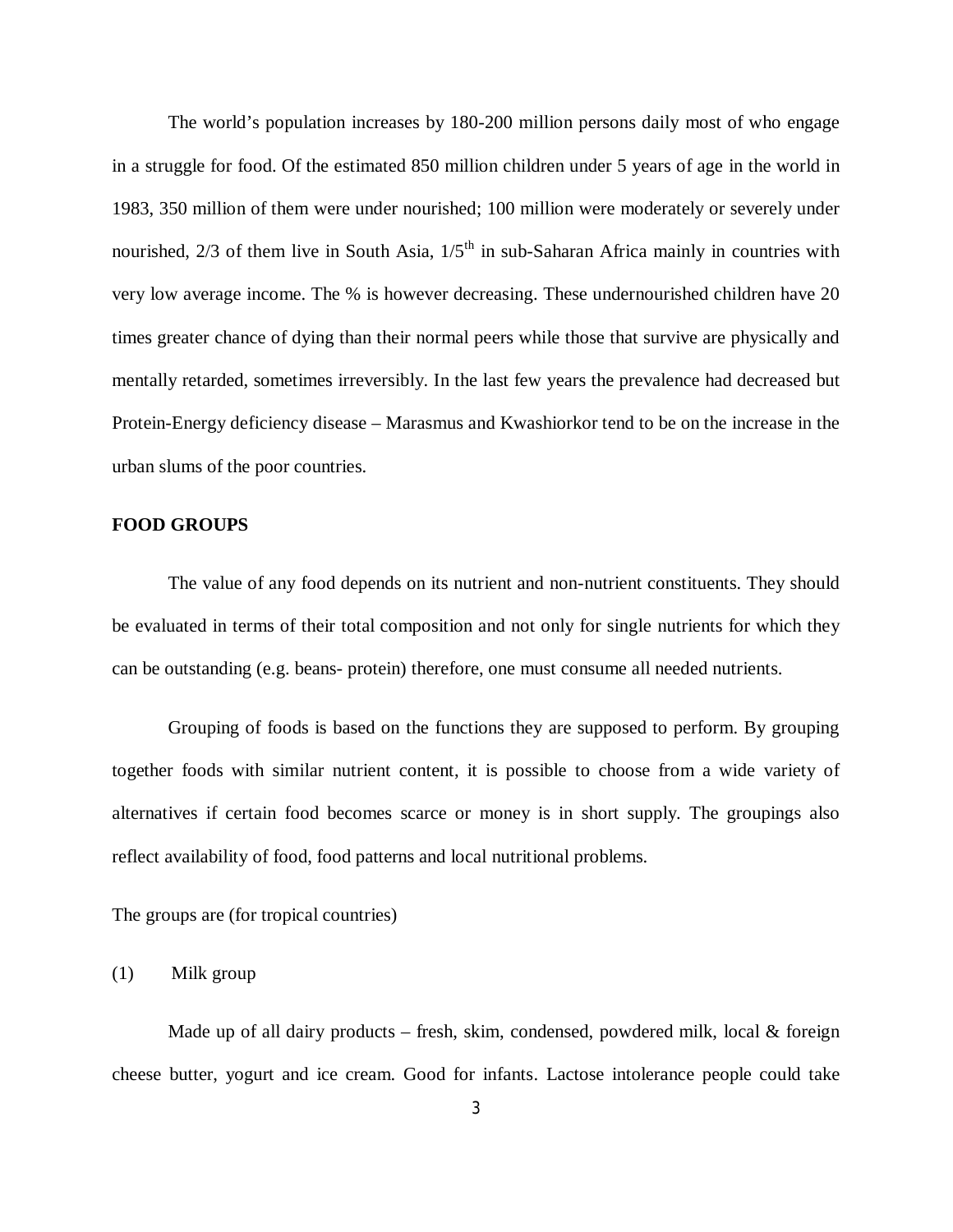The world's population increases by 180-200 million persons daily most of who engage in a struggle for food. Of the estimated 850 million children under 5 years of age in the world in 1983, 350 million of them were under nourished; 100 million were moderately or severely under nourished, 2/3 of them live in South Asia, $1/5^{th}$ in sub-Saharan Africa mainly in countries with very low average income. The % is however decreasing. These undernourished children have 20 times greater chance of dying than their normal peers while those that survive are physically and mentally retarded, sometimes irreversibly. In the last few years the prevalence had decreased but Protein-Energy deficiency disease – Marasmus and Kwashiorkor tend to be on the increase in the urban slums of the poor countries.

**FOOD GROUPS**

The value of any food depends on its nutrient and non-nutrient constituents. They should be evaluated in terms of their total composition and not only for single nutrients for which they can be outstanding (e.g. beans- protein) therefore, one must consume all needed nutrients.

Grouping of foods is based on the functions they are supposed to perform. By grouping together foods with similar nutrient content, it is possible to choose from a wide variety of alternatives if certain food becomes scarce or money is in short supply. The groupings also reflect availability of food, food patterns and local nutritional problems.

The groups are (for tropical countries)

(1) Milk group

Made up of all dairy products – fresh, skim, condensed, powdered milk, local & foreign cheese butter, yogurt and ice cream. Good for infants. Lactose intolerance people could take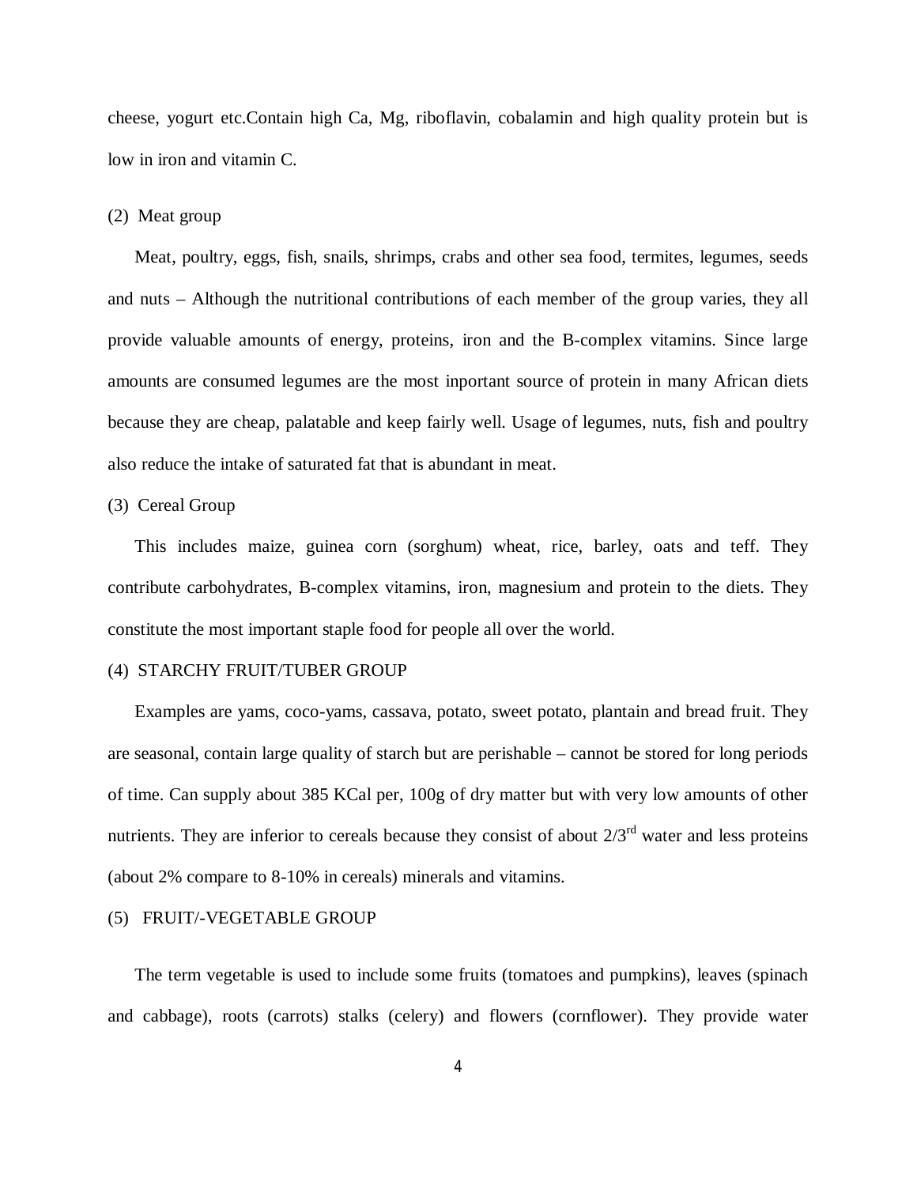cheese, yogurt etc.Contain high Ca, Mg, riboflavin, cobalamin and high quality protein but is low in iron and vitamin C.

(2) Meat group

Meat, poultry, eggs, fish, snails, shrimps, crabs and other sea food, termites, legumes, seeds and nuts – Although the nutritional contributions of each member of the group varies, they all provide valuable amounts of energy, proteins, iron and the B-complex vitamins. Since large amounts are consumed legumes are the most inportant source of protein in many African diets because they are cheap, palatable and keep fairly well. Usage of legumes, nuts, fish and poultry also reduce the intake of saturated fat that is abundant in meat.

(3) Cereal Group

This includes maize, guinea corn (sorghum) wheat, rice, barley, oats and teff. They contribute carbohydrates, B-complex vitamins, iron, magnesium and protein to the diets. They constitute the most important staple food for people all over the world.

(4) STARCHY FRUIT/TUBER GROUP

Examples are yams, coco-yams, cassava, potato, sweet potato, plantain and bread fruit. They are seasonal, contain large quality of starch but are perishable – cannot be stored for long periods of time. Can supply about 385 KCal per, 100g of dry matter but with very low amounts of other nutrients. They are inferior to cereals because they consist of about $2/3^{rd}$ water and less proteins (about 2% compare to 8-10% in cereals) minerals and vitamins.

(5) FRUIT/-VEGETABLE GROUP

The term vegetable is used to include some fruits (tomatoes and pumpkins), leaves (spinach and cabbage), roots (carrots) stalks (celery) and flowers (cornflower). They provide water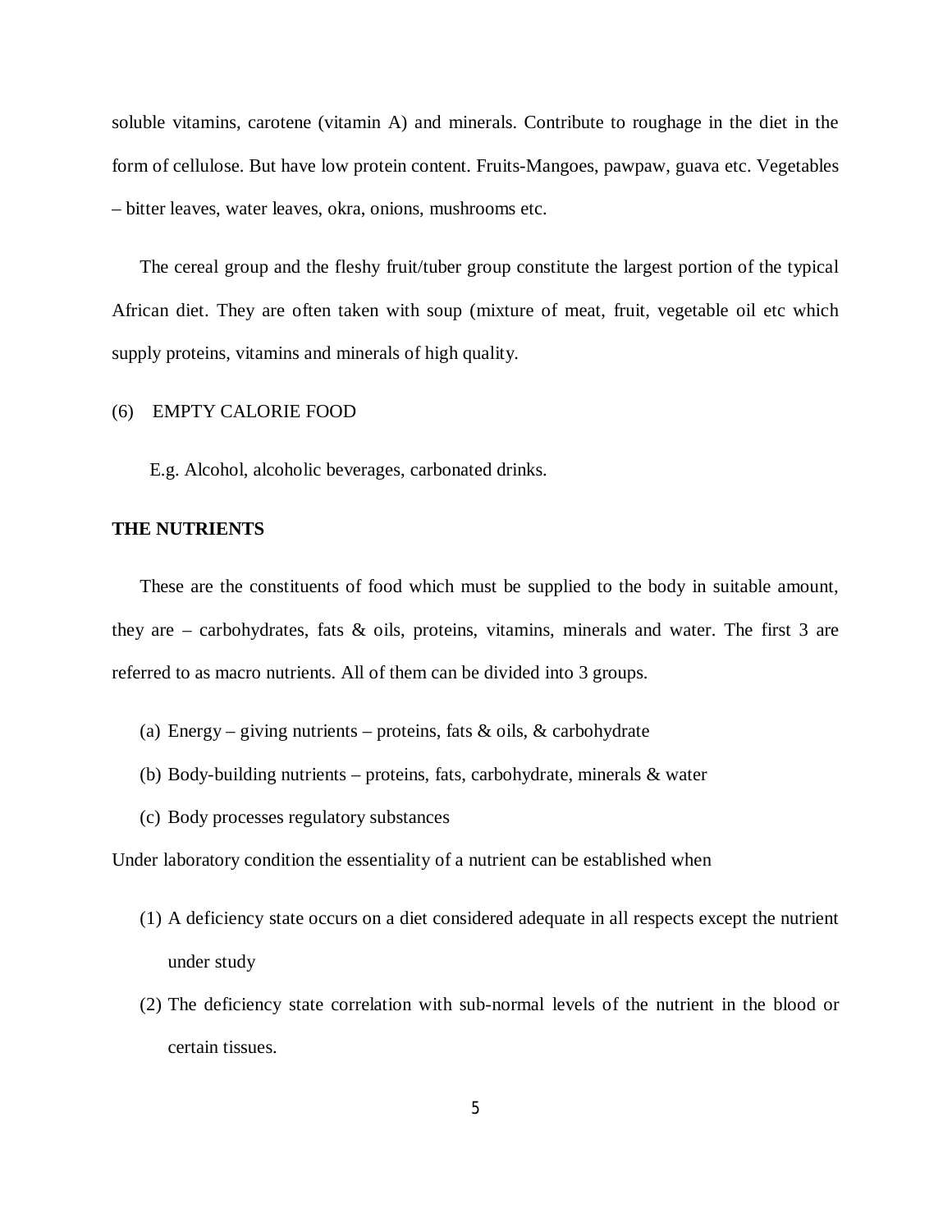soluble vitamins, carotene (vitamin A) and minerals. Contribute to roughage in the diet in the form of cellulose. But have low protein content. Fruits-Mangoes, pawpaw, guava etc. Vegetables – bitter leaves, water leaves, okra, onions, mushrooms etc.

The cereal group and the fleshy fruit/tuber group constitute the largest portion of the typical African diet. They are often taken with soup (mixture of meat, fruit, vegetable oil etc which supply proteins, vitamins and minerals of high quality.

(6) EMPTY CALORIE FOOD

E.g. Alcohol, alcoholic beverages, carbonated drinks.

**THE NUTRIENTS**

These are the constituents of food which must be supplied to the body in suitable amount, they are – carbohydrates, fats & oils, proteins, vitamins, minerals and water. The first 3 are referred to as macro nutrients. All of them can be divided into 3 groups.

(a) Energy – giving nutrients – proteins, fats & oils, & carbohydrate

(b) Body-building nutrients – proteins, fats, carbohydrate, minerals & water

(c) Body processes regulatory substances

Under laboratory condition the essentiality of a nutrient can be established when

(1) A deficiency state occurs on a diet considered adequate in all respects except the nutrient under study

(2) The deficiency state correlation with sub-normal levels of the nutrient in the blood or certain tissues.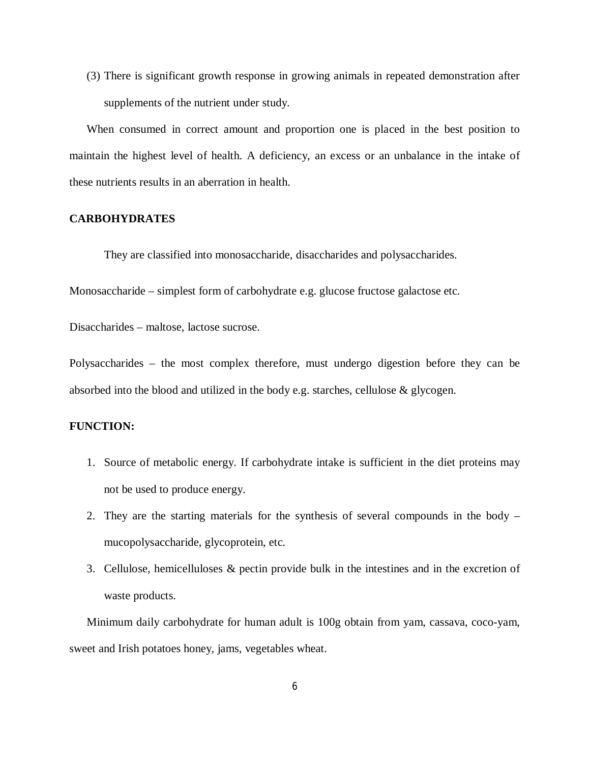(3) There is significant growth response in growing animals in repeated demonstration after supplements of the nutrient under study.

When consumed in correct amount and proportion one is placed in the best position to maintain the highest level of health. A deficiency, an excess or an unbalance in the intake of these nutrients results in an aberration in health.

**CARBOHYDRATES**

They are classified into monosaccharide, disaccharides and polysaccharides.

Monosaccharide – simplest form of carbohydrate e.g. glucose fructose galactose etc.

Disaccharides – maltose, lactose sucrose.

Polysaccharides – the most complex therefore, must undergo digestion before they can be absorbed into the blood and utilized in the body e.g. starches, cellulose & glycogen.

**FUNCTION:**

1. Source of metabolic energy. If carbohydrate intake is sufficient in the diet proteins may not be used to produce energy.
2. They are the starting materials for the synthesis of several compounds in the body – mucopolysaccharide, glycoprotein, etc.
3. Cellulose, hemicelluloses & pectin provide bulk in the intestines and in the excretion of waste products.

Minimum daily carbohydrate for human adult is 100g obtain from yam, cassava, coco-yam, sweet and Irish potatoes honey, jams, vegetables wheat.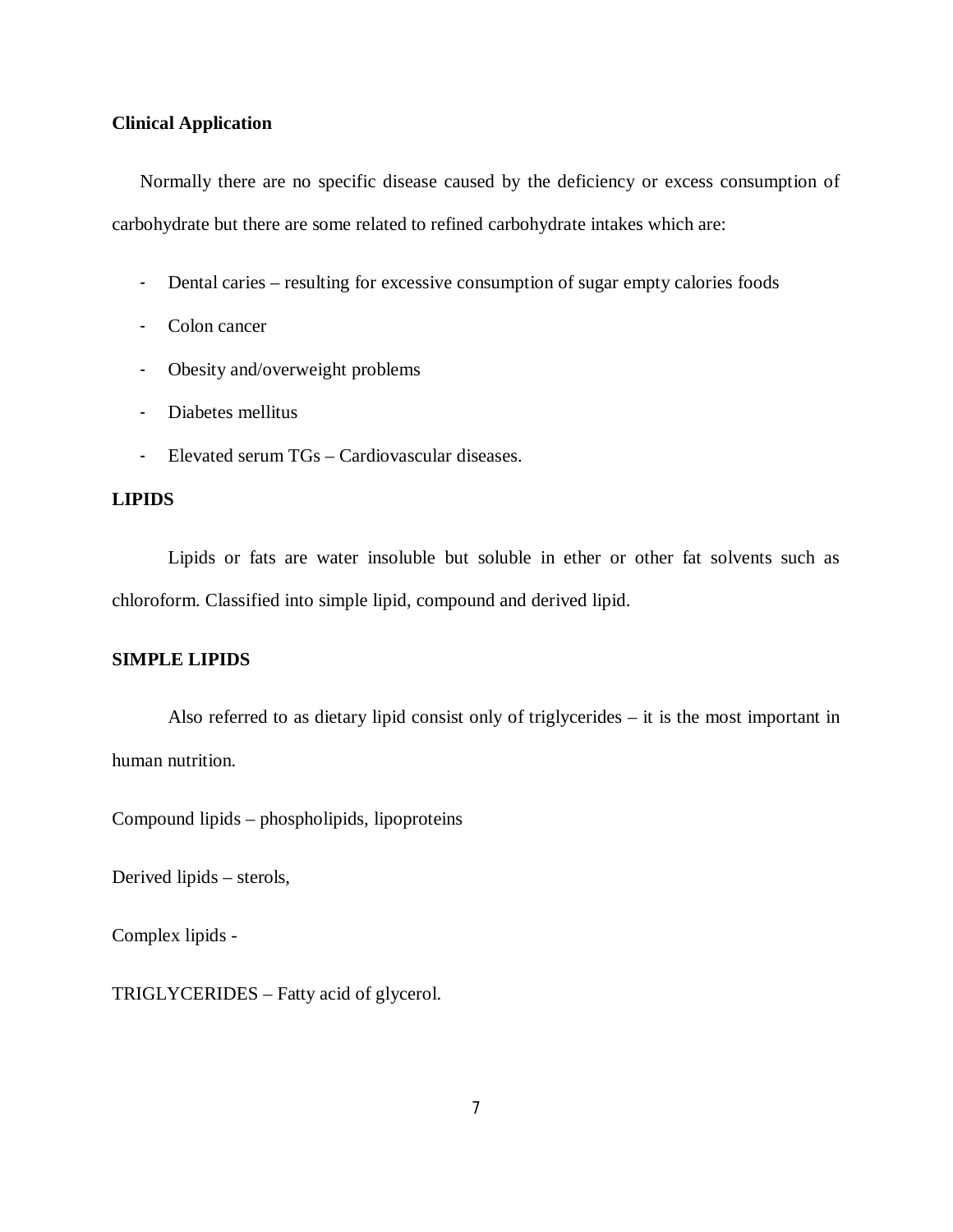**Clinical Application**

Normally there are no specific disease caused by the deficiency or excess consumption of carbohydrate but there are some related to refined carbohydrate intakes which are:

- Dental caries – resulting for excessive consumption of sugar empty calories foods
- Colon cancer
- Obesity and/overweight problems
- Diabetes mellitus
- Elevated serum TGs – Cardiovascular diseases.

**LIPIDS**

Lipids or fats are water insoluble but soluble in ether or other fat solvents such as chloroform. Classified into simple lipid, compound and derived lipid.

**SIMPLE LIPIDS**

Also referred to as dietary lipid consist only of triglycerides – it is the most important in human nutrition.

Compound lipids – phospholipids, lipoproteins

Derived lipids – sterols,

Complex lipids -

TRIGLYCERIDES – Fatty acid of glycerol.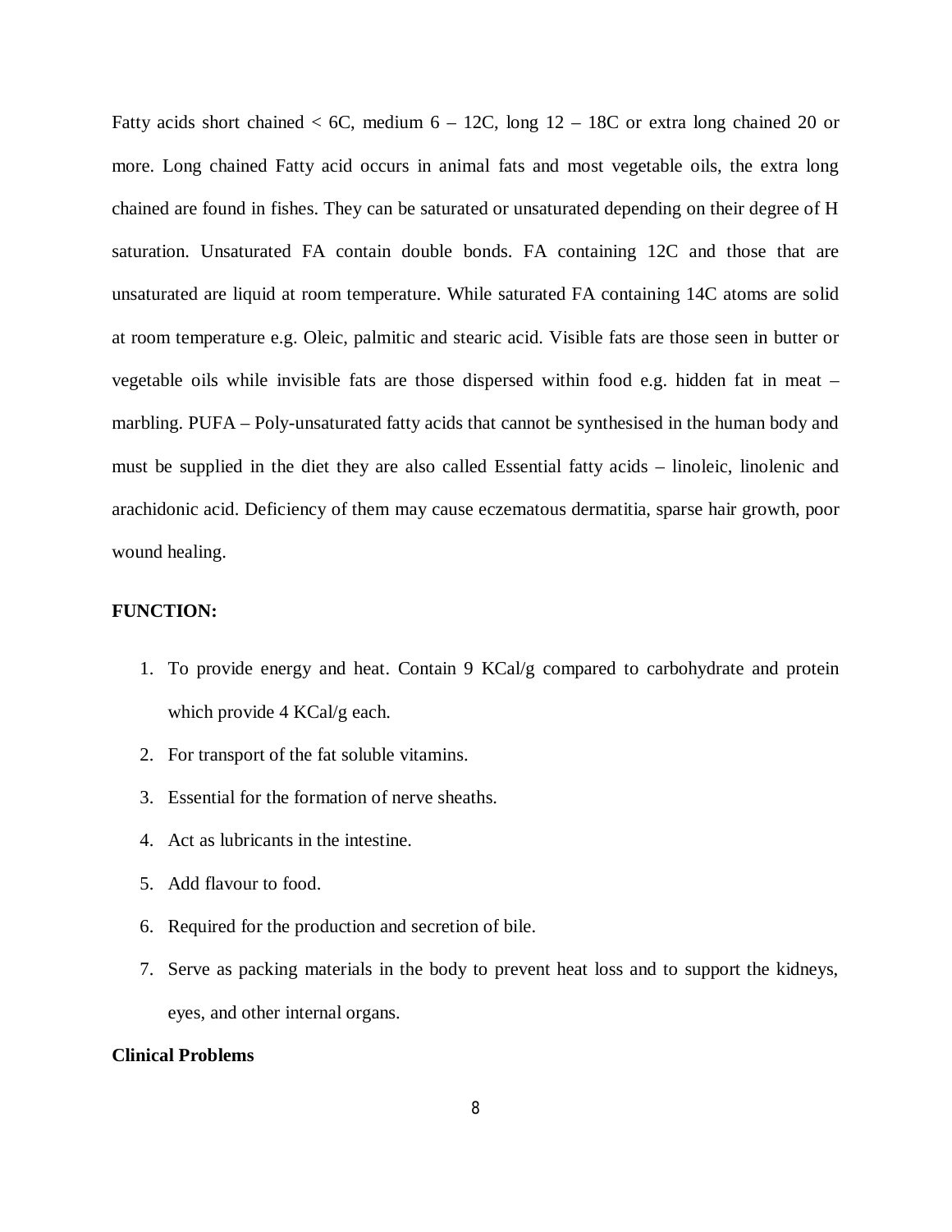Fatty acids short chained < 6C, medium 6 – 12C, long 12 – 18C or extra long chained 20 or more. Long chained Fatty acid occurs in animal fats and most vegetable oils, the extra long chained are found in fishes. They can be saturated or unsaturated depending on their degree of H saturation. Unsaturated FA contain double bonds. FA containing 12C and those that are unsaturated are liquid at room temperature. While saturated FA containing 14C atoms are solid at room temperature e.g. Oleic, palmitic and stearic acid. Visible fats are those seen in butter or vegetable oils while invisible fats are those dispersed within food e.g. hidden fat in meat – marbling. PUFA – Poly-unsaturated fatty acids that cannot be synthesised in the human body and must be supplied in the diet they are also called Essential fatty acids – linoleic, linolenic and arachidonic acid. Deficiency of them may cause eczematous dermatitia, sparse hair growth, poor wound healing.

**FUNCTION:**

1. To provide energy and heat. Contain 9 KCal/g compared to carbohydrate and protein which provide 4 KCal/g each.
2. For transport of the fat soluble vitamins.
3. Essential for the formation of nerve sheaths.
4. Act as lubricants in the intestine.
5. Add flavour to food.
6. Required for the production and secretion of bile.
7. Serve as packing materials in the body to prevent heat loss and to support the kidneys, eyes, and other internal organs.

**Clinical Problems**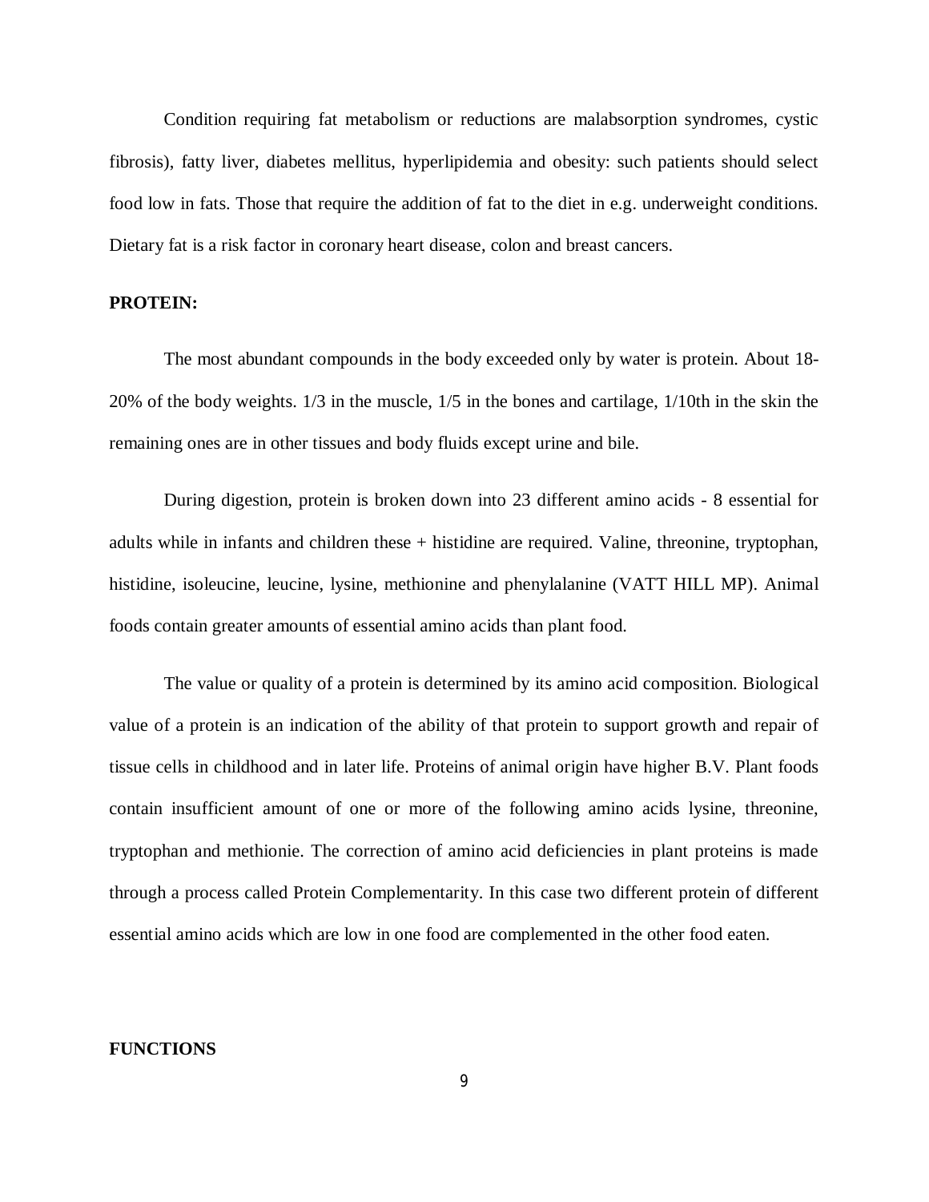Condition requiring fat metabolism or reductions are malabsorption syndromes, cystic fibrosis), fatty liver, diabetes mellitus, hyperlipidemia and obesity: such patients should select food low in fats. Those that require the addition of fat to the diet in e.g. underweight conditions. Dietary fat is a risk factor in coronary heart disease, colon and breast cancers.

**PROTEIN:**

The most abundant compounds in the body exceeded only by water is protein. About 18-20% of the body weights. 1/3 in the muscle, 1/5 in the bones and cartilage, 1/10th in the skin the remaining ones are in other tissues and body fluids except urine and bile.

During digestion, protein is broken down into 23 different amino acids - 8 essential for adults while in infants and children these + histidine are required. Valine, threonine, tryptophan, histidine, isoleucine, leucine, lysine, methionine and phenylalanine (VATT HILL MP). Animal foods contain greater amounts of essential amino acids than plant food.

The value or quality of a protein is determined by its amino acid composition. Biological value of a protein is an indication of the ability of that protein to support growth and repair of tissue cells in childhood and in later life. Proteins of animal origin have higher B.V. Plant foods contain insufficient amount of one or more of the following amino acids lysine, threonine, tryptophan and methionie. The correction of amino acid deficiencies in plant proteins is made through a process called Protein Complementarity. In this case two different protein of different essential amino acids which are low in one food are complemented in the other food eaten.

**FUNCTIONS**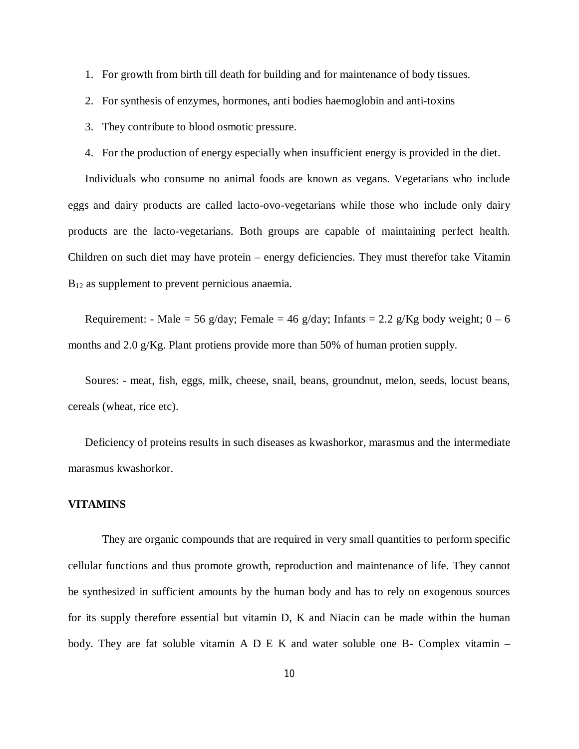1. For growth from birth till death for building and for maintenance of body tissues.
2. For synthesis of enzymes, hormones, anti bodies haemoglobin and anti-toxins
3. They contribute to blood osmotic pressure.
4. For the production of energy especially when insufficient energy is provided in the diet.

Individuals who consume no animal foods are known as vegans. Vegetarians who include eggs and dairy products are called lacto-ovo-vegetarians while those who include only dairy products are the lacto-vegetarians. Both groups are capable of maintaining perfect health. Children on such diet may have protein – energy deficiencies. They must therefor take Vitamin $B_{12}$ as supplement to prevent pernicious anaemia.

Requirement: - Male = 56 g/day; Female = 46 g/day; Infants = 2.2 g/Kg body weight; 0 – 6 months and 2.0 g/Kg. Plant protiens provide more than 50% of human protien supply.

Soures: - meat, fish, eggs, milk, cheese, snail, beans, groundnut, melon, seeds, locust beans, cereals (wheat, rice etc).

Deficiency of proteins results in such diseases as kwashorkor, marasmus and the intermediate marasmus kwashorkor.

**VITAMINS**

They are organic compounds that are required in very small quantities to perform specific cellular functions and thus promote growth, reproduction and maintenance of life. They cannot be synthesized in sufficient amounts by the human body and has to rely on exogenous sources for its supply therefore essential but vitamin D, K and Niacin can be made within the human body. They are fat soluble vitamin A D E K and water soluble one B- Complex vitamin –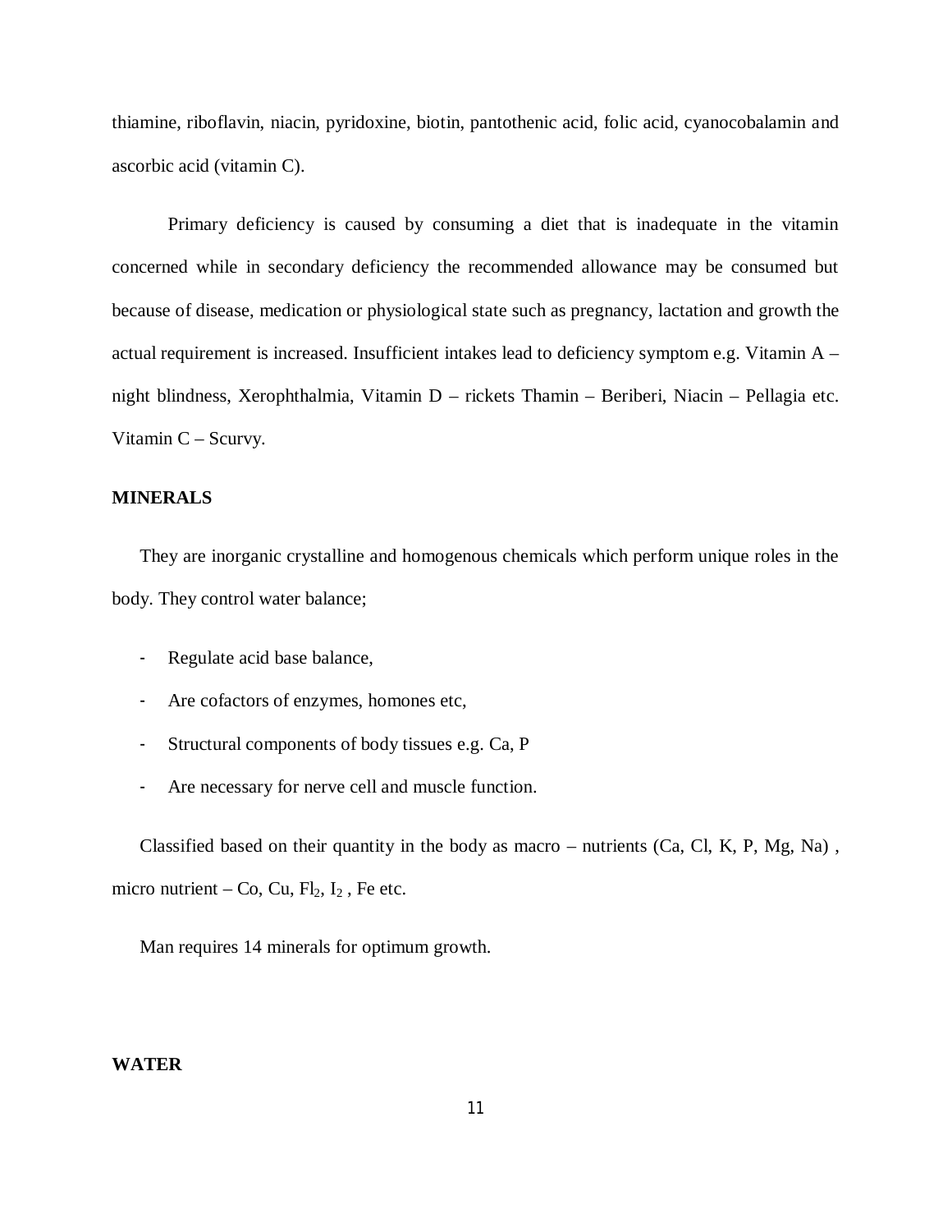thiamine, riboflavin, niacin, pyridoxine, biotin, pantothenic acid, folic acid, cyanocobalamin and ascorbic acid (vitamin C).

Primary deficiency is caused by consuming a diet that is inadequate in the vitamin concerned while in secondary deficiency the recommended allowance may be consumed but because of disease, medication or physiological state such as pregnancy, lactation and growth the actual requirement is increased. Insufficient intakes lead to deficiency symptom e.g. Vitamin A – night blindness, Xerophthalmia, Vitamin D – rickets Thamin – Beriberi, Niacin – Pellagia etc. Vitamin C – Scurvy.

**MINERALS**

They are inorganic crystalline and homogenous chemicals which perform unique roles in the body. They control water balance;

- Regulate acid base balance,
- Are cofactors of enzymes, homones etc,
- Structural components of body tissues e.g. Ca, P
- Are necessary for nerve cell and muscle function.

Classified based on their quantity in the body as macro – nutrients (Ca, Cl, K, P, Mg, Na) , micro nutrient – Co, Cu, $Fl_2$, $I_2$ , Fe etc.

Man requires 14 minerals for optimum growth.

**WATER**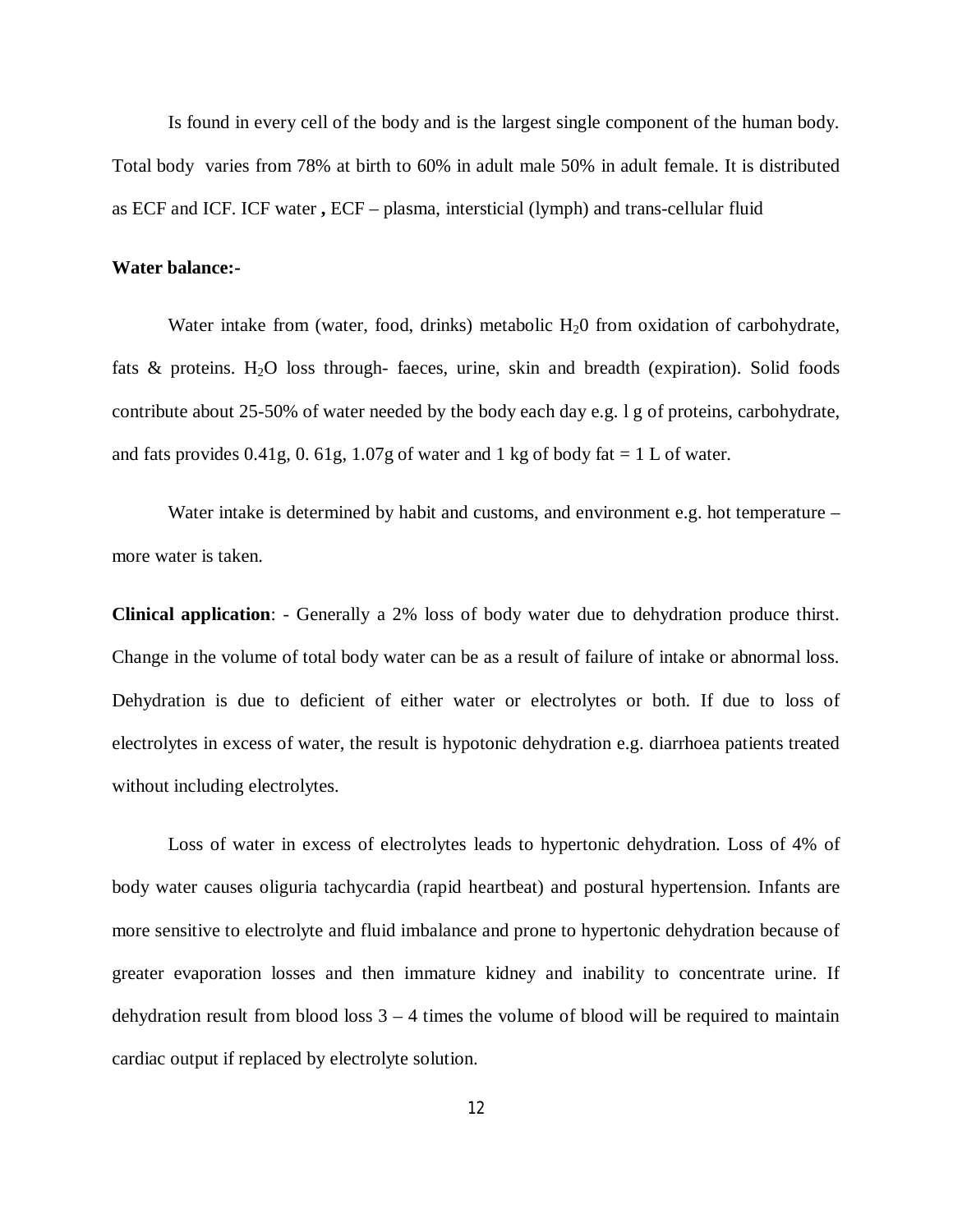Is found in every cell of the body and is the largest single component of the human body. Total body varies from 78% at birth to 60% in adult male 50% in adult female. It is distributed as ECF and ICF. ICF water **,** ECF – plasma, intersticial (lymph) and trans-cellular fluid

**Water balance:-**

Water intake from (water, food, drinks) metabolic $H_20$ from oxidation of carbohydrate, fats & proteins. $H_2O$ loss through- faeces, urine, skin and breadth (expiration). Solid foods contribute about 25-50% of water needed by the body each day e.g. l g of proteins, carbohydrate, and fats provides 0.41g, 0. 61g, 1.07g of water and 1 kg of body fat = 1 L of water.

Water intake is determined by habit and customs, and environment e.g. hot temperature – more water is taken.

**Clinical application**: - Generally a 2% loss of body water due to dehydration produce thirst. Change in the volume of total body water can be as a result of failure of intake or abnormal loss. Dehydration is due to deficient of either water or electrolytes or both. If due to loss of electrolytes in excess of water, the result is hypotonic dehydration e.g. diarrhoea patients treated without including electrolytes.

Loss of water in excess of electrolytes leads to hypertonic dehydration. Loss of 4% of body water causes oliguria tachycardia (rapid heartbeat) and postural hypertension. Infants are more sensitive to electrolyte and fluid imbalance and prone to hypertonic dehydration because of greater evaporation losses and then immature kidney and inability to concentrate urine. If dehydration result from blood loss 3 – 4 times the volume of blood will be required to maintain cardiac output if replaced by electrolyte solution.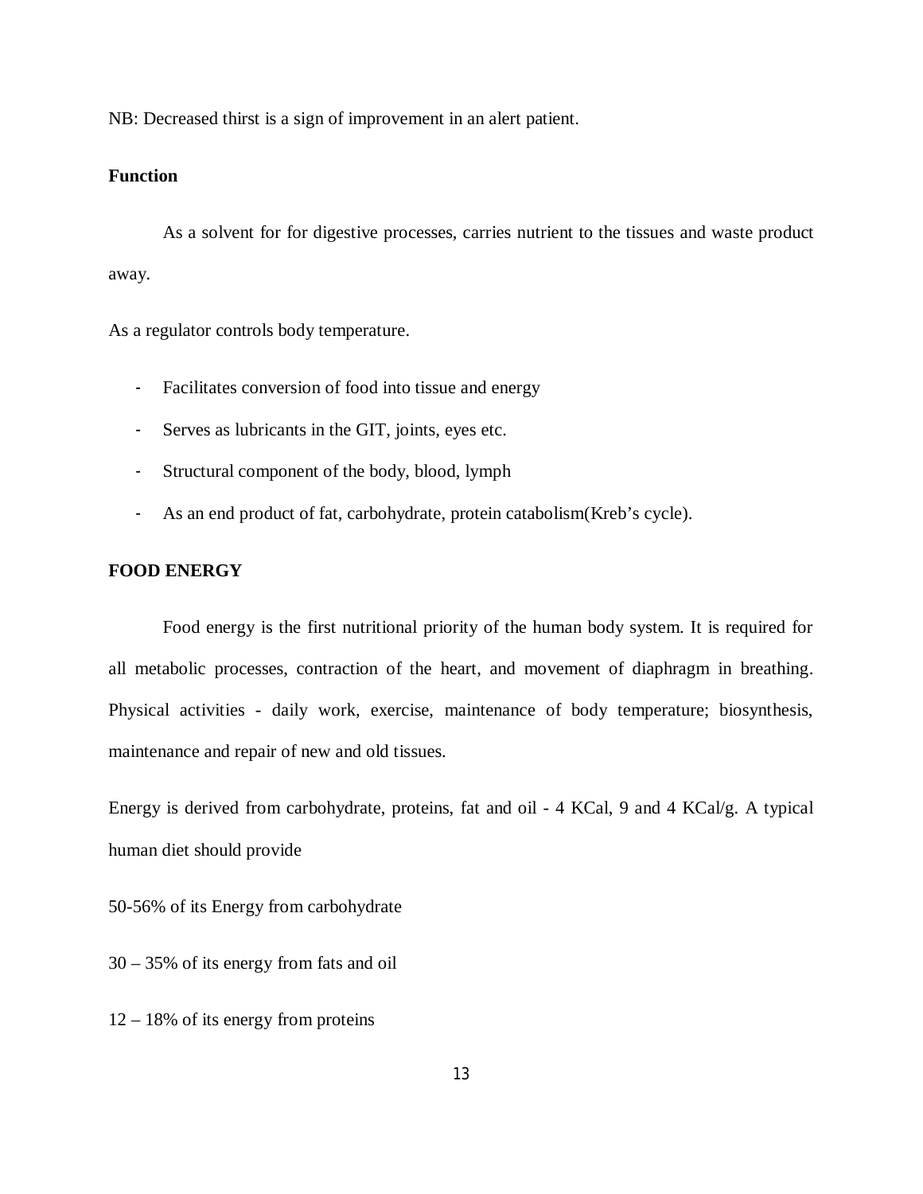NB: Decreased thirst is a sign of improvement in an alert patient.

**Function**

As a solvent for for digestive processes, carries nutrient to the tissues and waste product away.

As a regulator controls body temperature.

- Facilitates conversion of food into tissue and energy
- Serves as lubricants in the GIT, joints, eyes etc.
- Structural component of the body, blood, lymph
- As an end product of fat, carbohydrate, protein catabolism(Kreb's cycle).

**FOOD ENERGY**

Food energy is the first nutritional priority of the human body system. It is required for all metabolic processes, contraction of the heart, and movement of diaphragm in breathing. Physical activities - daily work, exercise, maintenance of body temperature; biosynthesis, maintenance and repair of new and old tissues.

Energy is derived from carbohydrate, proteins, fat and oil - 4 KCal, 9 and 4 KCal/g. A typical human diet should provide

50-56% of its Energy from carbohydrate

30 – 35% of its energy from fats and oil

12 – 18% of its energy from proteins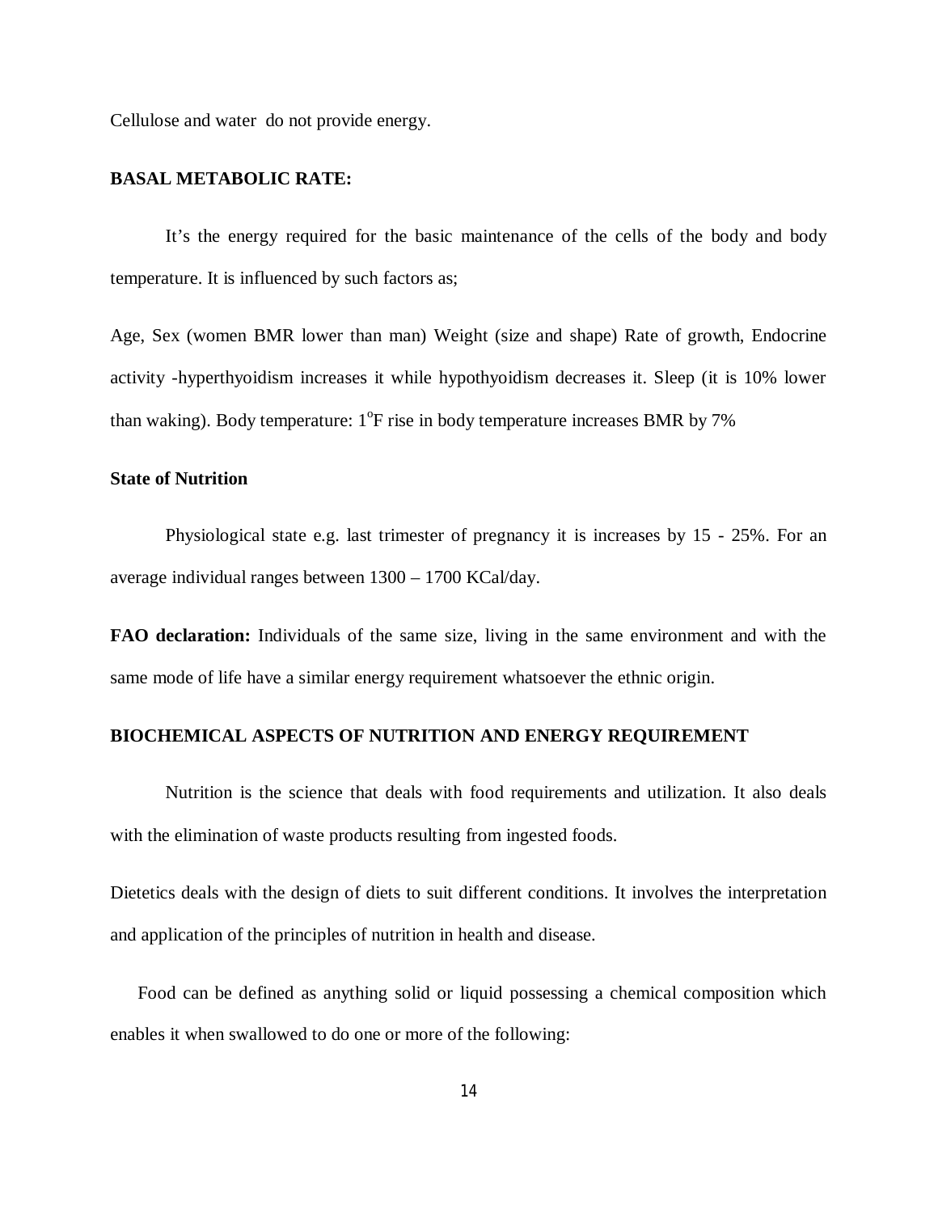Cellulose and water do not provide energy.

**BASAL METABOLIC RATE:**

It's the energy required for the basic maintenance of the cells of the body and body temperature. It is influenced by such factors as;

Age, Sex (women BMR lower than man) Weight (size and shape) Rate of growth, Endocrine activity -hyperthyoidism increases it while hypothyoidism decreases it. Sleep (it is 10% lower than waking). Body temperature: $1^{o}$F rise in body temperature increases BMR by 7%

**State of Nutrition**

Physiological state e.g. last trimester of pregnancy it is increases by 15 - 25%. For an average individual ranges between 1300 – 1700 KCal/day.

**FAO declaration:** Individuals of the same size, living in the same environment and with the same mode of life have a similar energy requirement whatsoever the ethnic origin.

**BIOCHEMICAL ASPECTS OF NUTRITION AND ENERGY REQUIREMENT**

Nutrition is the science that deals with food requirements and utilization. It also deals with the elimination of waste products resulting from ingested foods.

Dietetics deals with the design of diets to suit different conditions. It involves the interpretation and application of the principles of nutrition in health and disease.

Food can be defined as anything solid or liquid possessing a chemical composition which enables it when swallowed to do one or more of the following: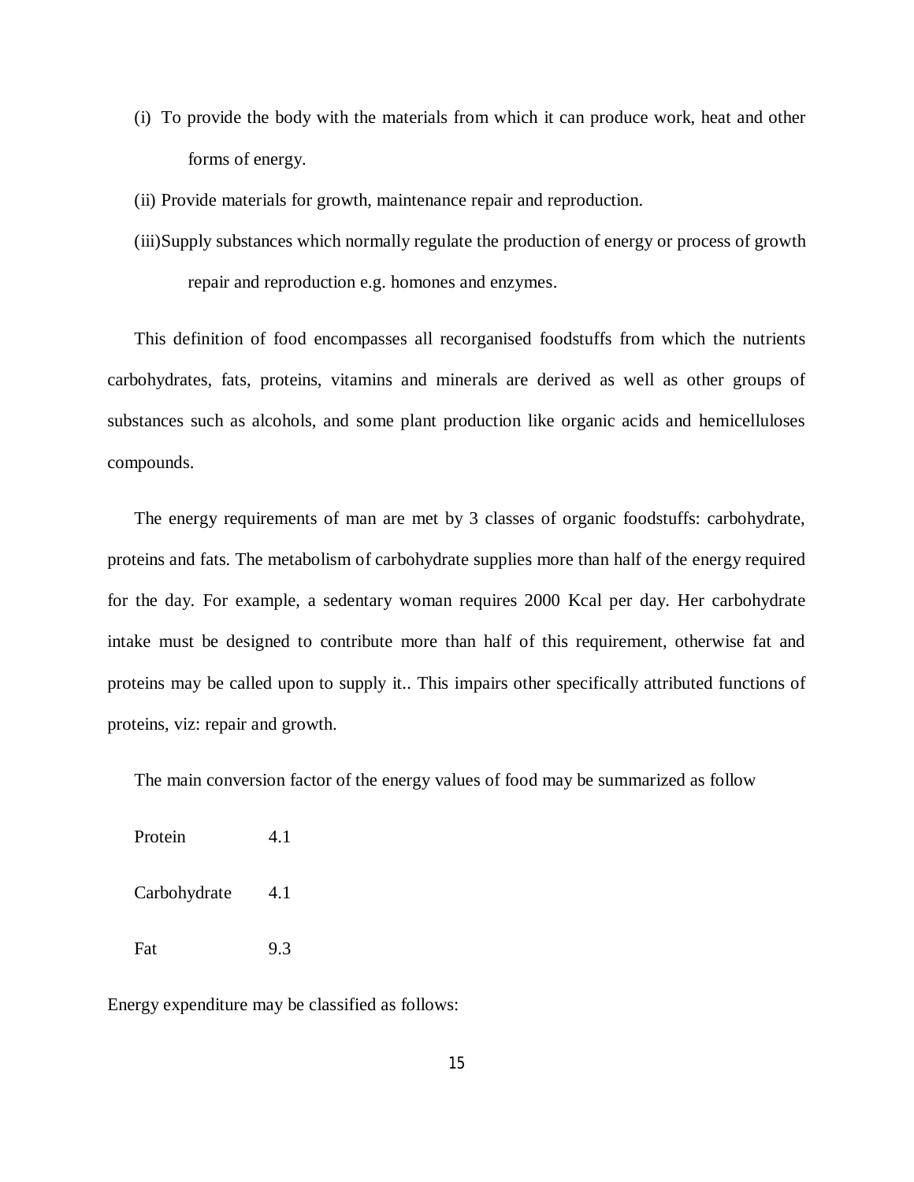(i) To provide the body with the materials from which it can produce work, heat and other forms of energy.

(ii) Provide materials for growth, maintenance repair and reproduction.

(iii) Supply substances which normally regulate the production of energy or process of growth repair and reproduction e.g. homones and enzymes.

This definition of food encompasses all recorganised foodstuffs from which the nutrients carbohydrates, fats, proteins, vitamins and minerals are derived as well as other groups of substances such as alcohols, and some plant production like organic acids and hemicelluloses compounds.

The energy requirements of man are met by 3 classes of organic foodstuffs: carbohydrate, proteins and fats. The metabolism of carbohydrate supplies more than half of the energy required for the day. For example, a sedentary woman requires 2000 Kcal per day. Her carbohydrate intake must be designed to contribute more than half of this requirement, otherwise fat and proteins may be called upon to supply it.. This impairs other specifically attributed functions of proteins, viz: repair and growth.

The main conversion factor of the energy values of food may be summarized as follow

| | |
|---|---|
| Protein | 4.1 |
| Carbohydrate | 4.1 |
| Fat | 9.3 |

Energy expenditure may be classified as follows: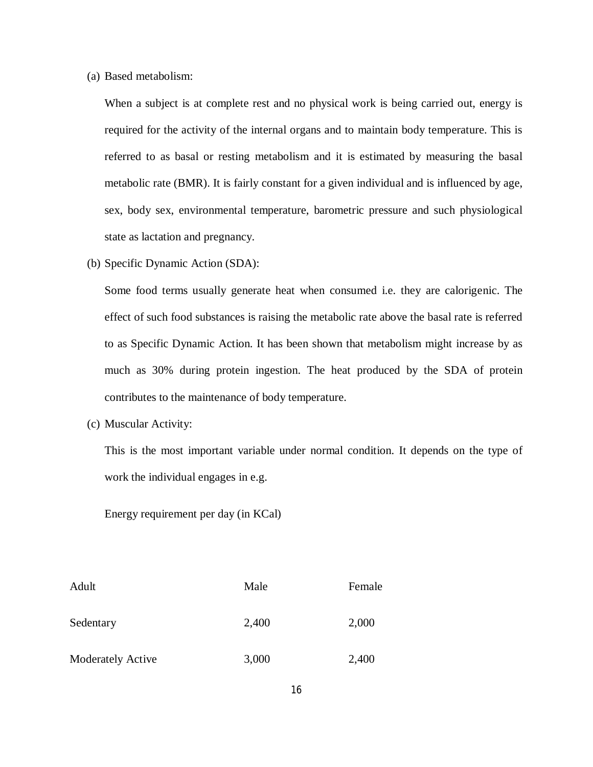(a) Based metabolism:

When a subject is at complete rest and no physical work is being carried out, energy is required for the activity of the internal organs and to maintain body temperature. This is referred to as basal or resting metabolism and it is estimated by measuring the basal metabolic rate (BMR). It is fairly constant for a given individual and is influenced by age, sex, body sex, environmental temperature, barometric pressure and such physiological state as lactation and pregnancy.

(b) Specific Dynamic Action (SDA):

Some food terms usually generate heat when consumed i.e. they are calorigenic. The effect of such food substances is raising the metabolic rate above the basal rate is referred to as Specific Dynamic Action. It has been shown that metabolism might increase by as much as 30% during protein ingestion. The heat produced by the SDA of protein contributes to the maintenance of body temperature.

(c) Muscular Activity:

This is the most important variable under normal condition. It depends on the type of work the individual engages in e.g.

Energy requirement per day (in KCal)

| Adult | Male | Female |
|---|---|---|
| Sedentary | 2,400 | 2,000 |
| Moderately Active | 3,000 | 2,400 |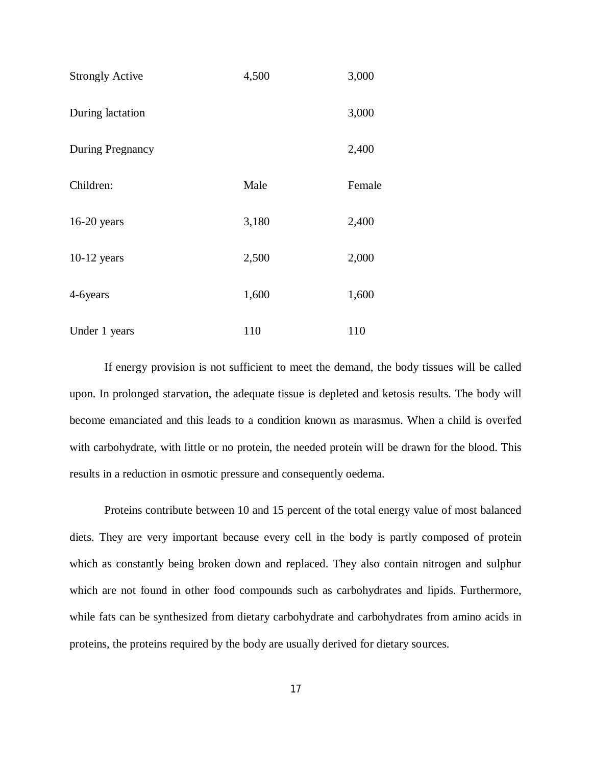| | | |
|---|---|---|
| Strongly Active | 4,500 | 3,000 |
| During lactation | | 3,000 |
| During Pregnancy | | 2,400 |
| Children: | Male | Female |
| 16-20 years | 3,180 | 2,400 |
| 10-12 years | 2,500 | 2,000 |
| 4-6years | 1,600 | 1,600 |
| Under 1 years | 110 | 110 |

If energy provision is not sufficient to meet the demand, the body tissues will be called upon. In prolonged starvation, the adequate tissue is depleted and ketosis results. The body will become emanciated and this leads to a condition known as marasmus. When a child is overfed with carbohydrate, with little or no protein, the needed protein will be drawn for the blood. This results in a reduction in osmotic pressure and consequently oedema.

Proteins contribute between 10 and 15 percent of the total energy value of most balanced diets. They are very important because every cell in the body is partly composed of protein which as constantly being broken down and replaced. They also contain nitrogen and sulphur which are not found in other food compounds such as carbohydrates and lipids. Furthermore, while fats can be synthesized from dietary carbohydrate and carbohydrates from amino acids in proteins, the proteins required by the body are usually derived for dietary sources.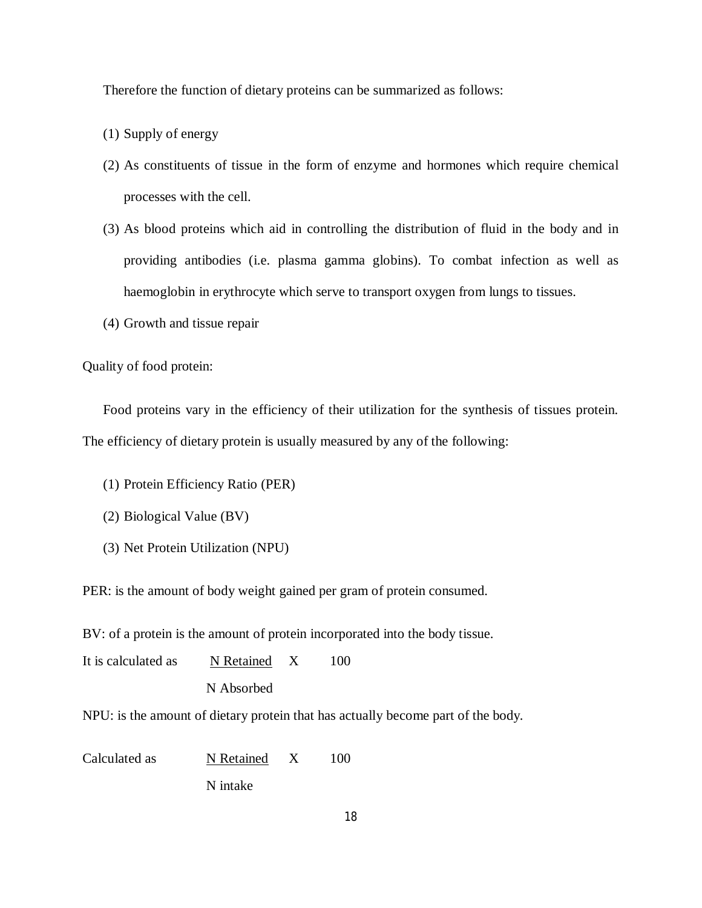Therefore the function of dietary proteins can be summarized as follows:

(1) Supply of energy

(2) As constituents of tissue in the form of enzyme and hormones which require chemical processes with the cell.

(3) As blood proteins which aid in controlling the distribution of fluid in the body and in providing antibodies (i.e. plasma gamma globins). To combat infection as well as haemoglobin in erythrocyte which serve to transport oxygen from lungs to tissues.

(4) Growth and tissue repair

Quality of food protein:

Food proteins vary in the efficiency of their utilization for the synthesis of tissues protein. The efficiency of dietary protein is usually measured by any of the following:

(1) Protein Efficiency Ratio (PER)

(2) Biological Value (BV)

(3) Net Protein Utilization (NPU)

PER: is the amount of body weight gained per gram of protein consumed.

BV: of a protein is the amount of protein incorporated into the body tissue.

It is calculated as

$$\frac{\text{N Retained}}{\text{N Absorbed}} \times 100$$

NPU: is the amount of dietary protein that has actually become part of the body.

Calculated as

$$\frac{\text{N Retained}}{\text{N intake}} \times 100$$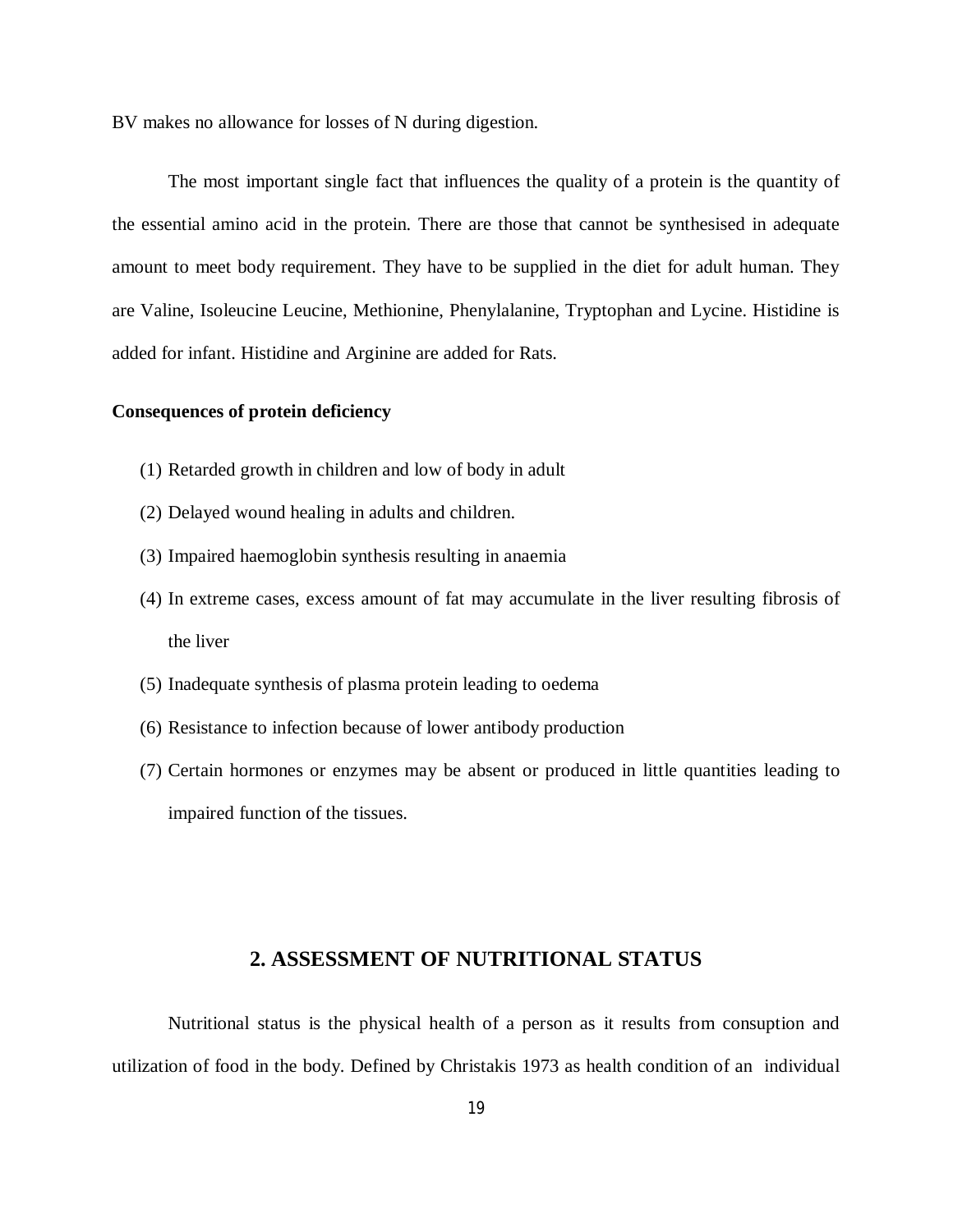BV makes no allowance for losses of N during digestion.

The most important single fact that influences the quality of a protein is the quantity of the essential amino acid in the protein. There are those that cannot be synthesised in adequate amount to meet body requirement. They have to be supplied in the diet for adult human. They are Valine, Isoleucine Leucine, Methionine, Phenylalanine, Tryptophan and Lycine. Histidine is added for infant. Histidine and Arginine are added for Rats.

**Consequences of protein deficiency**

(1) Retarded growth in children and low of body in adult

(2) Delayed wound healing in adults and children.

(3) Impaired haemoglobin synthesis resulting in anaemia

(4) In extreme cases, excess amount of fat may accumulate in the liver resulting fibrosis of the liver

(5) Inadequate synthesis of plasma protein leading to oedema

(6) Resistance to infection because of lower antibody production

(7) Certain hormones or enzymes may be absent or produced in little quantities leading to impaired function of the tissues.

## 2. ASSESSMENT OF NUTRITIONAL STATUS

Nutritional status is the physical health of a person as it results from consuption and utilization of food in the body. Defined by Christakis 1973 as health condition of an individual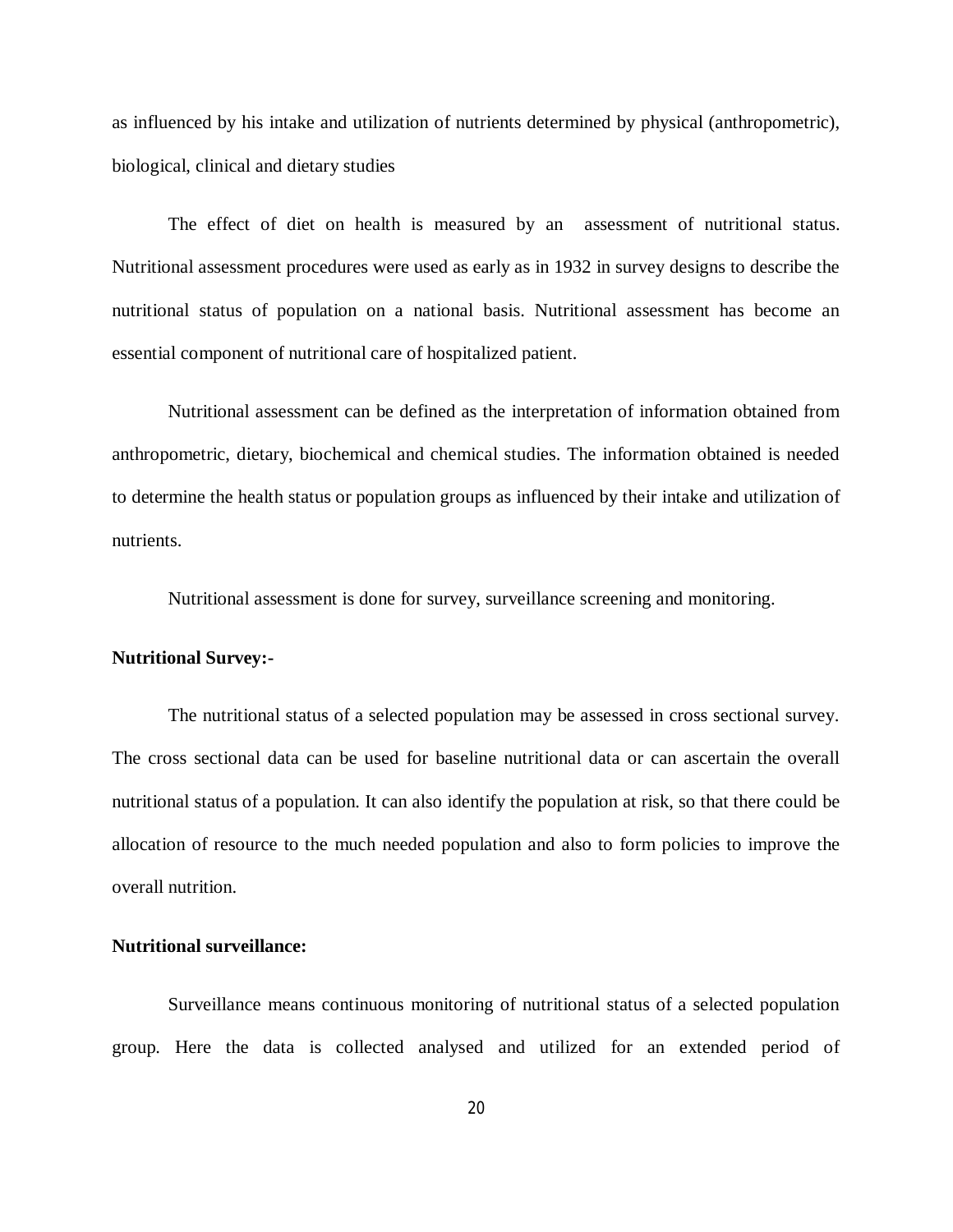as influenced by his intake and utilization of nutrients determined by physical (anthropometric), biological, clinical and dietary studies

The effect of diet on health is measured by an assessment of nutritional status. Nutritional assessment procedures were used as early as in 1932 in survey designs to describe the nutritional status of population on a national basis. Nutritional assessment has become an essential component of nutritional care of hospitalized patient.

Nutritional assessment can be defined as the interpretation of information obtained from anthropometric, dietary, biochemical and chemical studies. The information obtained is needed to determine the health status or population groups as influenced by their intake and utilization of nutrients.

Nutritional assessment is done for survey, surveillance screening and monitoring.

**Nutritional Survey:-**

The nutritional status of a selected population may be assessed in cross sectional survey. The cross sectional data can be used for baseline nutritional data or can ascertain the overall nutritional status of a population. It can also identify the population at risk, so that there could be allocation of resource to the much needed population and also to form policies to improve the overall nutrition.

**Nutritional surveillance:**

Surveillance means continuous monitoring of nutritional status of a selected population group. Here the data is collected analysed and utilized for an extended period of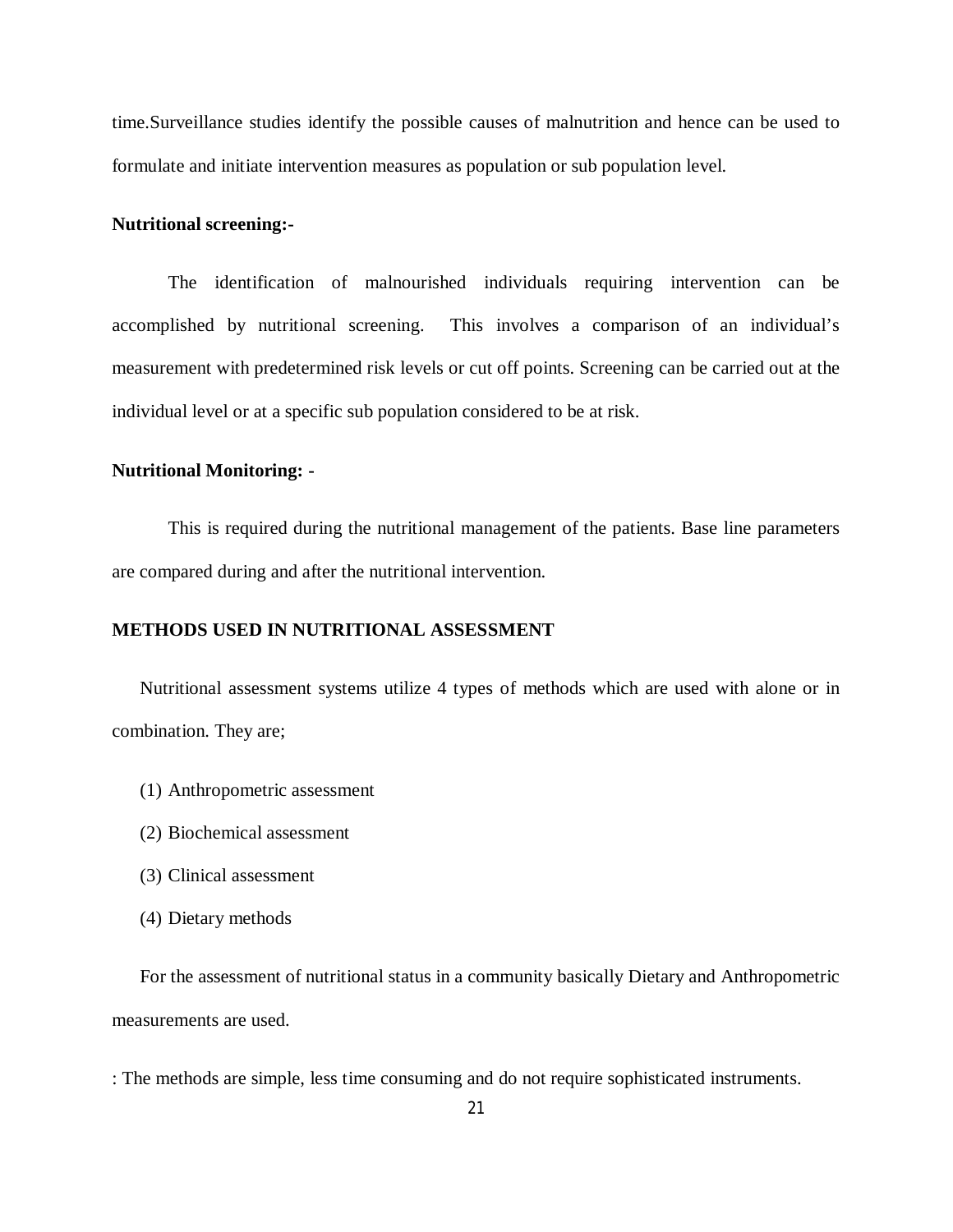time.Surveillance studies identify the possible causes of malnutrition and hence can be used to formulate and initiate intervention measures as population or sub population level.

**Nutritional screening:-**

The identification of malnourished individuals requiring intervention can be accomplished by nutritional screening. This involves a comparison of an individual's measurement with predetermined risk levels or cut off points. Screening can be carried out at the individual level or at a specific sub population considered to be at risk.

**Nutritional Monitoring: -**

This is required during the nutritional management of the patients. Base line parameters are compared during and after the nutritional intervention.

**METHODS USED IN NUTRITIONAL ASSESSMENT**

Nutritional assessment systems utilize 4 types of methods which are used with alone or in combination. They are;

(1) Anthropometric assessment

(2) Biochemical assessment

(3) Clinical assessment

(4) Dietary methods

For the assessment of nutritional status in a community basically Dietary and Anthropometric measurements are used.

: The methods are simple, less time consuming and do not require sophisticated instruments.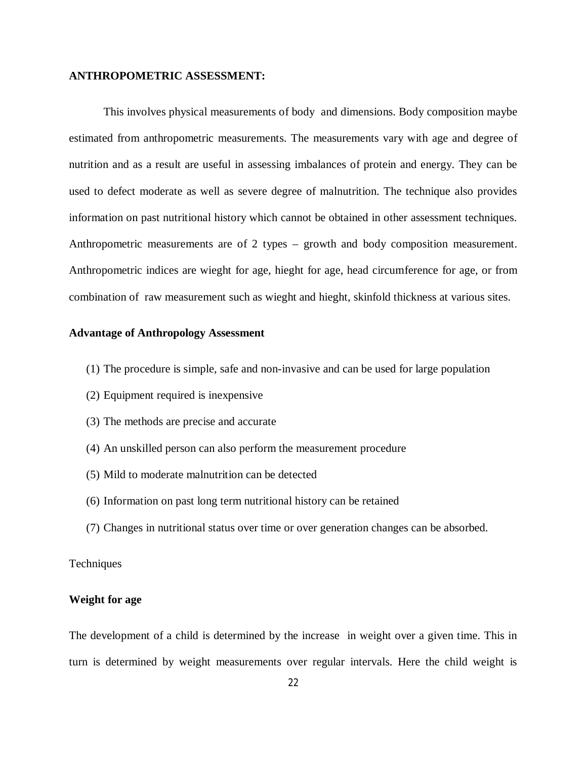**ANTHROPOMETRIC ASSESSMENT:**

This involves physical measurements of body and dimensions. Body composition maybe estimated from anthropometric measurements. The measurements vary with age and degree of nutrition and as a result are useful in assessing imbalances of protein and energy. They can be used to defect moderate as well as severe degree of malnutrition. The technique also provides information on past nutritional history which cannot be obtained in other assessment techniques. Anthropometric measurements are of 2 types – growth and body composition measurement. Anthropometric indices are wieght for age, hieght for age, head circumference for age, or from combination of raw measurement such as wieght and hieght, skinfold thickness at various sites.

**Advantage of Anthropology Assessment**

(1) The procedure is simple, safe and non-invasive and can be used for large population

(2) Equipment required is inexpensive

(3) The methods are precise and accurate

(4) An unskilled person can also perform the measurement procedure

(5) Mild to moderate malnutrition can be detected

(6) Information on past long term nutritional history can be retained

(7) Changes in nutritional status over time or over generation changes can be absorbed.

Techniques

**Weight for age**

The development of a child is determined by the increase in weight over a given time. This in turn is determined by weight measurements over regular intervals. Here the child weight is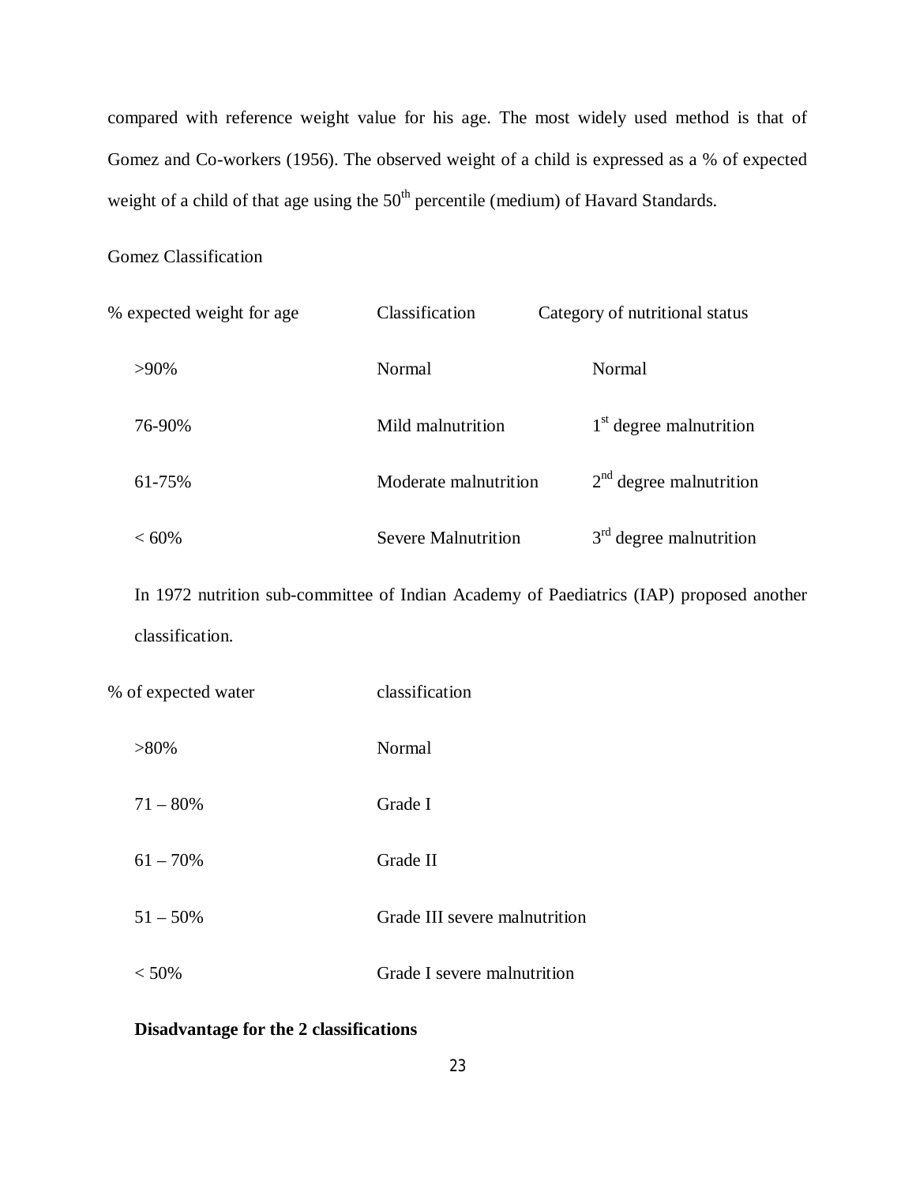compared with reference weight value for his age. The most widely used method is that of Gomez and Co-workers (1956). The observed weight of a child is expressed as a % of expected weight of a child of that age using the $50^{th}$ percentile (medium) of Havard Standards.

Gomez Classification

| % expected weight for age | Classification | Category of nutritional status |
|---|---|---|
| >90% | Normal | Normal |
| 76-90% | Mild malnutrition | $1^{st}$ degree malnutrition |
| 61-75% | Moderate malnutrition | $2^{nd}$ degree malnutrition |
| < 60% | Severe Malnutrition | $3^{rd}$ degree malnutrition |

In 1972 nutrition sub-committee of Indian Academy of Paediatrics (IAP) proposed another classification.

| % of expected water | classification |
|---|---|
| >80% | Normal |
| 71 – 80% | Grade I |
| 61 – 70% | Grade II |
| 51 – 50% | Grade III severe malnutrition |
| < 50% | Grade I severe malnutrition |

**Disadvantage for the 2 classifications**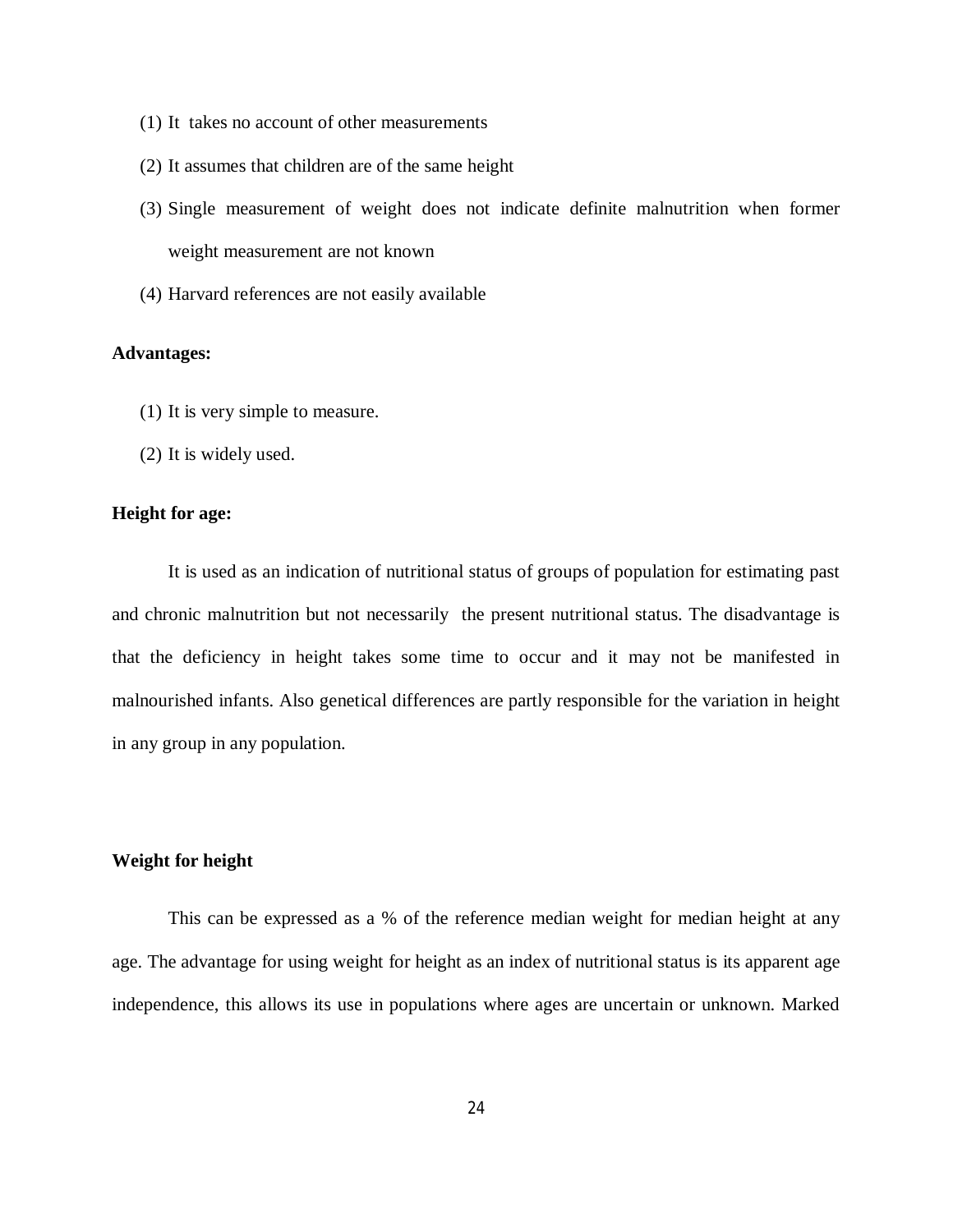(1) It takes no account of other measurements

(2) It assumes that children are of the same height

(3) Single measurement of weight does not indicate definite malnutrition when former weight measurement are not known

(4) Harvard references are not easily available

**Advantages:**

(1) It is very simple to measure.

(2) It is widely used.

**Height for age:**

It is used as an indication of nutritional status of groups of population for estimating past and chronic malnutrition but not necessarily the present nutritional status. The disadvantage is that the deficiency in height takes some time to occur and it may not be manifested in malnourished infants. Also genetical differences are partly responsible for the variation in height in any group in any population.

**Weight for height**

This can be expressed as a % of the reference median weight for median height at any age. The advantage for using weight for height as an index of nutritional status is its apparent age independence, this allows its use in populations where ages are uncertain or unknown. Marked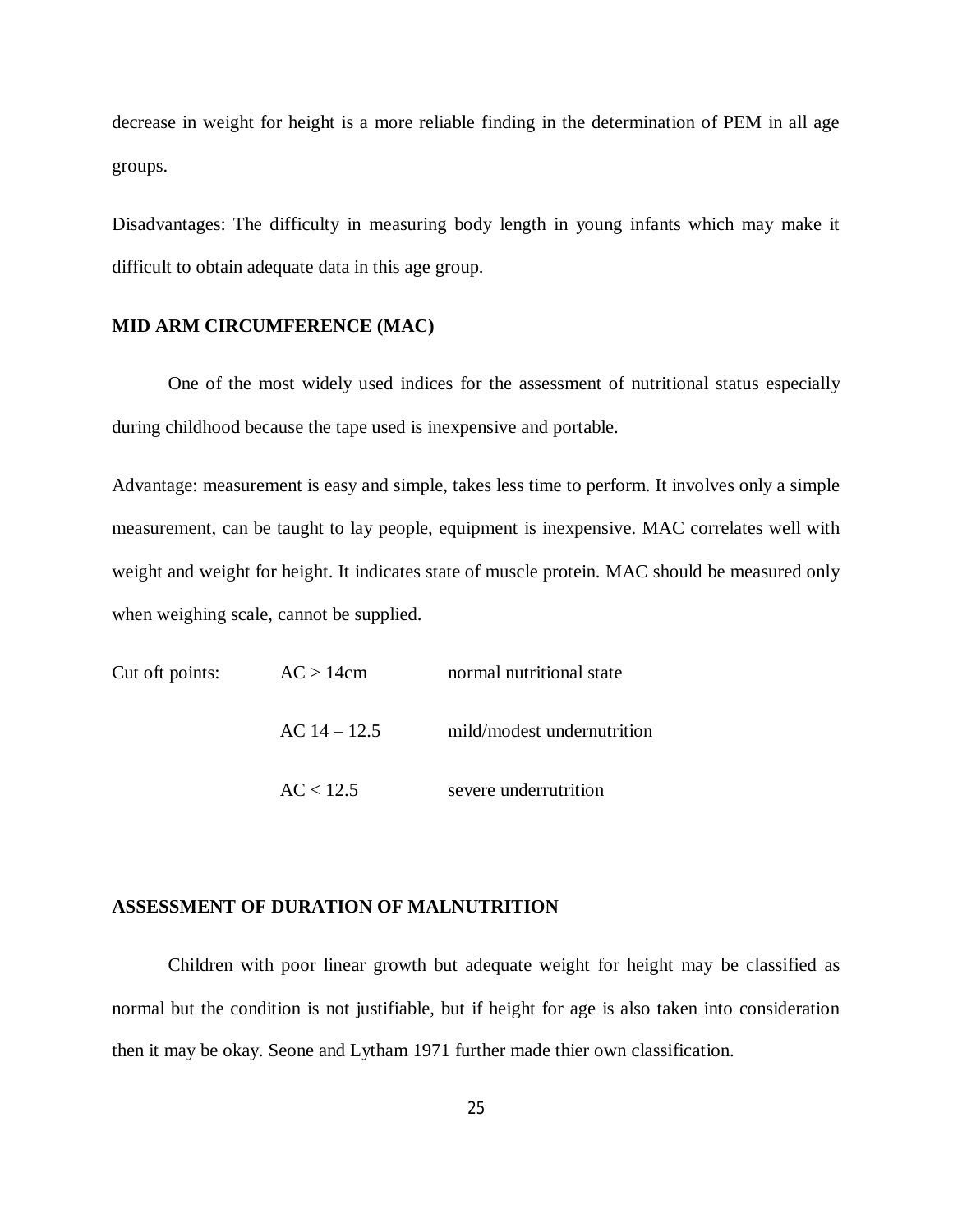decrease in weight for height is a more reliable finding in the determination of PEM in all age groups.

Disadvantages: The difficulty in measuring body length in young infants which may make it difficult to obtain adequate data in this age group.

**MID ARM CIRCUMFERENCE (MAC)**

One of the most widely used indices for the assessment of nutritional status especially during childhood because the tape used is inexpensive and portable.

Advantage: measurement is easy and simple, takes less time to perform. It involves only a simple measurement, can be taught to lay people, equipment is inexpensive. MAC correlates well with weight and weight for height. It indicates state of muscle protein. MAC should be measured only when weighing scale, cannot be supplied.

| Cut oft points: | AC > 14cm | normal nutritional state |
|---|---|---|
| | AC 14 – 12.5 | mild/modest undernutrition |
| | AC < 12.5 | severe underrutrition |

**ASSESSMENT OF DURATION OF MALNUTRITION**

Children with poor linear growth but adequate weight for height may be classified as normal but the condition is not justifiable, but if height for age is also taken into consideration then it may be okay. Seone and Lytham 1971 further made thier own classification.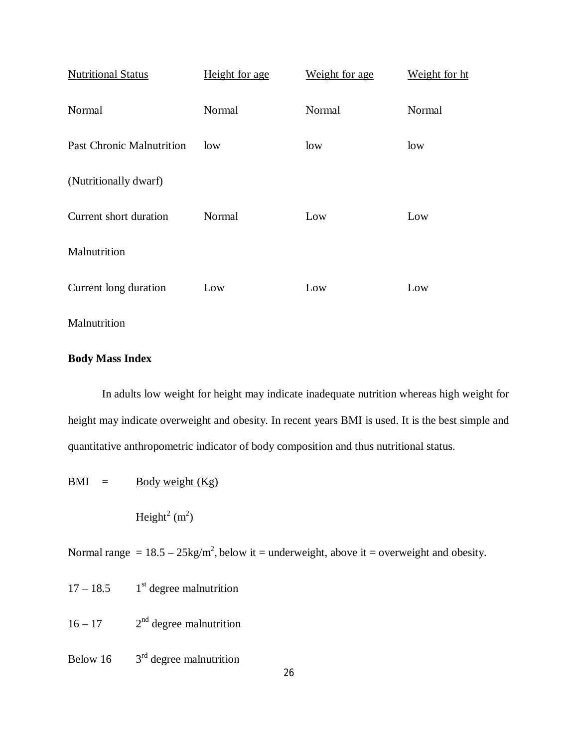| Nutritional Status | Height for age | Weight for age | Weight for ht |
|---|---|---|---|
| Normal | Normal | Normal | Normal |
| Past Chronic Malnutrition (Nutritionally dwarf) | low | low | low |
| Current short duration Malnutrition | Normal | Low | Low |
| Current long duration Malnutrition | Low | Low | Low |

**Body Mass Index**

In adults low weight for height may indicate inadequate nutrition whereas high weight for height may indicate overweight and obesity. In recent years BMI is used. It is the best simple and quantitative anthropometric indicator of body composition and thus nutritional status.

$$\text{BMI} = \frac{\text{Body weight (Kg)}}{\text{Height}^2\ (\text{m}^2)}$$

Normal range $= 18.5 - 25\text{kg/m}^2$, below it = underweight, above it = overweight and obesity.

17 – 18.5 1st degree malnutrition

16 – 17 2nd degree malnutrition

Below 16 3rd degree malnutrition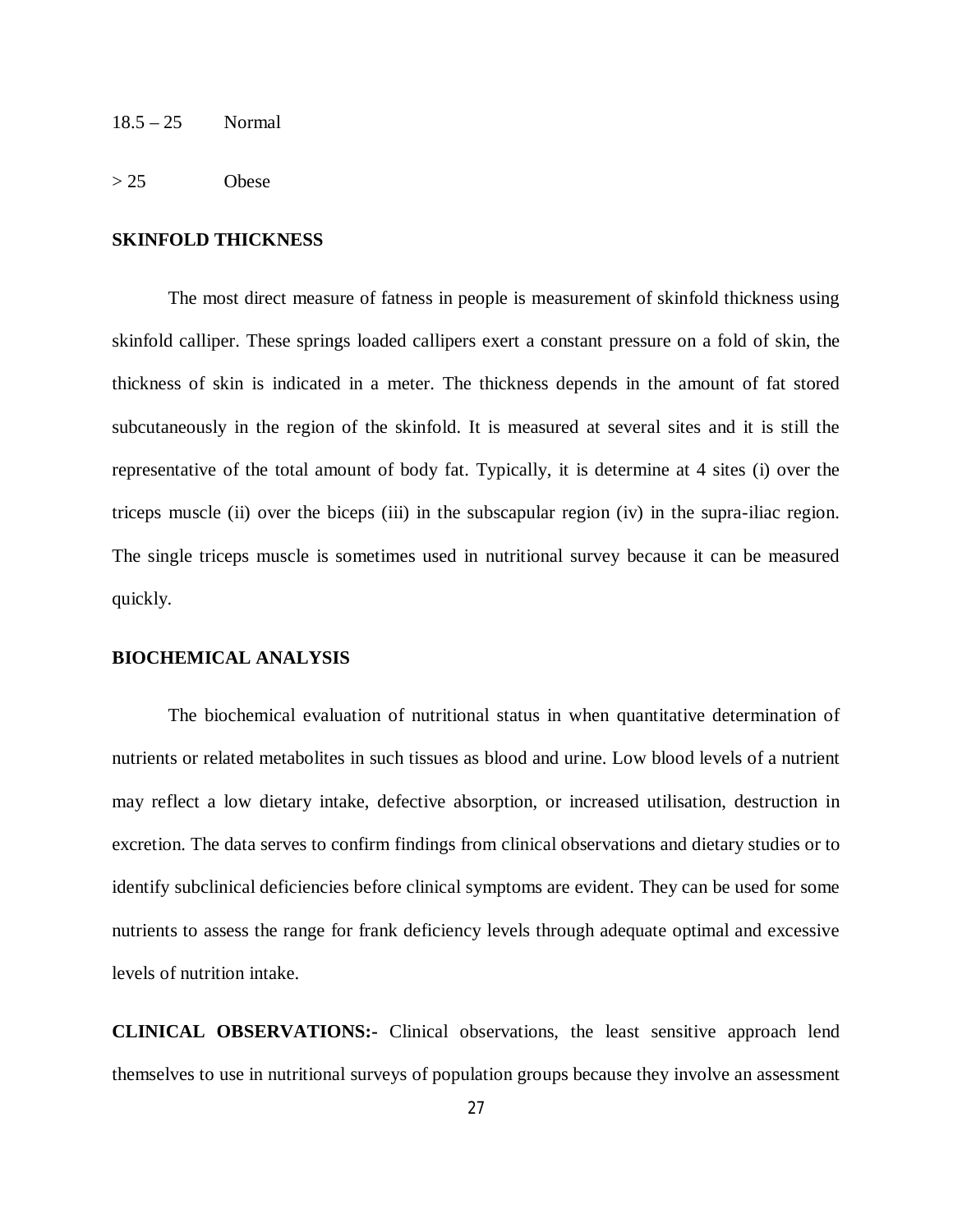| | |
|---|---|
| 18.5 – 25 | Normal |
| > 25 | Obese |

**SKINFOLD THICKNESS**

The most direct measure of fatness in people is measurement of skinfold thickness using skinfold calliper. These springs loaded callipers exert a constant pressure on a fold of skin, the thickness of skin is indicated in a meter. The thickness depends in the amount of fat stored subcutaneously in the region of the skinfold. It is measured at several sites and it is still the representative of the total amount of body fat. Typically, it is determine at 4 sites (i) over the triceps muscle (ii) over the biceps (iii) in the subscapular region (iv) in the supra-iliac region. The single triceps muscle is sometimes used in nutritional survey because it can be measured quickly.

**BIOCHEMICAL ANALYSIS**

The biochemical evaluation of nutritional status in when quantitative determination of nutrients or related metabolites in such tissues as blood and urine. Low blood levels of a nutrient may reflect a low dietary intake, defective absorption, or increased utilisation, destruction in excretion. The data serves to confirm findings from clinical observations and dietary studies or to identify subclinical deficiencies before clinical symptoms are evident. They can be used for some nutrients to assess the range for frank deficiency levels through adequate optimal and excessive levels of nutrition intake.

**CLINICAL OBSERVATIONS:-** Clinical observations, the least sensitive approach lend themselves to use in nutritional surveys of population groups because they involve an assessment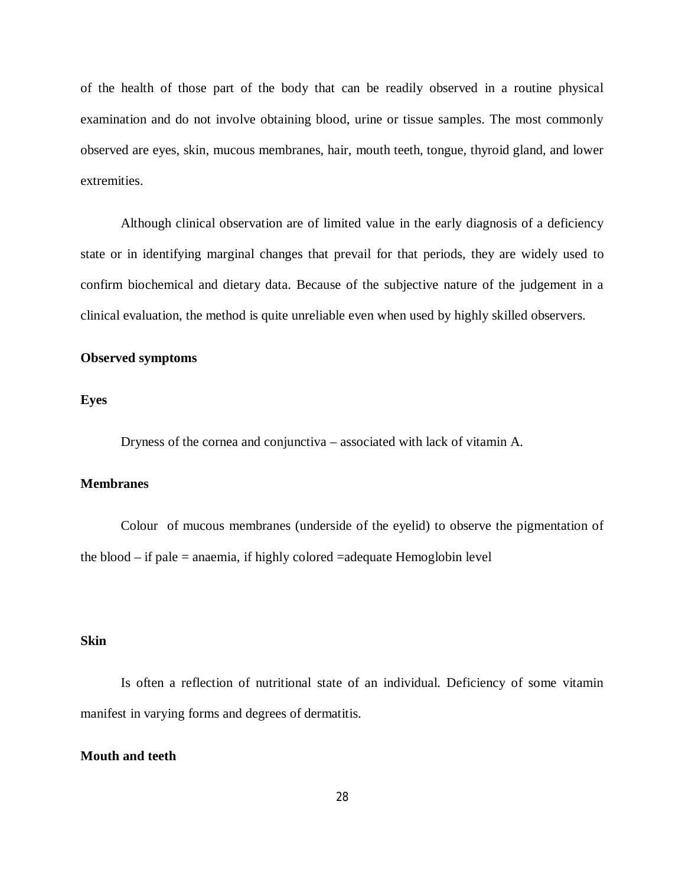of the health of those part of the body that can be readily observed in a routine physical examination and do not involve obtaining blood, urine or tissue samples. The most commonly observed are eyes, skin, mucous membranes, hair, mouth teeth, tongue, thyroid gland, and lower extremities.

Although clinical observation are of limited value in the early diagnosis of a deficiency state or in identifying marginal changes that prevail for that periods, they are widely used to confirm biochemical and dietary data. Because of the subjective nature of the judgement in a clinical evaluation, the method is quite unreliable even when used by highly skilled observers.

**Observed symptoms**

**Eyes**

Dryness of the cornea and conjunctiva – associated with lack of vitamin A.

**Membranes**

Colour of mucous membranes (underside of the eyelid) to observe the pigmentation of the blood – if pale = anaemia, if highly colored =adequate Hemoglobin level

**Skin**

Is often a reflection of nutritional state of an individual. Deficiency of some vitamin manifest in varying forms and degrees of dermatitis.

**Mouth and teeth**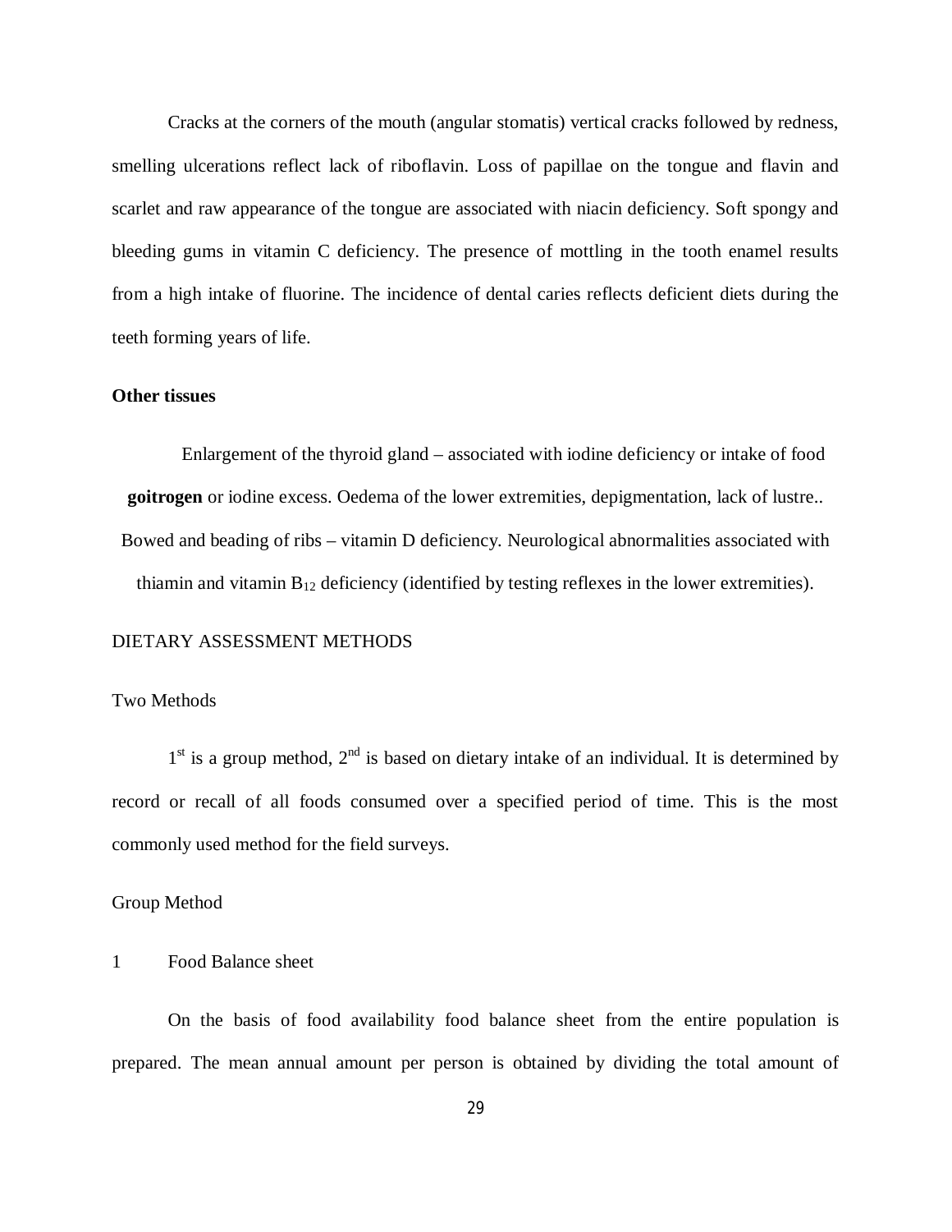Cracks at the corners of the mouth (angular stomatis) vertical cracks followed by redness, smelling ulcerations reflect lack of riboflavin. Loss of papillae on the tongue and flavin and scarlet and raw appearance of the tongue are associated with niacin deficiency. Soft spongy and bleeding gums in vitamin C deficiency. The presence of mottling in the tooth enamel results from a high intake of fluorine. The incidence of dental caries reflects deficient diets during the teeth forming years of life.

**Other tissues**

Enlargement of the thyroid gland – associated with iodine deficiency or intake of food **goitrogen** or iodine excess. Oedema of the lower extremities, depigmentation, lack of lustre.. Bowed and beading of ribs – vitamin D deficiency. Neurological abnormalities associated with thiamin and vitamin $B_{12}$ deficiency (identified by testing reflexes in the lower extremities).

DIETARY ASSESSMENT METHODS

Two Methods

1st is a group method, 2nd is based on dietary intake of an individual. It is determined by record or recall of all foods consumed over a specified period of time. This is the most commonly used method for the field surveys.

Group Method

1 Food Balance sheet

On the basis of food availability food balance sheet from the entire population is prepared. The mean annual amount per person is obtained by dividing the total amount of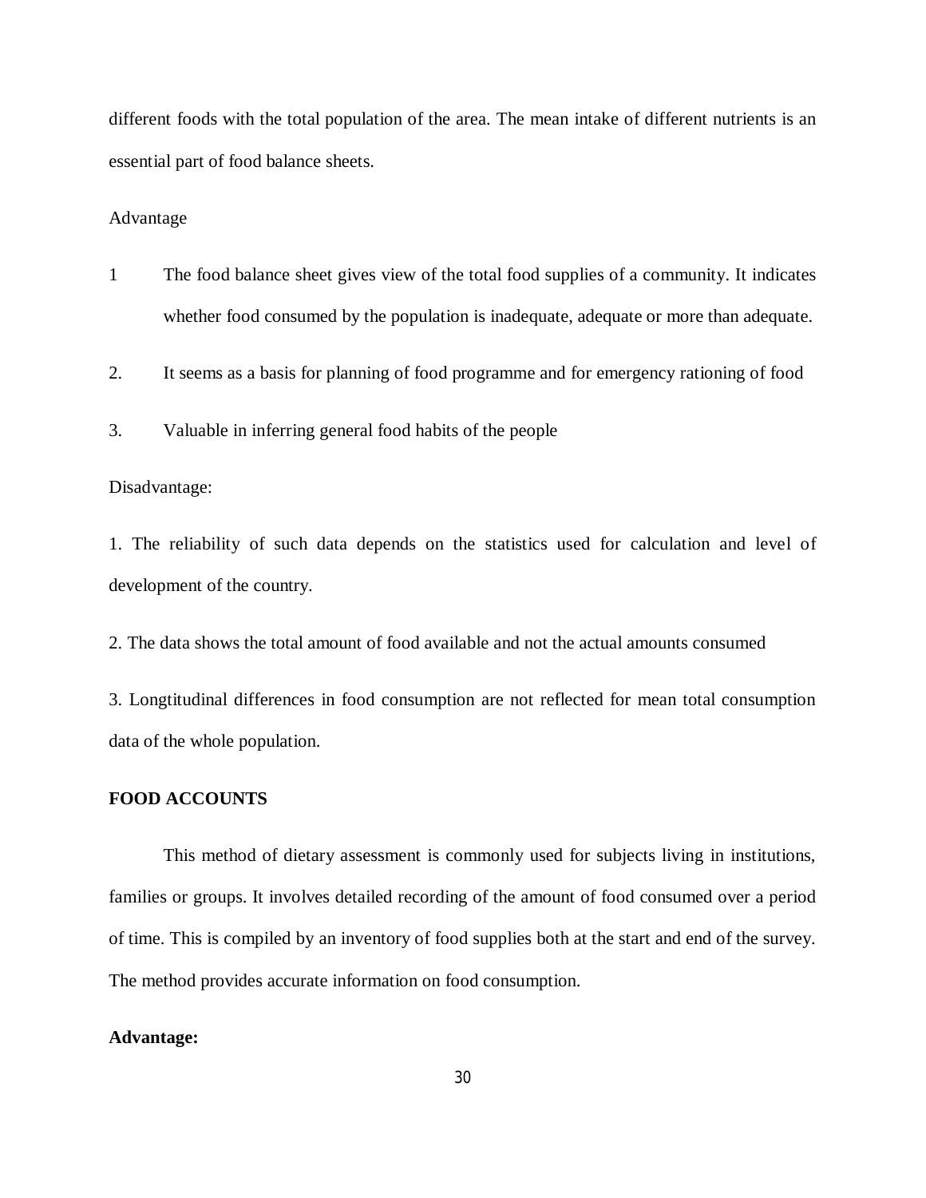different foods with the total population of the area. The mean intake of different nutrients is an essential part of food balance sheets.

Advantage

1 The food balance sheet gives view of the total food supplies of a community. It indicates whether food consumed by the population is inadequate, adequate or more than adequate.

2. It seems as a basis for planning of food programme and for emergency rationing of food

3. Valuable in inferring general food habits of the people

Disadvantage:

1. The reliability of such data depends on the statistics used for calculation and level of development of the country.

2. The data shows the total amount of food available and not the actual amounts consumed

3. Longtitudinal differences in food consumption are not reflected for mean total consumption data of the whole population.

**FOOD ACCOUNTS**

This method of dietary assessment is commonly used for subjects living in institutions, families or groups. It involves detailed recording of the amount of food consumed over a period of time. This is compiled by an inventory of food supplies both at the start and end of the survey. The method provides accurate information on food consumption.

**Advantage:**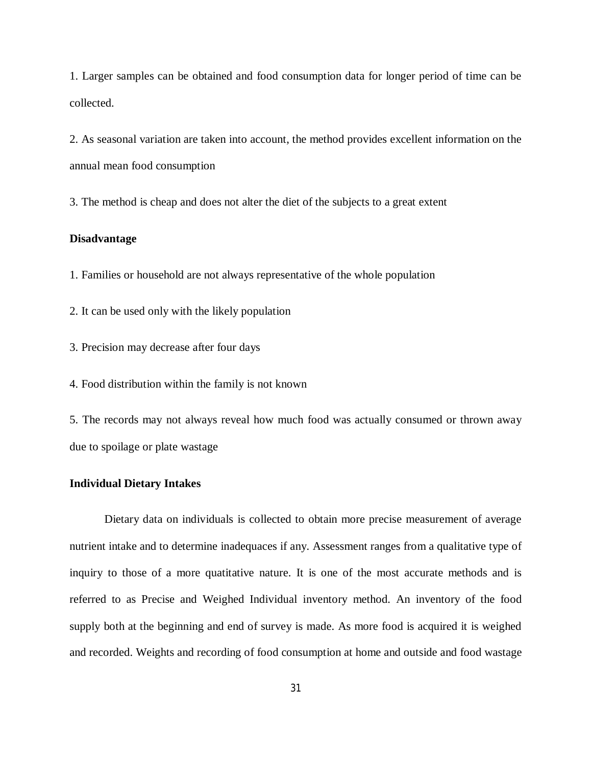1. Larger samples can be obtained and food consumption data for longer period of time can be collected.

2. As seasonal variation are taken into account, the method provides excellent information on the annual mean food consumption

3. The method is cheap and does not alter the diet of the subjects to a great extent

**Disadvantage**

1. Families or household are not always representative of the whole population

2. It can be used only with the likely population

3. Precision may decrease after four days

4. Food distribution within the family is not known

5. The records may not always reveal how much food was actually consumed or thrown away due to spoilage or plate wastage

**Individual Dietary Intakes**

Dietary data on individuals is collected to obtain more precise measurement of average nutrient intake and to determine inadequaces if any. Assessment ranges from a qualitative type of inquiry to those of a more quatitative nature. It is one of the most accurate methods and is referred to as Precise and Weighed Individual inventory method. An inventory of the food supply both at the beginning and end of survey is made. As more food is acquired it is weighed and recorded. Weights and recording of food consumption at home and outside and food wastage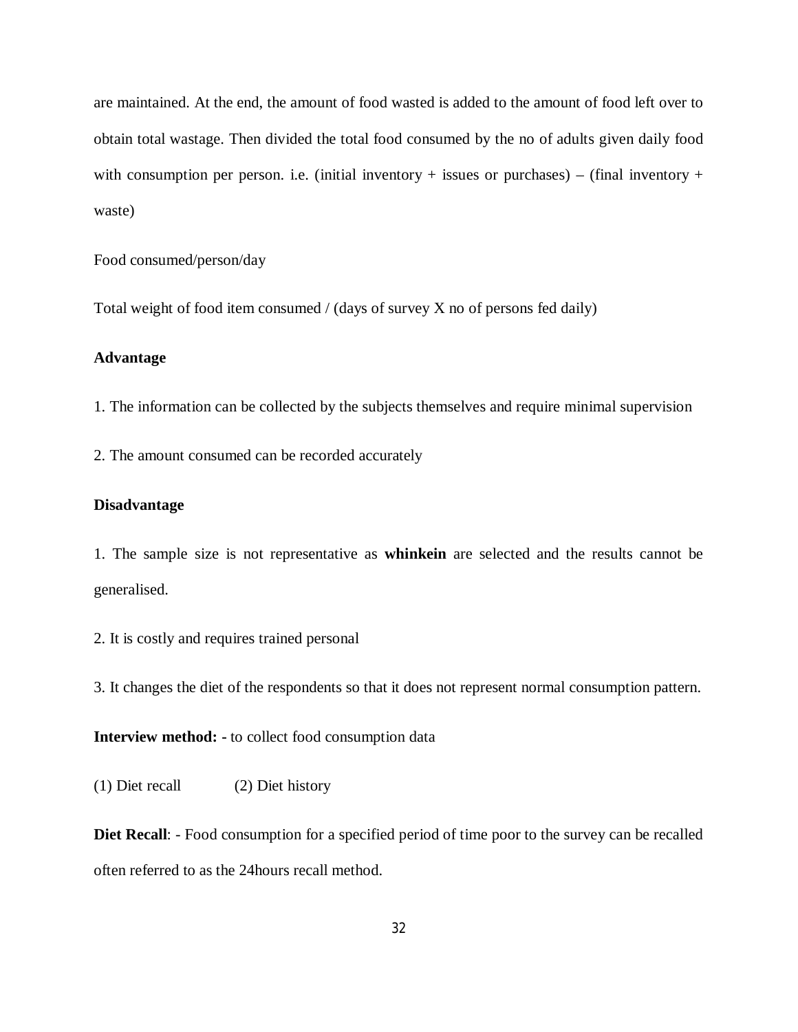are maintained. At the end, the amount of food wasted is added to the amount of food left over to obtain total wastage. Then divided the total food consumed by the no of adults given daily food with consumption per person. i.e. (initial inventory + issues or purchases) – (final inventory + waste)

Food consumed/person/day

Total weight of food item consumed / (days of survey X no of persons fed daily)

**Advantage**

1. The information can be collected by the subjects themselves and require minimal supervision

2. The amount consumed can be recorded accurately

**Disadvantage**

1. The sample size is not representative as **whinkein** are selected and the results cannot be generalised.

2. It is costly and requires trained personal

3. It changes the diet of the respondents so that it does not represent normal consumption pattern.

**Interview method: -** to collect food consumption data

(1) Diet recall (2) Diet history

**Diet Recall**: - Food consumption for a specified period of time poor to the survey can be recalled often referred to as the 24hours recall method.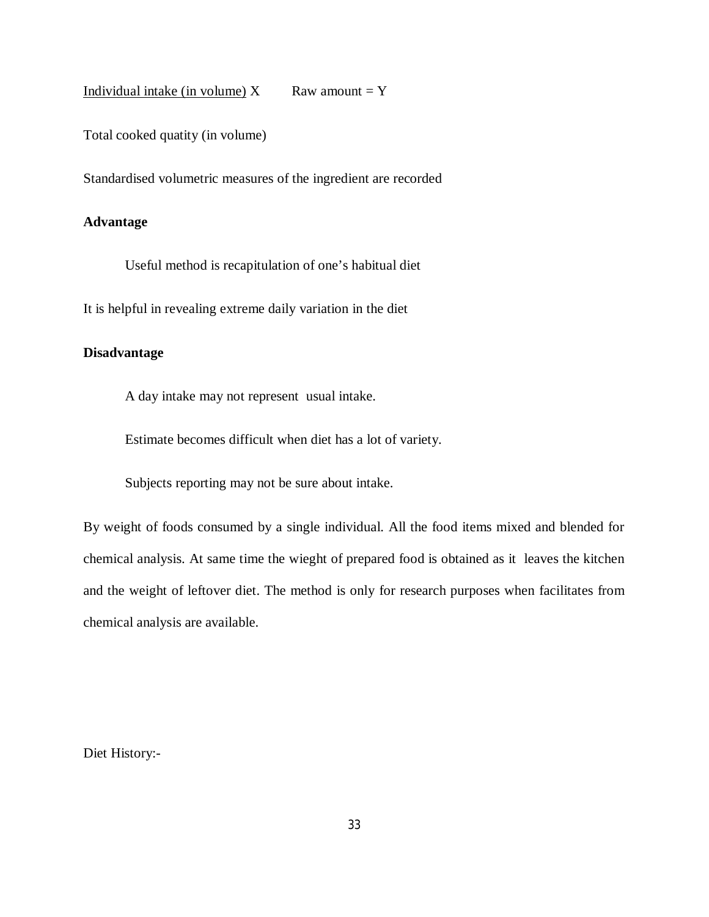Individual intake (in volume) X        Raw amount = Y

Total cooked quatity (in volume)

Standardised volumetric measures of the ingredient are recorded

**Advantage**

Useful method is recapitulation of one's habitual diet

It is helpful in revealing extreme daily variation in the diet

**Disadvantage**

A day intake may not represent usual intake.

Estimate becomes difficult when diet has a lot of variety.

Subjects reporting may not be sure about intake.

By weight of foods consumed by a single individual. All the food items mixed and blended for chemical analysis. At same time the wieght of prepared food is obtained as it leaves the kitchen and the weight of leftover diet. The method is only for research purposes when facilitates from chemical analysis are available.

Diet History:-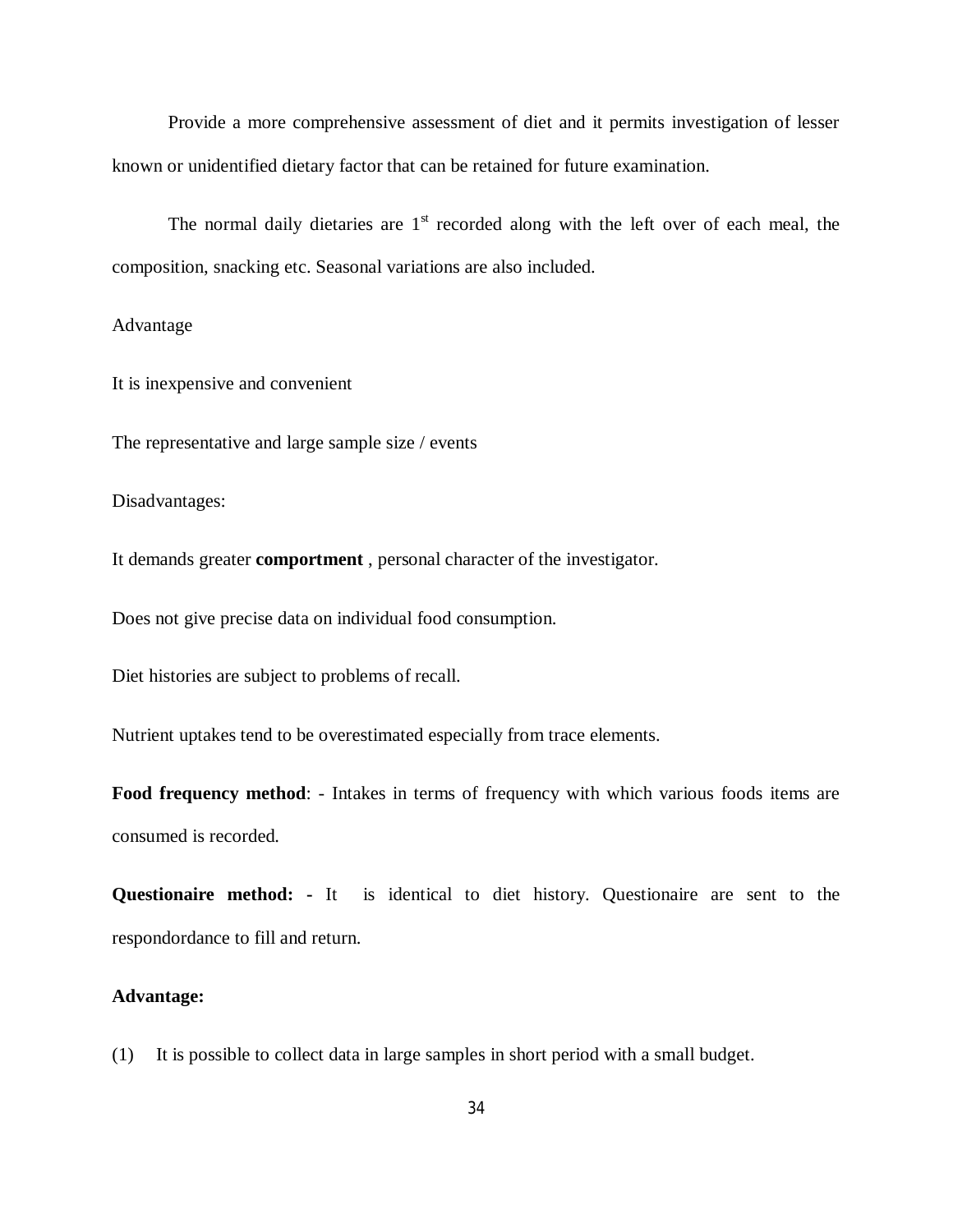Provide a more comprehensive assessment of diet and it permits investigation of lesser known or unidentified dietary factor that can be retained for future examination.

The normal daily dietaries are 1[st] recorded along with the left over of each meal, the composition, snacking etc. Seasonal variations are also included.

Advantage

It is inexpensive and convenient

The representative and large sample size / events

Disadvantages:

It demands greater **comportment** , personal character of the investigator.

Does not give precise data on individual food consumption.

Diet histories are subject to problems of recall.

Nutrient uptakes tend to be overestimated especially from trace elements.

**Food frequency method**: - Intakes in terms of frequency with which various foods items are consumed is recorded.

**Questionaire method: -** It is identical to diet history. Questionaire are sent to the respondordance to fill and return.

**Advantage:**

(1) It is possible to collect data in large samples in short period with a small budget.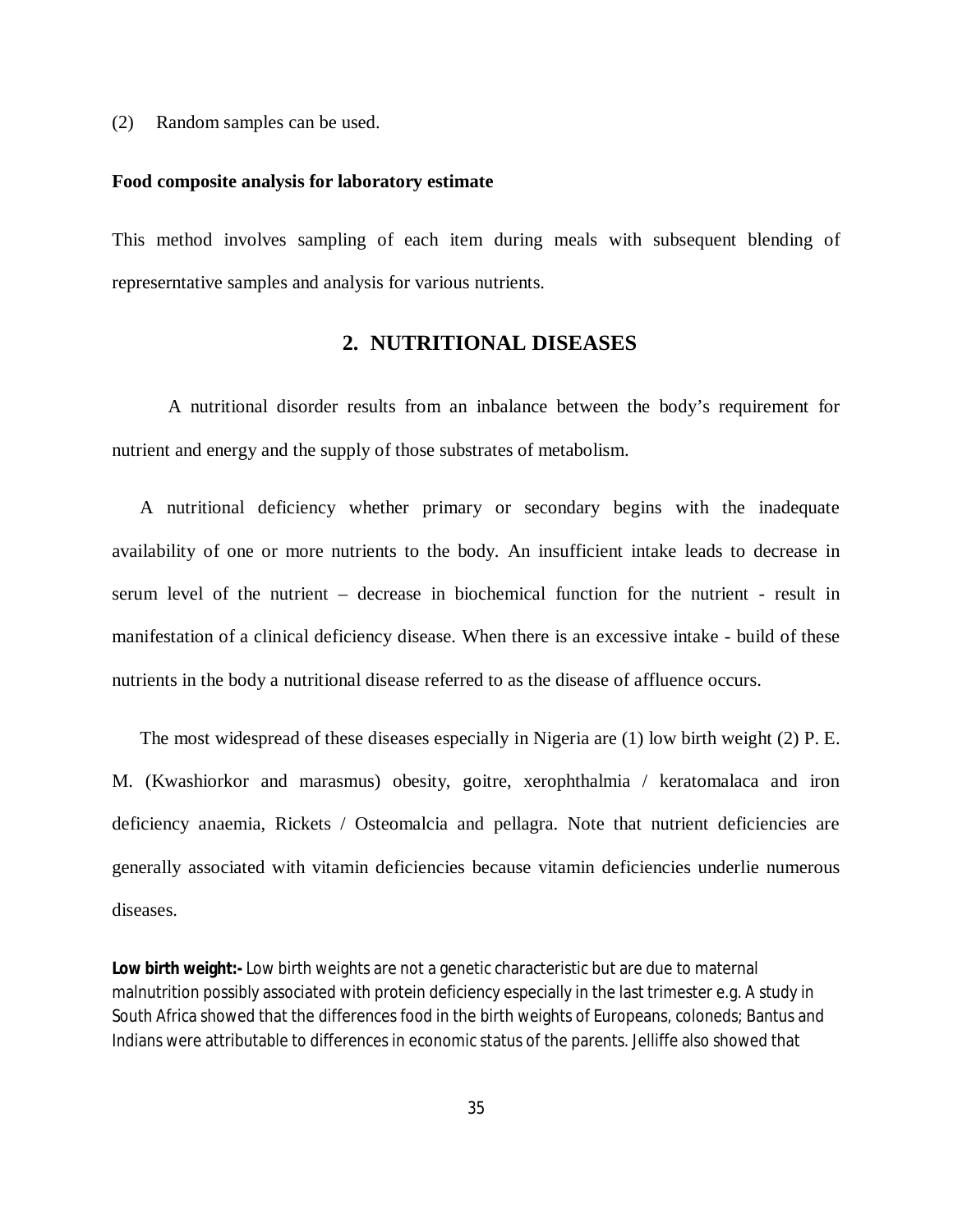(2) Random samples can be used.

**Food composite analysis for laboratory estimate**

This method involves sampling of each item during meals with subsequent blending of represerntative samples and analysis for various nutrients.

## 2. NUTRITIONAL DISEASES

A nutritional disorder results from an inbalance between the body's requirement for nutrient and energy and the supply of those substrates of metabolism.

A nutritional deficiency whether primary or secondary begins with the inadequate availability of one or more nutrients to the body. An insufficient intake leads to decrease in serum level of the nutrient – decrease in biochemical function for the nutrient - result in manifestation of a clinical deficiency disease. When there is an excessive intake - build of these nutrients in the body a nutritional disease referred to as the disease of affluence occurs.

The most widespread of these diseases especially in Nigeria are (1) low birth weight (2) P. E. M. (Kwashiorkor and marasmus) obesity, goitre, xerophthalmia / keratomalaca and iron deficiency anaemia, Rickets / Osteomalcia and pellagra. Note that nutrient deficiencies are generally associated with vitamin deficiencies because vitamin deficiencies underlie numerous diseases.

**Low birth weight:-** Low birth weights are not a genetic characteristic but are due to maternal malnutrition possibly associated with protein deficiency especially in the last trimester e.g. A study in South Africa showed that the differences food in the birth weights of Europeans, coloneds; Bantus and Indians were attributable to differences in economic status of the parents. Jelliffe also showed that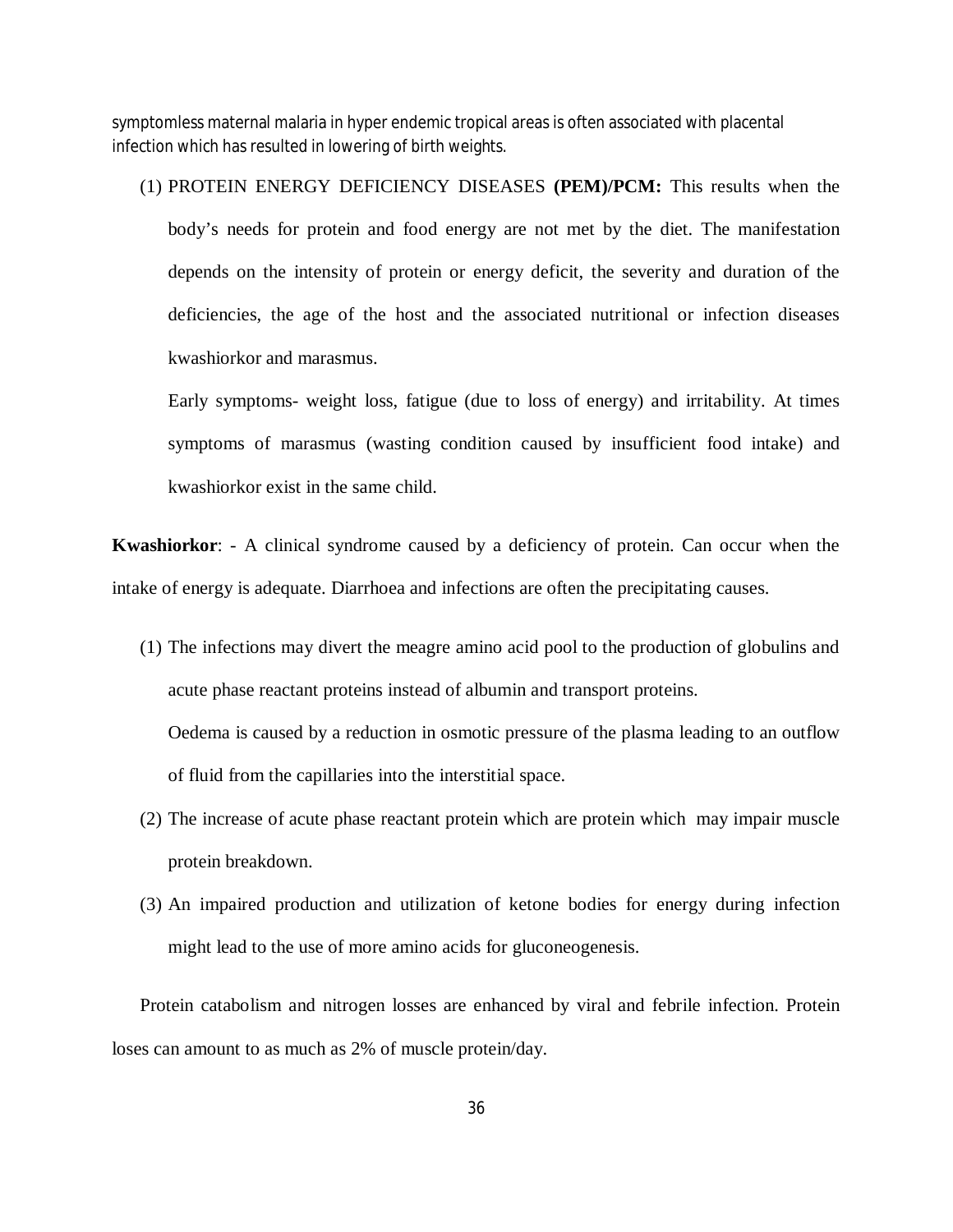symptomless maternal malaria in hyper endemic tropical areas is often associated with placental infection which has resulted in lowering of birth weights.

(1) PROTEIN ENERGY DEFICIENCY DISEASES **(PEM)/PCM:** This results when the body's needs for protein and food energy are not met by the diet. The manifestation depends on the intensity of protein or energy deficit, the severity and duration of the deficiencies, the age of the host and the associated nutritional or infection diseases kwashiorkor and marasmus.

    Early symptoms- weight loss, fatigue (due to loss of energy) and irritability. At times symptoms of marasmus (wasting condition caused by insufficient food intake) and kwashiorkor exist in the same child.

**Kwashiorkor**: - A clinical syndrome caused by a deficiency of protein. Can occur when the intake of energy is adequate. Diarrhoea and infections are often the precipitating causes.

(1) The infections may divert the meagre amino acid pool to the production of globulins and acute phase reactant proteins instead of albumin and transport proteins.

    Oedema is caused by a reduction in osmotic pressure of the plasma leading to an outflow of fluid from the capillaries into the interstitial space.

(2) The increase of acute phase reactant protein which are protein which may impair muscle protein breakdown.

(3) An impaired production and utilization of ketone bodies for energy during infection might lead to the use of more amino acids for gluconeogenesis.

Protein catabolism and nitrogen losses are enhanced by viral and febrile infection. Protein loses can amount to as much as 2% of muscle protein/day.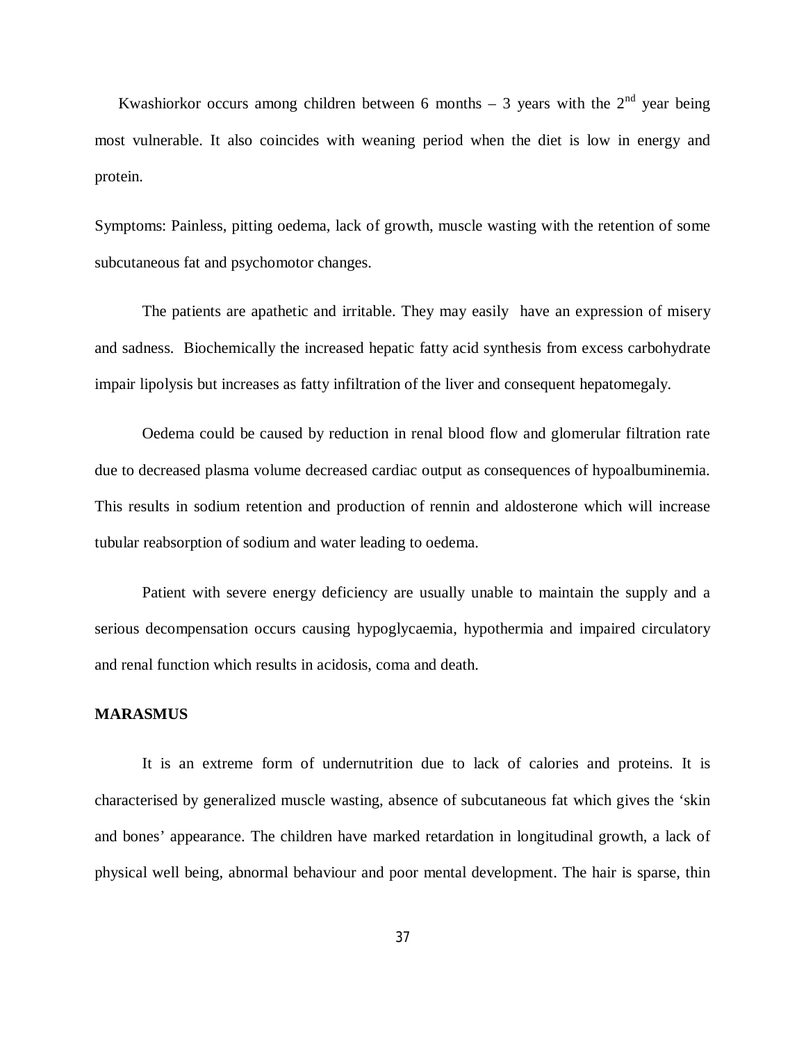Kwashiorkor occurs among children between 6 months – 3 years with the 2nd year being most vulnerable. It also coincides with weaning period when the diet is low in energy and protein.

Symptoms: Painless, pitting oedema, lack of growth, muscle wasting with the retention of some subcutaneous fat and psychomotor changes.

The patients are apathetic and irritable. They may easily have an expression of misery and sadness. Biochemically the increased hepatic fatty acid synthesis from excess carbohydrate impair lipolysis but increases as fatty infiltration of the liver and consequent hepatomegaly.

Oedema could be caused by reduction in renal blood flow and glomerular filtration rate due to decreased plasma volume decreased cardiac output as consequences of hypoalbuminemia. This results in sodium retention and production of rennin and aldosterone which will increase tubular reabsorption of sodium and water leading to oedema.

Patient with severe energy deficiency are usually unable to maintain the supply and a serious decompensation occurs causing hypoglycaemia, hypothermia and impaired circulatory and renal function which results in acidosis, coma and death.

**MARASMUS**

It is an extreme form of undernutrition due to lack of calories and proteins. It is characterised by generalized muscle wasting, absence of subcutaneous fat which gives the 'skin and bones' appearance. The children have marked retardation in longitudinal growth, a lack of physical well being, abnormal behaviour and poor mental development. The hair is sparse, thin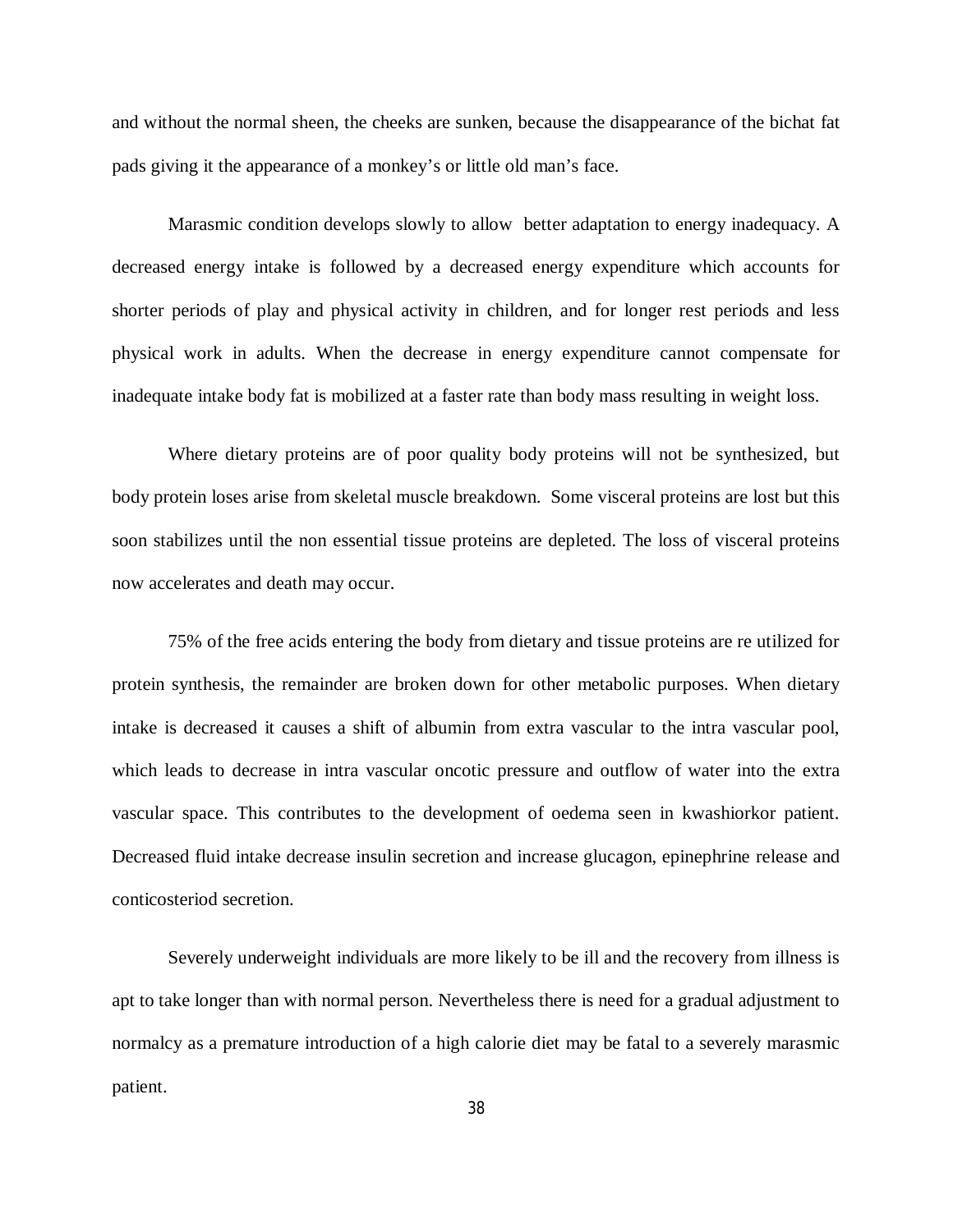and without the normal sheen, the cheeks are sunken, because the disappearance of the bichat fat pads giving it the appearance of a monkey's or little old man's face.

Marasmic condition develops slowly to allow better adaptation to energy inadequacy. A decreased energy intake is followed by a decreased energy expenditure which accounts for shorter periods of play and physical activity in children, and for longer rest periods and less physical work in adults. When the decrease in energy expenditure cannot compensate for inadequate intake body fat is mobilized at a faster rate than body mass resulting in weight loss.

Where dietary proteins are of poor quality body proteins will not be synthesized, but body protein loses arise from skeletal muscle breakdown. Some visceral proteins are lost but this soon stabilizes until the non essential tissue proteins are depleted. The loss of visceral proteins now accelerates and death may occur.

75% of the free acids entering the body from dietary and tissue proteins are re utilized for protein synthesis, the remainder are broken down for other metabolic purposes. When dietary intake is decreased it causes a shift of albumin from extra vascular to the intra vascular pool, which leads to decrease in intra vascular oncotic pressure and outflow of water into the extra vascular space. This contributes to the development of oedema seen in kwashiorkor patient. Decreased fluid intake decrease insulin secretion and increase glucagon, epinephrine release and conticosteriod secretion.

Severely underweight individuals are more likely to be ill and the recovery from illness is apt to take longer than with normal person. Nevertheless there is need for a gradual adjustment to normalcy as a premature introduction of a high calorie diet may be fatal to a severely marasmic patient.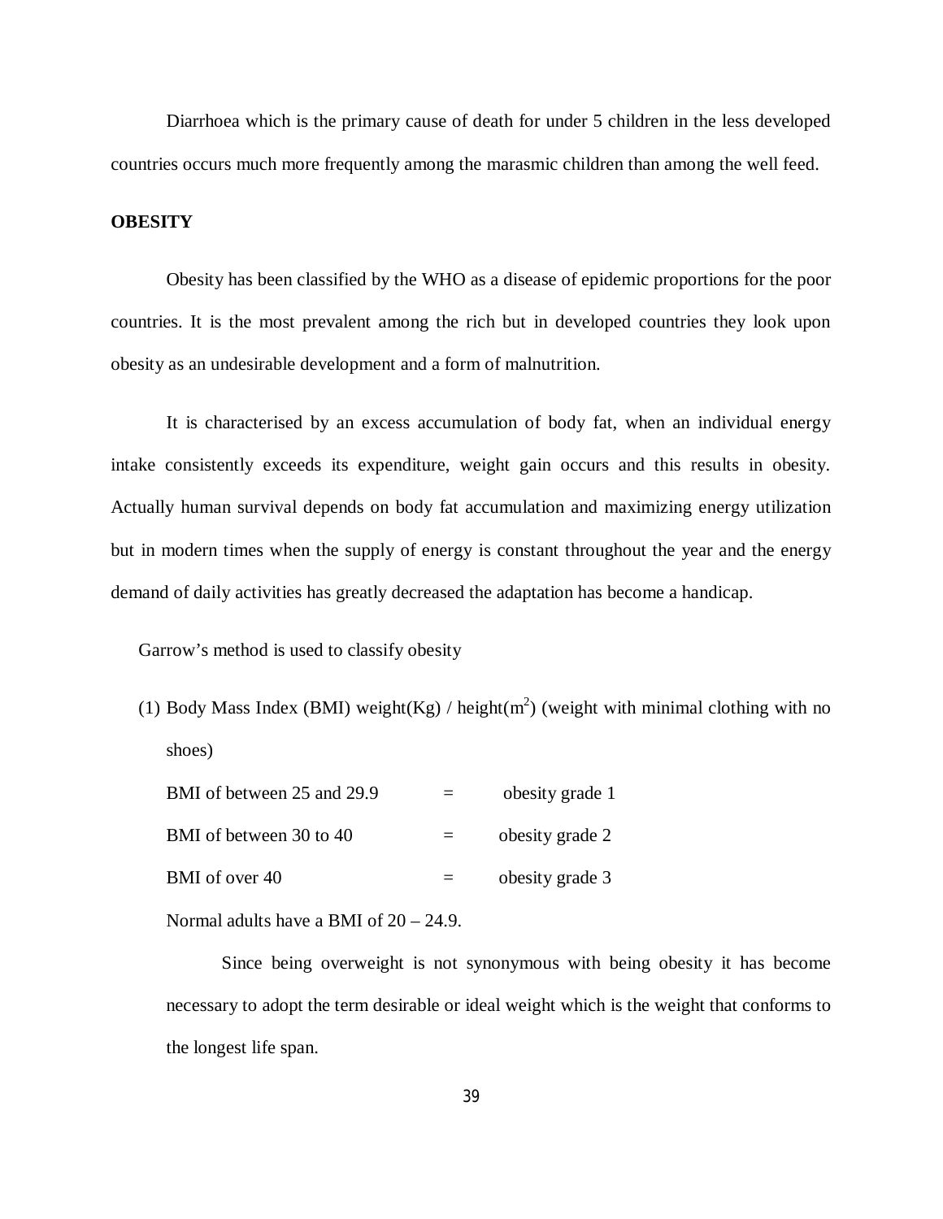Diarrhoea which is the primary cause of death for under 5 children in the less developed countries occurs much more frequently among the marasmic children than among the well feed.

**OBESITY**

Obesity has been classified by the WHO as a disease of epidemic proportions for the poor countries. It is the most prevalent among the rich but in developed countries they look upon obesity as an undesirable development and a form of malnutrition.

It is characterised by an excess accumulation of body fat, when an individual energy intake consistently exceeds its expenditure, weight gain occurs and this results in obesity. Actually human survival depends on body fat accumulation and maximizing energy utilization but in modern times when the supply of energy is constant throughout the year and the energy demand of daily activities has greatly decreased the adaptation has become a handicap.

Garrow's method is used to classify obesity

(1) Body Mass Index (BMI) weight(Kg) / height($m^2$) (weight with minimal clothing with no shoes)

| | | |
|---|---|---|
| BMI of between 25 and 29.9 | = | obesity grade 1 |
| BMI of between 30 to 40 | = | obesity grade 2 |
| BMI of over 40 | = | obesity grade 3 |

Normal adults have a BMI of 20 – 24.9.

Since being overweight is not synonymous with being obesity it has become necessary to adopt the term desirable or ideal weight which is the weight that conforms to the longest life span.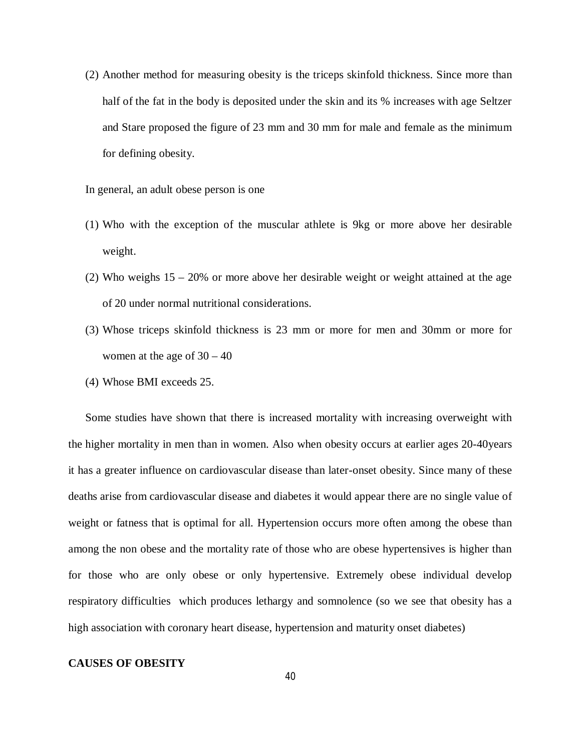(2) Another method for measuring obesity is the triceps skinfold thickness. Since more than half of the fat in the body is deposited under the skin and its % increases with age Seltzer and Stare proposed the figure of 23 mm and 30 mm for male and female as the minimum for defining obesity.

In general, an adult obese person is one

(1) Who with the exception of the muscular athlete is 9kg or more above her desirable weight.

(2) Who weighs 15 – 20% or more above her desirable weight or weight attained at the age of 20 under normal nutritional considerations.

(3) Whose triceps skinfold thickness is 23 mm or more for men and 30mm or more for women at the age of 30 – 40

(4) Whose BMI exceeds 25.

Some studies have shown that there is increased mortality with increasing overweight with the higher mortality in men than in women. Also when obesity occurs at earlier ages 20-40years it has a greater influence on cardiovascular disease than later-onset obesity. Since many of these deaths arise from cardiovascular disease and diabetes it would appear there are no single value of weight or fatness that is optimal for all. Hypertension occurs more often among the obese than among the non obese and the mortality rate of those who are obese hypertensives is higher than for those who are only obese or only hypertensive. Extremely obese individual develop respiratory difficulties which produces lethargy and somnolence (so we see that obesity has a high association with coronary heart disease, hypertension and maturity onset diabetes)

**CAUSES OF OBESITY**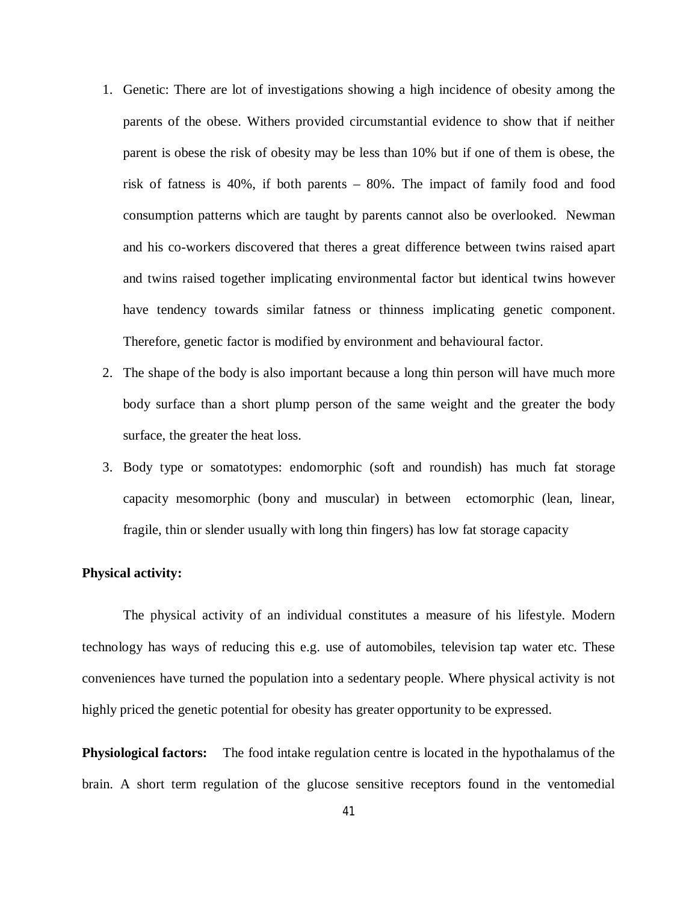1. Genetic: There are lot of investigations showing a high incidence of obesity among the parents of the obese. Withers provided circumstantial evidence to show that if neither parent is obese the risk of obesity may be less than 10% but if one of them is obese, the risk of fatness is 40%, if both parents – 80%. The impact of family food and food consumption patterns which are taught by parents cannot also be overlooked. Newman and his co-workers discovered that theres a great difference between twins raised apart and twins raised together implicating environmental factor but identical twins however have tendency towards similar fatness or thinness implicating genetic component. Therefore, genetic factor is modified by environment and behavioural factor.
2. The shape of the body is also important because a long thin person will have much more body surface than a short plump person of the same weight and the greater the body surface, the greater the heat loss.
3. Body type or somatotypes: endomorphic (soft and roundish) has much fat storage capacity mesomorphic (bony and muscular) in between ectomorphic (lean, linear, fragile, thin or slender usually with long thin fingers) has low fat storage capacity

**Physical activity:**

The physical activity of an individual constitutes a measure of his lifestyle. Modern technology has ways of reducing this e.g. use of automobiles, television tap water etc. These conveniences have turned the population into a sedentary people. Where physical activity is not highly priced the genetic potential for obesity has greater opportunity to be expressed.

**Physiological factors:** The food intake regulation centre is located in the hypothalamus of the brain. A short term regulation of the glucose sensitive receptors found in the ventomedial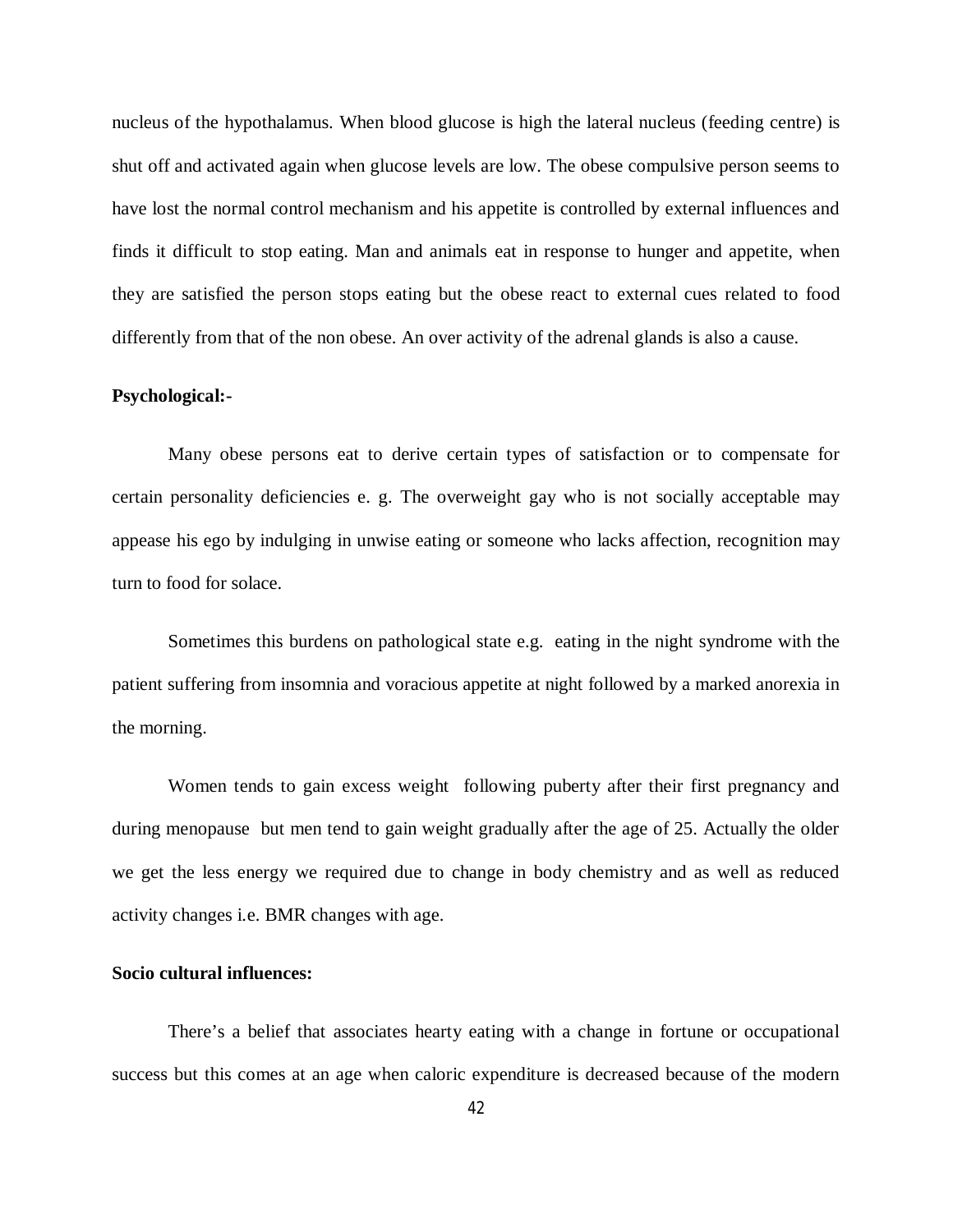nucleus of the hypothalamus. When blood glucose is high the lateral nucleus (feeding centre) is shut off and activated again when glucose levels are low. The obese compulsive person seems to have lost the normal control mechanism and his appetite is controlled by external influences and finds it difficult to stop eating. Man and animals eat in response to hunger and appetite, when they are satisfied the person stops eating but the obese react to external cues related to food differently from that of the non obese. An over activity of the adrenal glands is also a cause.

**Psychological:-**

Many obese persons eat to derive certain types of satisfaction or to compensate for certain personality deficiencies e. g. The overweight gay who is not socially acceptable may appease his ego by indulging in unwise eating or someone who lacks affection, recognition may turn to food for solace.

Sometimes this burdens on pathological state e.g. eating in the night syndrome with the patient suffering from insomnia and voracious appetite at night followed by a marked anorexia in the morning.

Women tends to gain excess weight following puberty after their first pregnancy and during menopause but men tend to gain weight gradually after the age of 25. Actually the older we get the less energy we required due to change in body chemistry and as well as reduced activity changes i.e. BMR changes with age.

**Socio cultural influences:**

There's a belief that associates hearty eating with a change in fortune or occupational success but this comes at an age when caloric expenditure is decreased because of the modern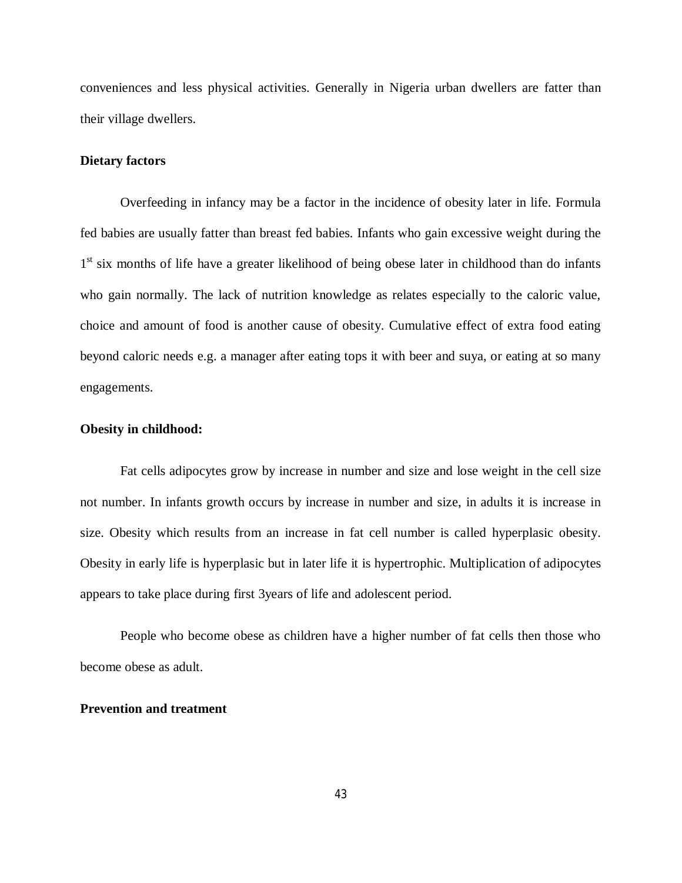conveniences and less physical activities. Generally in Nigeria urban dwellers are fatter than their village dwellers.

**Dietary factors**

Overfeeding in infancy may be a factor in the incidence of obesity later in life. Formula fed babies are usually fatter than breast fed babies. Infants who gain excessive weight during the 1st six months of life have a greater likelihood of being obese later in childhood than do infants who gain normally. The lack of nutrition knowledge as relates especially to the caloric value, choice and amount of food is another cause of obesity. Cumulative effect of extra food eating beyond caloric needs e.g. a manager after eating tops it with beer and suya, or eating at so many engagements.

**Obesity in childhood:**

Fat cells adipocytes grow by increase in number and size and lose weight in the cell size not number. In infants growth occurs by increase in number and size, in adults it is increase in size. Obesity which results from an increase in fat cell number is called hyperplasic obesity. Obesity in early life is hyperplasic but in later life it is hypertrophic. Multiplication of adipocytes appears to take place during first 3years of life and adolescent period.

People who become obese as children have a higher number of fat cells then those who become obese as adult.

**Prevention and treatment**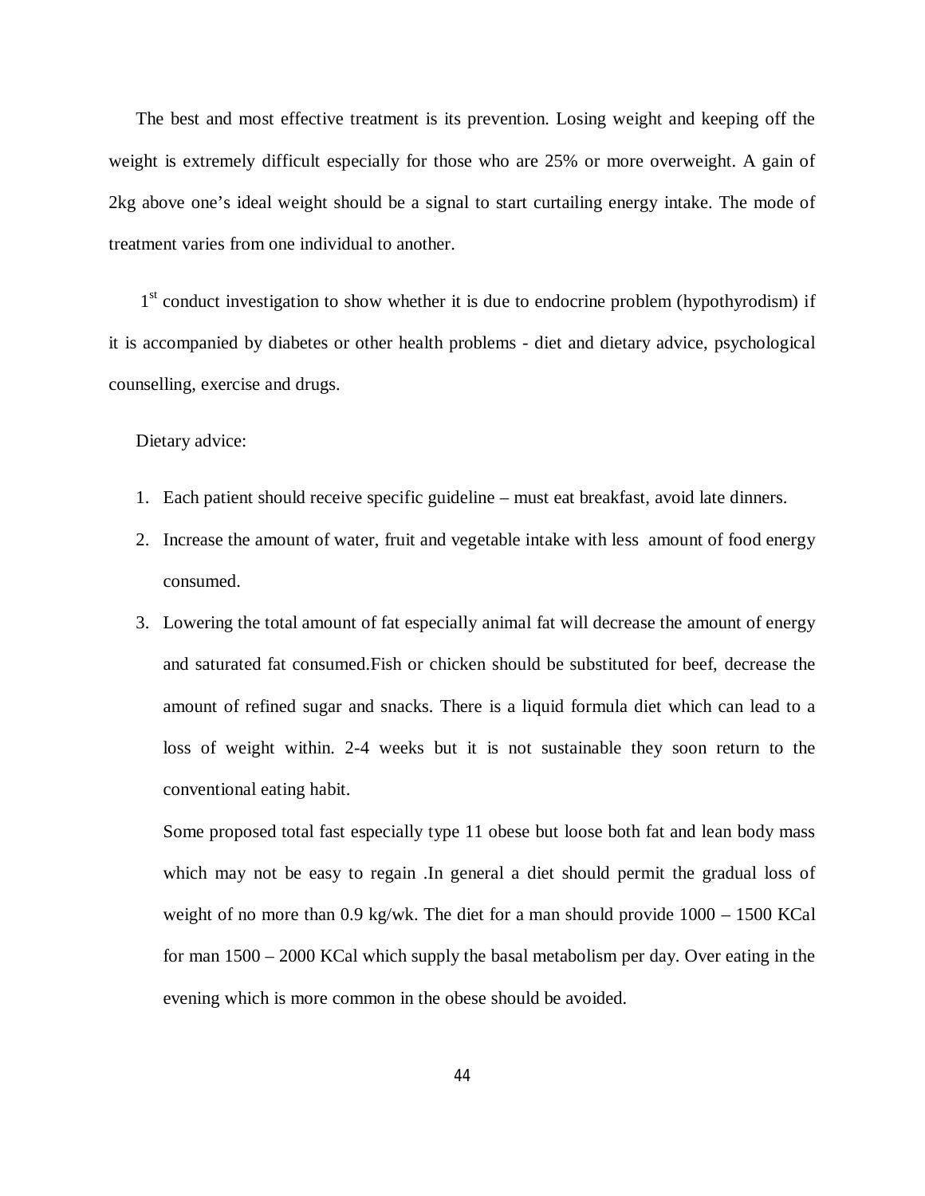The best and most effective treatment is its prevention. Losing weight and keeping off the weight is extremely difficult especially for those who are 25% or more overweight. A gain of 2kg above one's ideal weight should be a signal to start curtailing energy intake. The mode of treatment varies from one individual to another.

1st conduct investigation to show whether it is due to endocrine problem (hypothyrodism) if it is accompanied by diabetes or other health problems - diet and dietary advice, psychological counselling, exercise and drugs.

Dietary advice:

1. Each patient should receive specific guideline – must eat breakfast, avoid late dinners.
2. Increase the amount of water, fruit and vegetable intake with less amount of food energy consumed.
3. Lowering the total amount of fat especially animal fat will decrease the amount of energy and saturated fat consumed.Fish or chicken should be substituted for beef, decrease the amount of refined sugar and snacks. There is a liquid formula diet which can lead to a loss of weight within. 2-4 weeks but it is not sustainable they soon return to the conventional eating habit.

   Some proposed total fast especially type 11 obese but loose both fat and lean body mass which may not be easy to regain .In general a diet should permit the gradual loss of weight of no more than 0.9 kg/wk. The diet for a man should provide 1000 – 1500 KCal for man 1500 – 2000 KCal which supply the basal metabolism per day. Over eating in the evening which is more common in the obese should be avoided.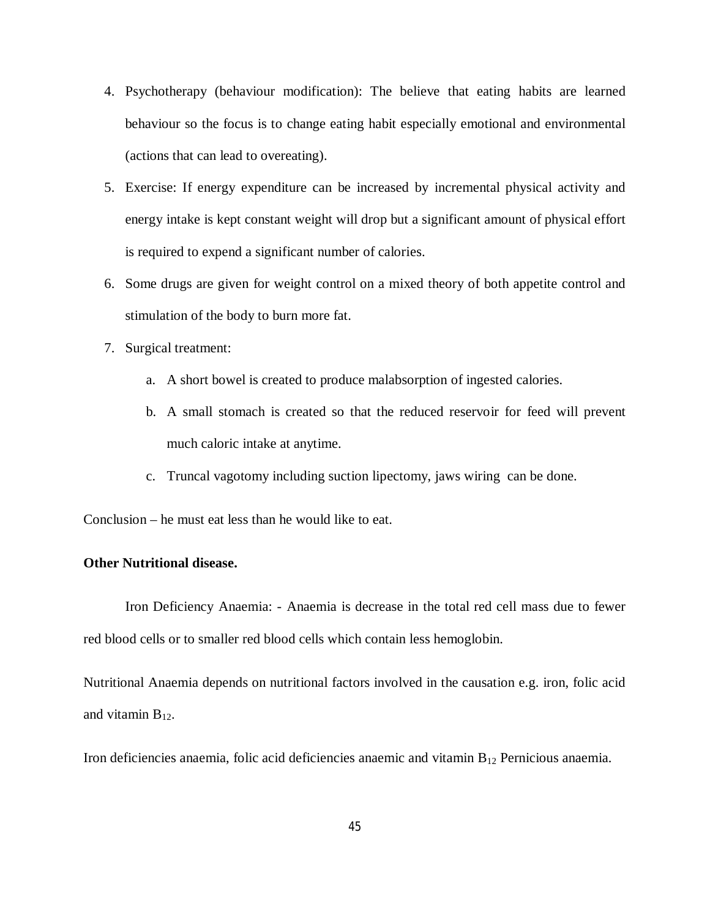4. Psychotherapy (behaviour modification): The believe that eating habits are learned behaviour so the focus is to change eating habit especially emotional and environmental (actions that can lead to overeating).
5. Exercise: If energy expenditure can be increased by incremental physical activity and energy intake is kept constant weight will drop but a significant amount of physical effort is required to expend a significant number of calories.
6. Some drugs are given for weight control on a mixed theory of both appetite control and stimulation of the body to burn more fat.
7. Surgical treatment:
    a. A short bowel is created to produce malabsorption of ingested calories.
    b. A small stomach is created so that the reduced reservoir for feed will prevent much caloric intake at anytime.
    c. Truncal vagotomy including suction lipectomy, jaws wiring can be done.

Conclusion – he must eat less than he would like to eat.

**Other Nutritional disease.**

Iron Deficiency Anaemia: - Anaemia is decrease in the total red cell mass due to fewer red blood cells or to smaller red blood cells which contain less hemoglobin.

Nutritional Anaemia depends on nutritional factors involved in the causation e.g. iron, folic acid and vitamin $B_{12}$.

Iron deficiencies anaemia, folic acid deficiencies anaemic and vitamin $B_{12}$ Pernicious anaemia.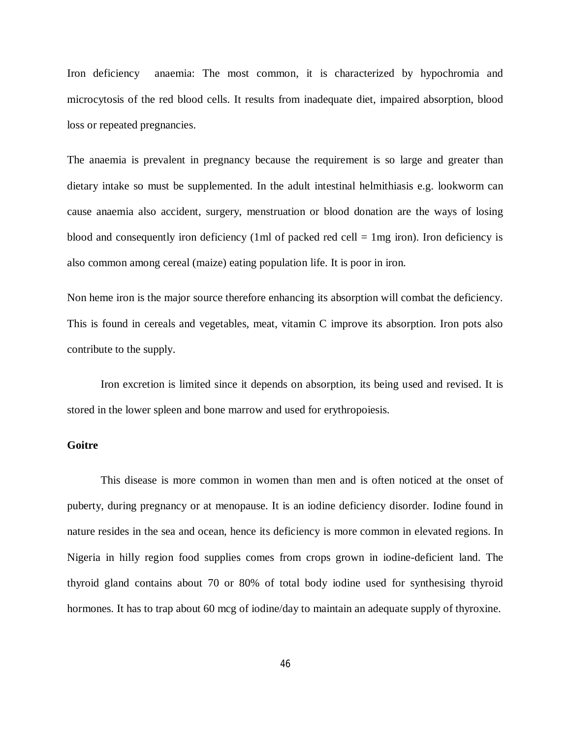Iron deficiency  anaemia: The most common, it is characterized by hypochromia and microcytosis of the red blood cells. It results from inadequate diet, impaired absorption, blood loss or repeated pregnancies.

The anaemia is prevalent in pregnancy because the requirement is so large and greater than dietary intake so must be supplemented. In the adult intestinal helmithiasis e.g. lookworm can cause anaemia also accident, surgery, menstruation or blood donation are the ways of losing blood and consequently iron deficiency (1ml of packed red cell = 1mg iron). Iron deficiency is also common among cereal (maize) eating population life. It is poor in iron.

Non heme iron is the major source therefore enhancing its absorption will combat the deficiency. This is found in cereals and vegetables, meat, vitamin C improve its absorption. Iron pots also contribute to the supply.

Iron excretion is limited since it depends on absorption, its being used and revised. It is stored in the lower spleen and bone marrow and used for erythropoiesis.

**Goitre**

This disease is more common in women than men and is often noticed at the onset of puberty, during pregnancy or at menopause. It is an iodine deficiency disorder. Iodine found in nature resides in the sea and ocean, hence its deficiency is more common in elevated regions. In Nigeria in hilly region food supplies comes from crops grown in iodine-deficient land. The thyroid gland contains about 70 or 80% of total body iodine used for synthesising thyroid hormones. It has to trap about 60 mcg of iodine/day to maintain an adequate supply of thyroxine.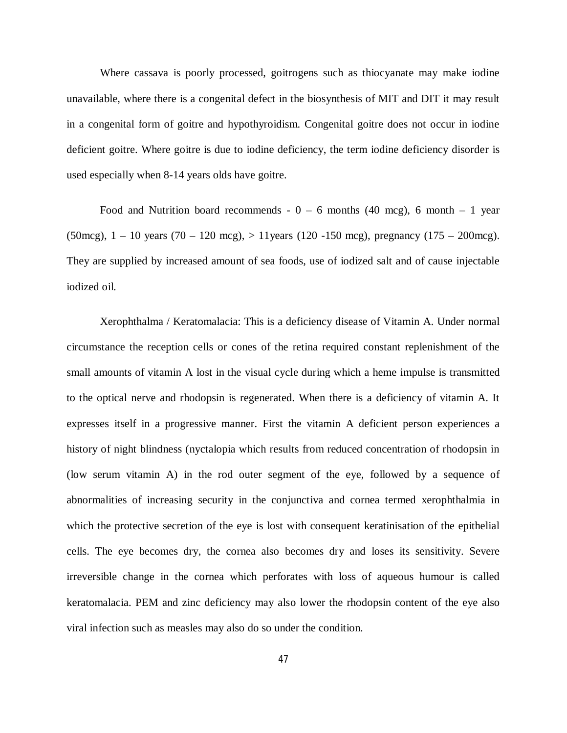Where cassava is poorly processed, goitrogens such as thiocyanate may make iodine unavailable, where there is a congenital defect in the biosynthesis of MIT and DIT it may result in a congenital form of goitre and hypothyroidism. Congenital goitre does not occur in iodine deficient goitre. Where goitre is due to iodine deficiency, the term iodine deficiency disorder is used especially when 8-14 years olds have goitre.

Food and Nutrition board recommends - 0 – 6 months (40 mcg), 6 month – 1 year (50mcg), 1 – 10 years (70 – 120 mcg), > 11years (120 -150 mcg), pregnancy (175 – 200mcg). They are supplied by increased amount of sea foods, use of iodized salt and of cause injectable iodized oil.

Xerophthalma / Keratomalacia: This is a deficiency disease of Vitamin A. Under normal circumstance the reception cells or cones of the retina required constant replenishment of the small amounts of vitamin A lost in the visual cycle during which a heme impulse is transmitted to the optical nerve and rhodopsin is regenerated. When there is a deficiency of vitamin A. It expresses itself in a progressive manner. First the vitamin A deficient person experiences a history of night blindness (nyctalopia which results from reduced concentration of rhodopsin in (low serum vitamin A) in the rod outer segment of the eye, followed by a sequence of abnormalities of increasing security in the conjunctiva and cornea termed xerophthalmia in which the protective secretion of the eye is lost with consequent keratinisation of the epithelial cells. The eye becomes dry, the cornea also becomes dry and loses its sensitivity. Severe irreversible change in the cornea which perforates with loss of aqueous humour is called keratomalacia. PEM and zinc deficiency may also lower the rhodopsin content of the eye also viral infection such as measles may also do so under the condition.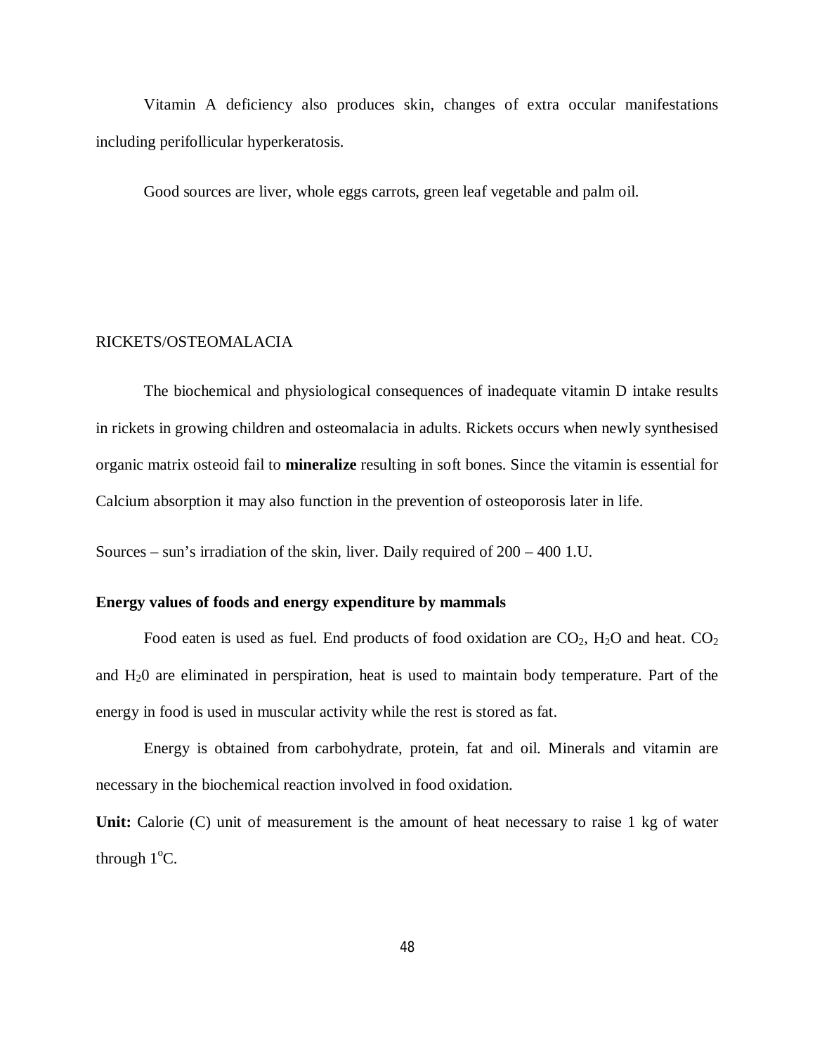Vitamin A deficiency also produces skin, changes of extra occular manifestations including perifollicular hyperkeratosis.

Good sources are liver, whole eggs carrots, green leaf vegetable and palm oil.

RICKETS/OSTEOMALACIA

The biochemical and physiological consequences of inadequate vitamin D intake results in rickets in growing children and osteomalacia in adults. Rickets occurs when newly synthesised organic matrix osteoid fail to **mineralize** resulting in soft bones. Since the vitamin is essential for Calcium absorption it may also function in the prevention of osteoporosis later in life.

Sources – sun's irradiation of the skin, liver. Daily required of 200 – 400 1.U.

**Energy values of foods and energy expenditure by mammals**

Food eaten is used as fuel. End products of food oxidation are $CO_2$, $H_2O$ and heat. $CO_2$ and $H_20$ are eliminated in perspiration, heat is used to maintain body temperature. Part of the energy in food is used in muscular activity while the rest is stored as fat.

Energy is obtained from carbohydrate, protein, fat and oil. Minerals and vitamin are necessary in the biochemical reaction involved in food oxidation.

**Unit:** Calorie (C) unit of measurement is the amount of heat necessary to raise 1 kg of water through $1^oC$.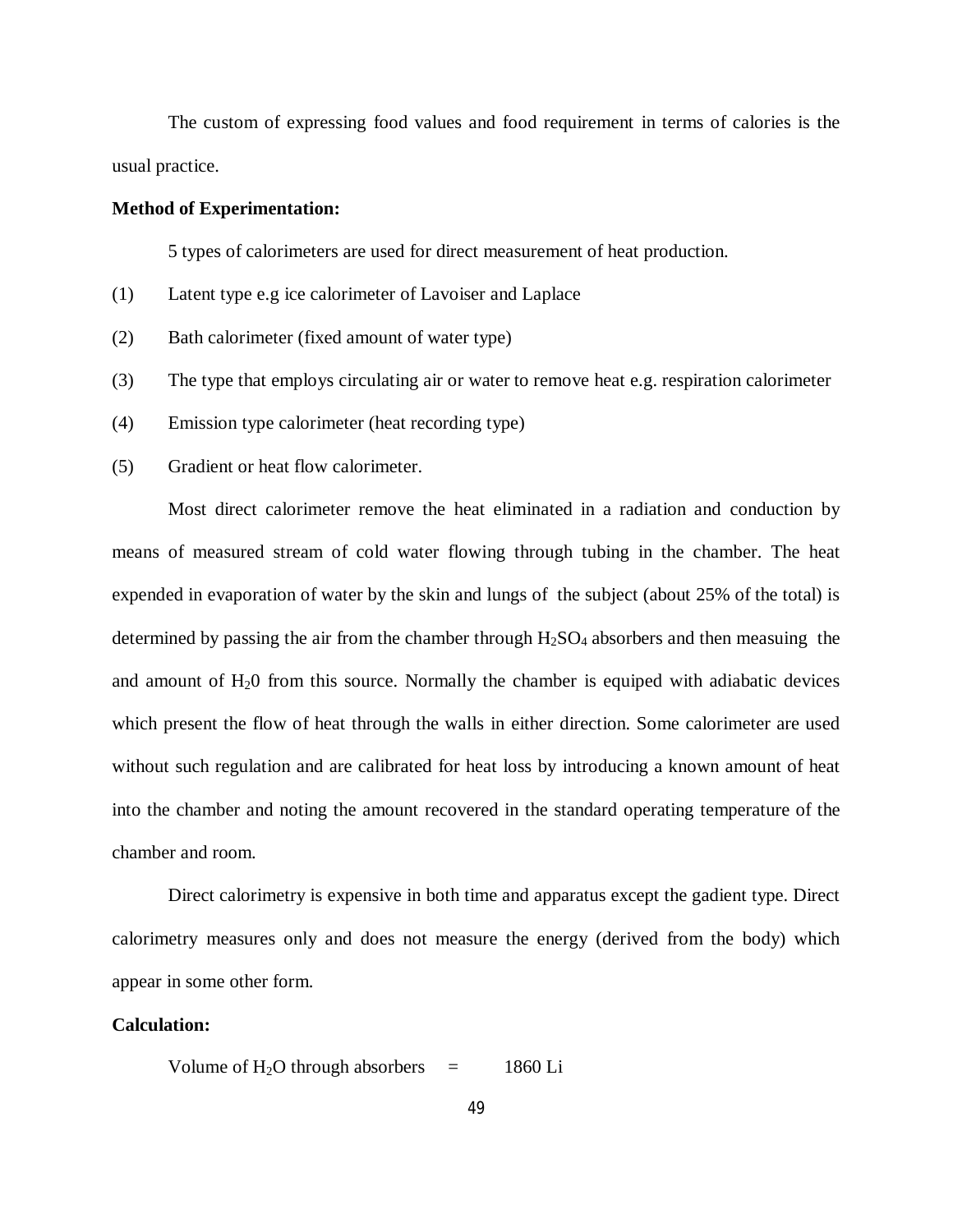The custom of expressing food values and food requirement in terms of calories is the usual practice.

**Method of Experimentation:**

5 types of calorimeters are used for direct measurement of heat production.

(1) Latent type e.g ice calorimeter of Lavoiser and Laplace

(2) Bath calorimeter (fixed amount of water type)

(3) The type that employs circulating air or water to remove heat e.g. respiration calorimeter

(4) Emission type calorimeter (heat recording type)

(5) Gradient or heat flow calorimeter.

Most direct calorimeter remove the heat eliminated in a radiation and conduction by means of measured stream of cold water flowing through tubing in the chamber. The heat expended in evaporation of water by the skin and lungs of the subject (about 25% of the total) is determined by passing the air from the chamber through $H_2SO_4$ absorbers and then measuing the and amount of $H_20$ from this source. Normally the chamber is equiped with adiabatic devices which present the flow of heat through the walls in either direction. Some calorimeter are used without such regulation and are calibrated for heat loss by introducing a known amount of heat into the chamber and noting the amount recovered in the standard operating temperature of the chamber and room.

Direct calorimetry is expensive in both time and apparatus except the gadient type. Direct calorimetry measures only and does not measure the energy (derived from the body) which appear in some other form.

**Calculation:**

Volume of $H_2O$ through absorbers = 1860 Li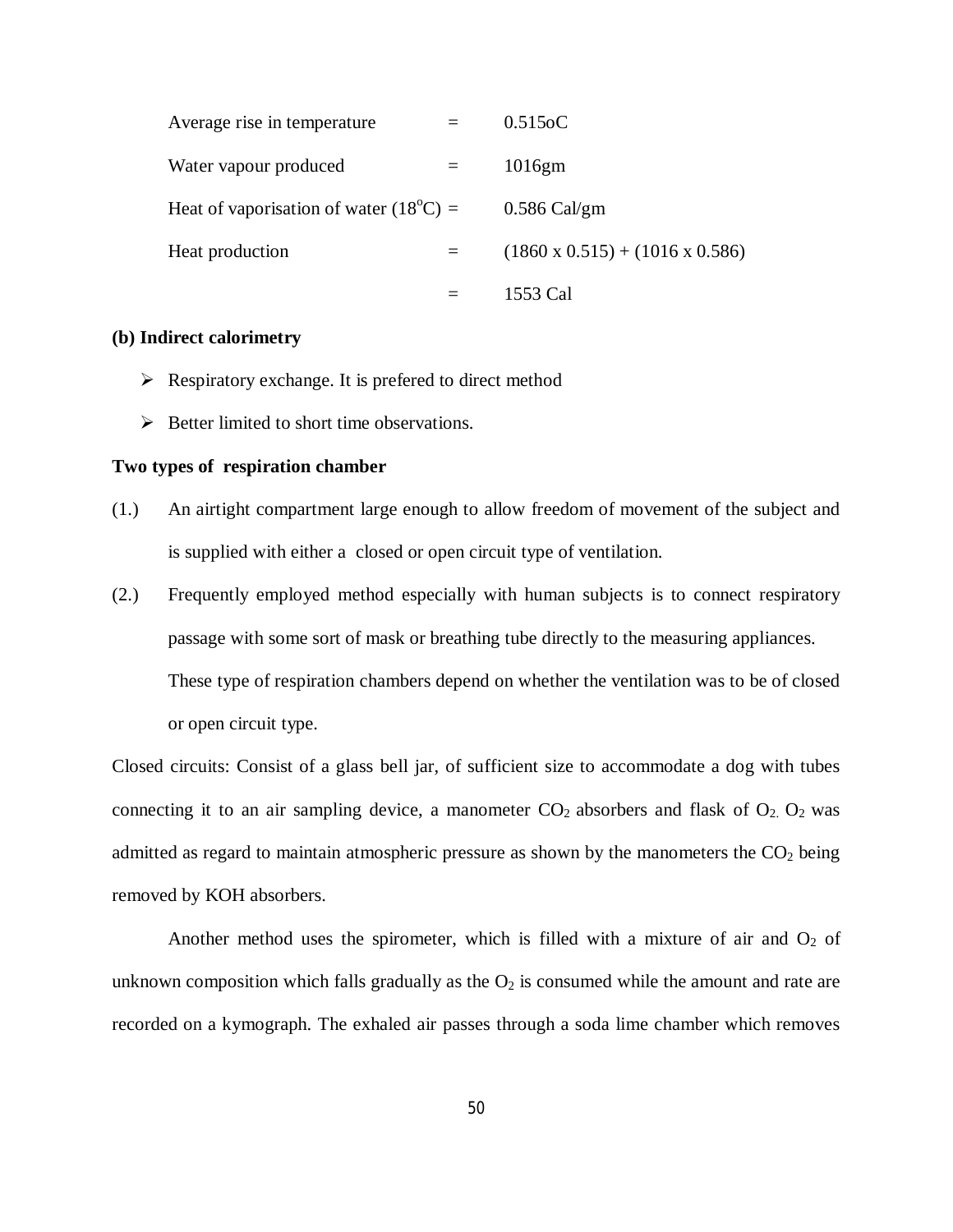Average rise in temperature = 0.515oC

Water vapour produced = 1016gm

Heat of vaporisation of water ($18^oC$) = 0.586 Cal/gm

Heat production = (1860 x 0.515) + (1016 x 0.586)

= 1553 Cal

**(b) Indirect calorimetry**

- Respiratory exchange. It is prefered to direct method
- Better limited to short time observations.

**Two types of respiration chamber**

(1.) An airtight compartment large enough to allow freedom of movement of the subject and is supplied with either a closed or open circuit type of ventilation.

(2.) Frequently employed method especially with human subjects is to connect respiratory passage with some sort of mask or breathing tube directly to the measuring appliances. These type of respiration chambers depend on whether the ventilation was to be of closed or open circuit type.

Closed circuits: Consist of a glass bell jar, of sufficient size to accommodate a dog with tubes connecting it to an air sampling device, a manometer $CO_2$ absorbers and flask of $O_2$. $O_2$ was admitted as regard to maintain atmospheric pressure as shown by the manometers the $CO_2$ being removed by KOH absorbers.

Another method uses the spirometer, which is filled with a mixture of air and $O_2$ of unknown composition which falls gradually as the $O_2$ is consumed while the amount and rate are recorded on a kymograph. The exhaled air passes through a soda lime chamber which removes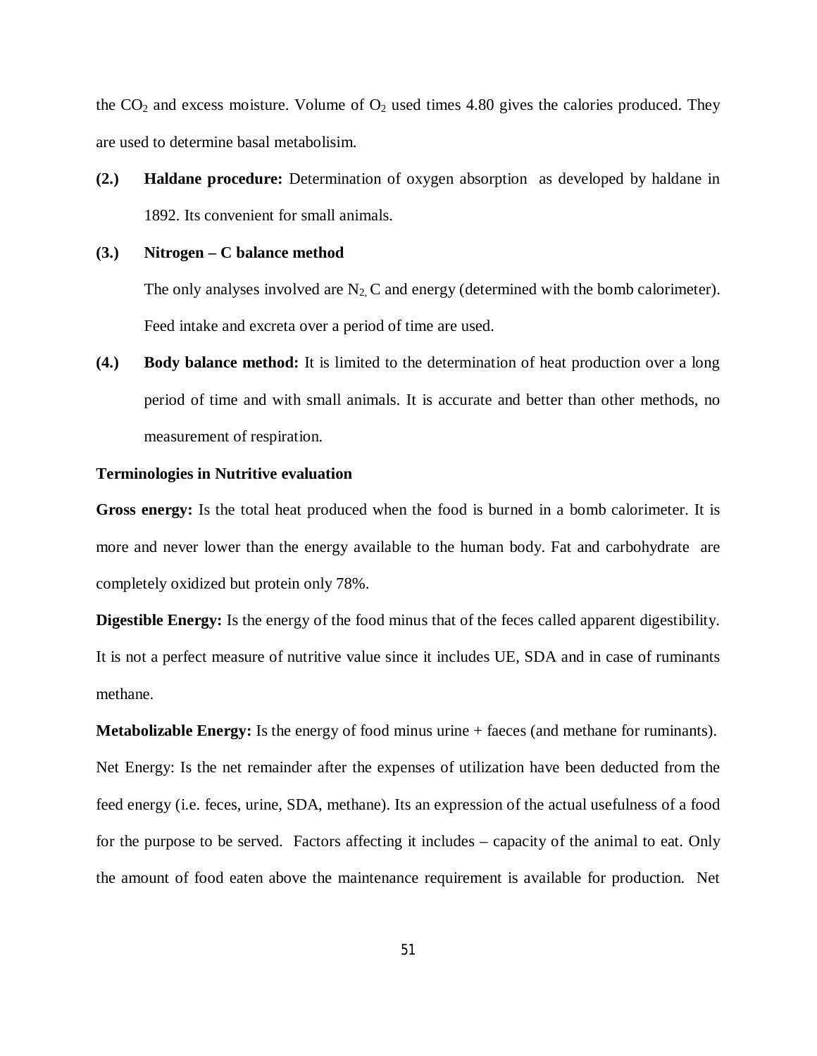the $CO_2$ and excess moisture. Volume of $O_2$ used times 4.80 gives the calories produced. They are used to determine basal metabolisim.

**(2.)** **Haldane procedure:** Determination of oxygen absorption as developed by haldane in 1892. Its convenient for small animals.

**(3.)** **Nitrogen – C balance method**

The only analyses involved are $N_2$, C and energy (determined with the bomb calorimeter). Feed intake and excreta over a period of time are used.

**(4.)** **Body balance method:** It is limited to the determination of heat production over a long period of time and with small animals. It is accurate and better than other methods, no measurement of respiration.

**Terminologies in Nutritive evaluation**

**Gross energy:** Is the total heat produced when the food is burned in a bomb calorimeter. It is more and never lower than the energy available to the human body. Fat and carbohydrate are completely oxidized but protein only 78%.

**Digestible Energy:** Is the energy of the food minus that of the feces called apparent digestibility. It is not a perfect measure of nutritive value since it includes UE, SDA and in case of ruminants methane.

**Metabolizable Energy:** Is the energy of food minus urine + faeces (and methane for ruminants).

Net Energy: Is the net remainder after the expenses of utilization have been deducted from the feed energy (i.e. feces, urine, SDA, methane). Its an expression of the actual usefulness of a food for the purpose to be served. Factors affecting it includes – capacity of the animal to eat. Only the amount of food eaten above the maintenance requirement is available for production. Net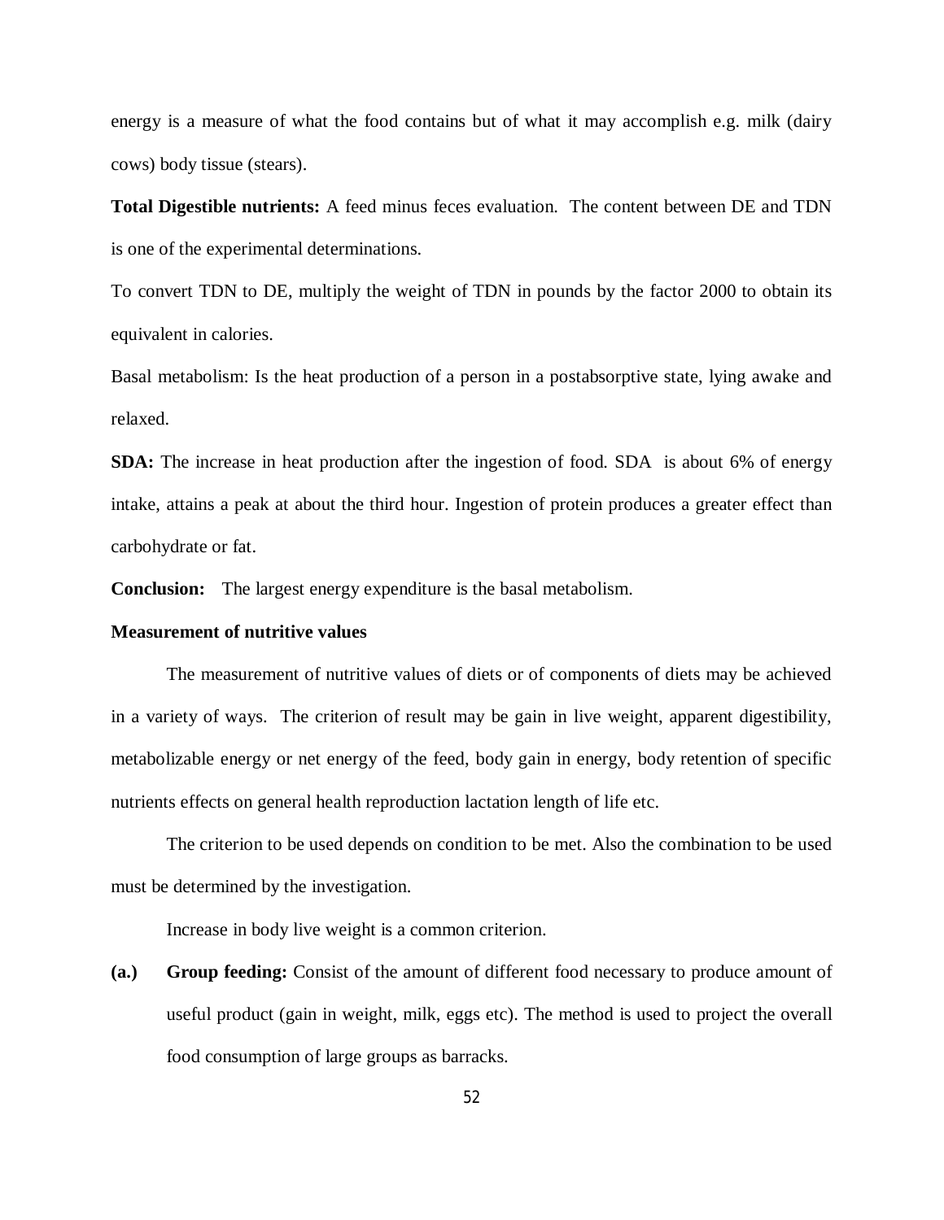energy is a measure of what the food contains but of what it may accomplish e.g. milk (dairy cows) body tissue (stears).

**Total Digestible nutrients:** A feed minus feces evaluation. The content between DE and TDN is one of the experimental determinations.

To convert TDN to DE, multiply the weight of TDN in pounds by the factor 2000 to obtain its equivalent in calories.

Basal metabolism: Is the heat production of a person in a postabsorptive state, lying awake and relaxed.

**SDA:** The increase in heat production after the ingestion of food. SDA is about 6% of energy intake, attains a peak at about the third hour. Ingestion of protein produces a greater effect than carbohydrate or fat.

**Conclusion:** The largest energy expenditure is the basal metabolism.

**Measurement of nutritive values**

The measurement of nutritive values of diets or of components of diets may be achieved in a variety of ways. The criterion of result may be gain in live weight, apparent digestibility, metabolizable energy or net energy of the feed, body gain in energy, body retention of specific nutrients effects on general health reproduction lactation length of life etc.

The criterion to be used depends on condition to be met. Also the combination to be used must be determined by the investigation.

Increase in body live weight is a common criterion.

**(a.)** **Group feeding:** Consist of the amount of different food necessary to produce amount of useful product (gain in weight, milk, eggs etc). The method is used to project the overall food consumption of large groups as barracks.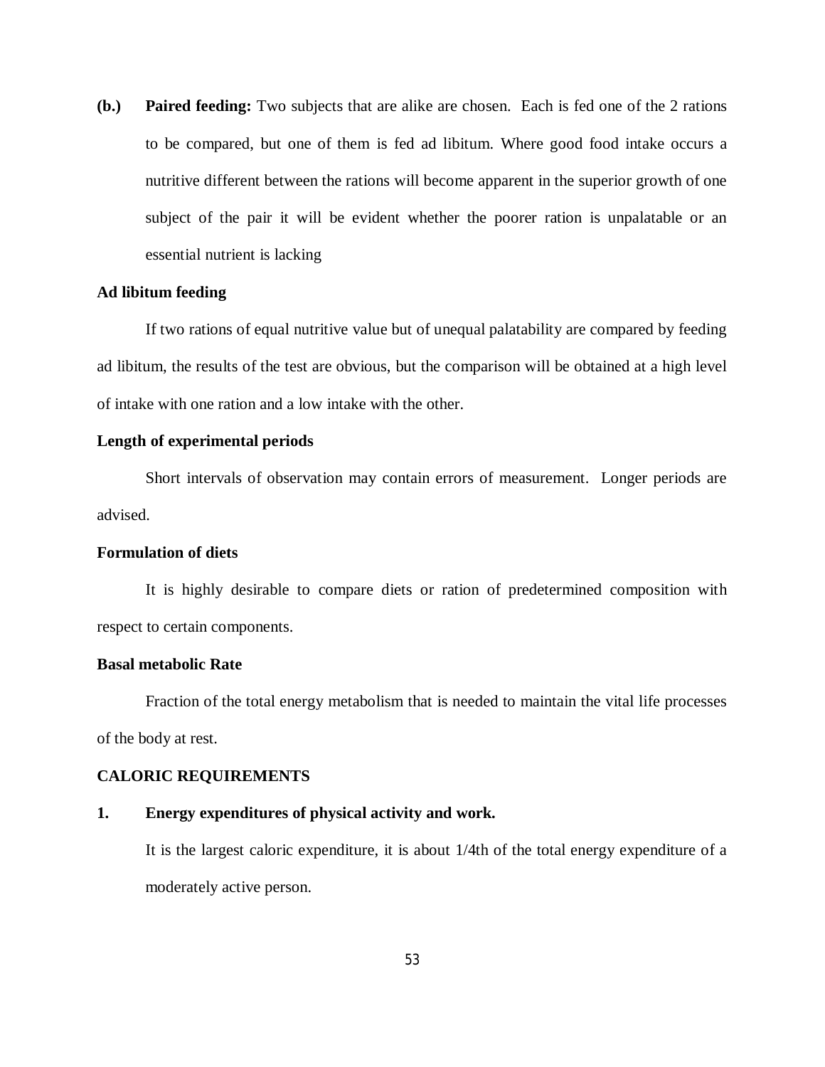**(b.)** **Paired feeding:** Two subjects that are alike are chosen. Each is fed one of the 2 rations to be compared, but one of them is fed ad libitum. Where good food intake occurs a nutritive different between the rations will become apparent in the superior growth of one subject of the pair it will be evident whether the poorer ration is unpalatable or an essential nutrient is lacking

**Ad libitum feeding**

If two rations of equal nutritive value but of unequal palatability are compared by feeding ad libitum, the results of the test are obvious, but the comparison will be obtained at a high level of intake with one ration and a low intake with the other.

**Length of experimental periods**

Short intervals of observation may contain errors of measurement. Longer periods are advised.

**Formulation of diets**

It is highly desirable to compare diets or ration of predetermined composition with respect to certain components.

**Basal metabolic Rate**

Fraction of the total energy metabolism that is needed to maintain the vital life processes of the body at rest.

**CALORIC REQUIREMENTS**

**1.** **Energy expenditures of physical activity and work.**

It is the largest caloric expenditure, it is about 1/4th of the total energy expenditure of a moderately active person.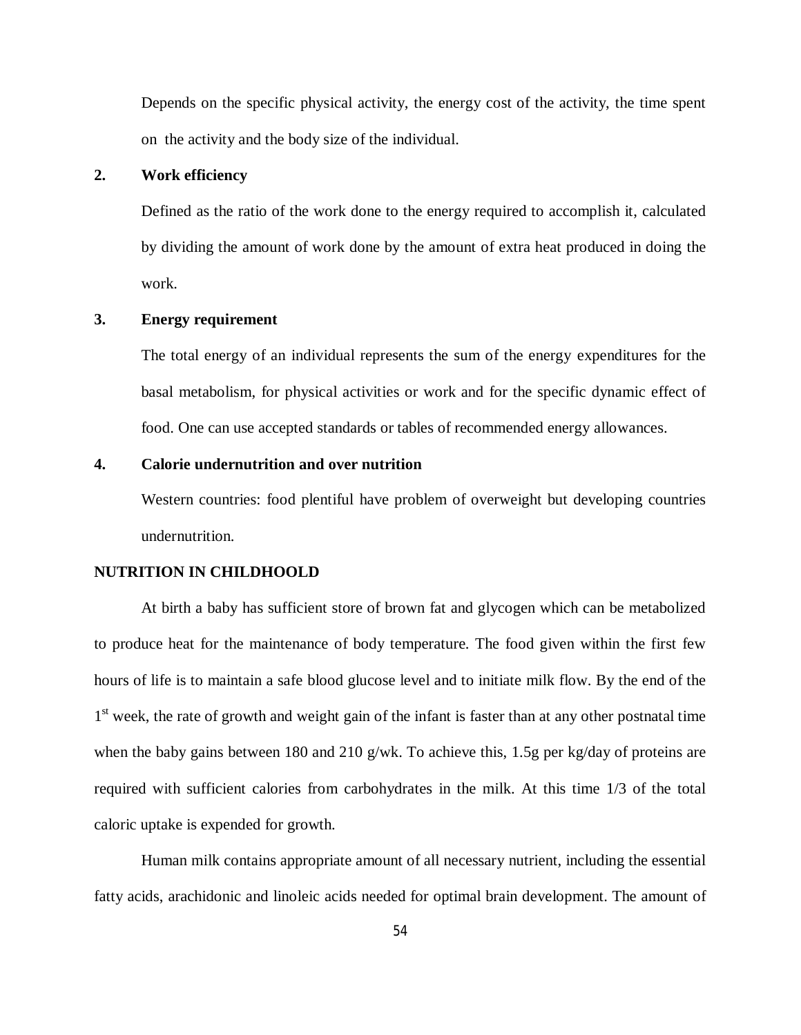Depends on the specific physical activity, the energy cost of the activity, the time spent on the activity and the body size of the individual.

**2. Work efficiency**

Defined as the ratio of the work done to the energy required to accomplish it, calculated by dividing the amount of work done by the amount of extra heat produced in doing the work.

**3. Energy requirement**

The total energy of an individual represents the sum of the energy expenditures for the basal metabolism, for physical activities or work and for the specific dynamic effect of food. One can use accepted standards or tables of recommended energy allowances.

**4. Calorie undernutrition and over nutrition**

Western countries: food plentiful have problem of overweight but developing countries undernutrition.

**NUTRITION IN CHILDHOOLD**

At birth a baby has sufficient store of brown fat and glycogen which can be metabolized to produce heat for the maintenance of body temperature. The food given within the first few hours of life is to maintain a safe blood glucose level and to initiate milk flow. By the end of the 1st week, the rate of growth and weight gain of the infant is faster than at any other postnatal time when the baby gains between 180 and 210 g/wk. To achieve this, 1.5g per kg/day of proteins are required with sufficient calories from carbohydrates in the milk. At this time 1/3 of the total caloric uptake is expended for growth.

Human milk contains appropriate amount of all necessary nutrient, including the essential fatty acids, arachidonic and linoleic acids needed for optimal brain development. The amount of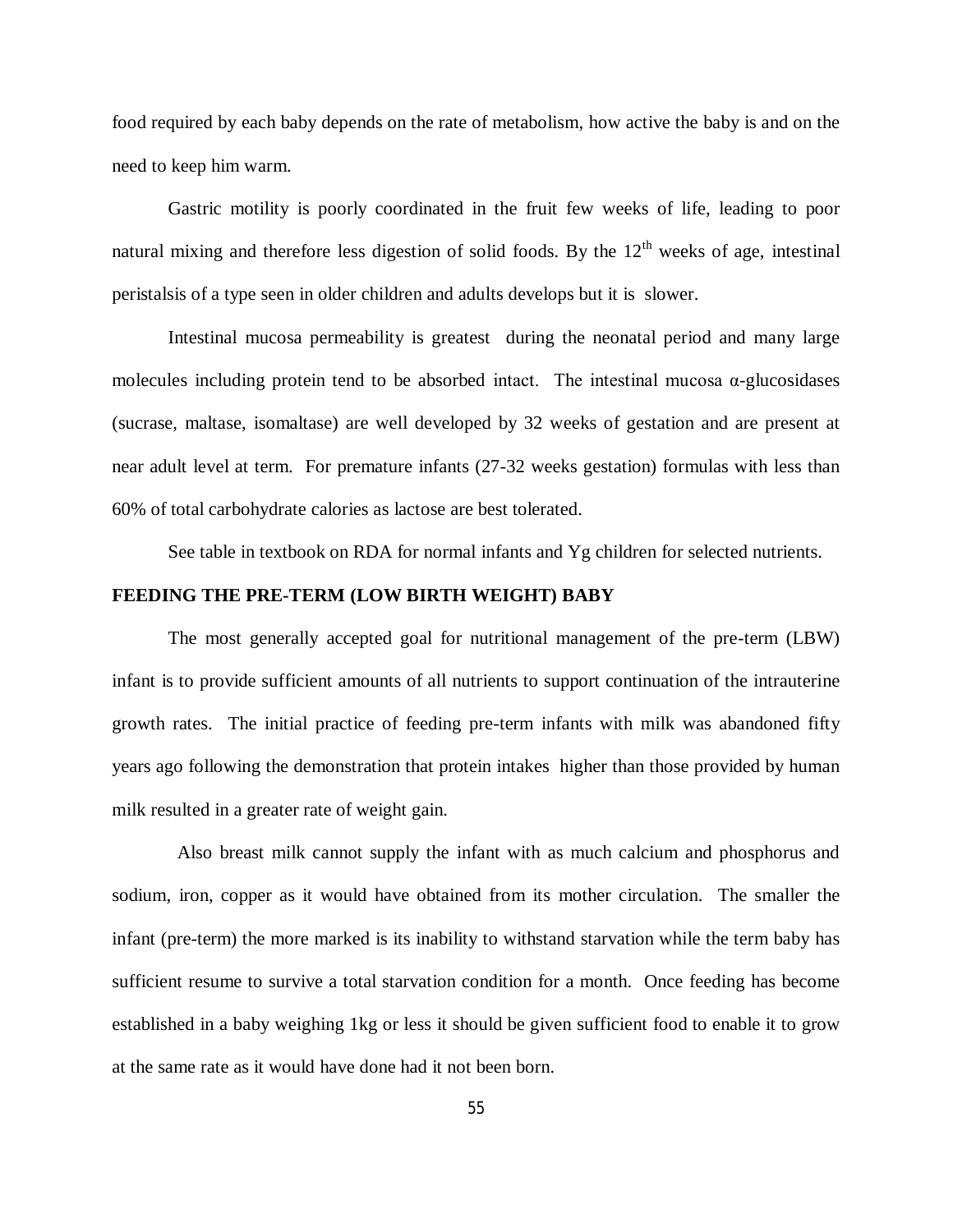food required by each baby depends on the rate of metabolism, how active the baby is and on the need to keep him warm.

Gastric motility is poorly coordinated in the fruit few weeks of life, leading to poor natural mixing and therefore less digestion of solid foods. By the $12^{th}$ weeks of age, intestinal peristalsis of a type seen in older children and adults develops but it is slower.

Intestinal mucosa permeability is greatest during the neonatal period and many large molecules including protein tend to be absorbed intact. The intestinal mucosa $\alpha$-glucosidases (sucrase, maltase, isomaltase) are well developed by 32 weeks of gestation and are present at near adult level at term. For premature infants (27-32 weeks gestation) formulas with less than 60% of total carbohydrate calories as lactose are best tolerated.

See table in textbook on RDA for normal infants and Yg children for selected nutrients.

**FEEDING THE PRE-TERM (LOW BIRTH WEIGHT) BABY**

The most generally accepted goal for nutritional management of the pre-term (LBW) infant is to provide sufficient amounts of all nutrients to support continuation of the intrauterine growth rates. The initial practice of feeding pre-term infants with milk was abandoned fifty years ago following the demonstration that protein intakes higher than those provided by human milk resulted in a greater rate of weight gain.

Also breast milk cannot supply the infant with as much calcium and phosphorus and sodium, iron, copper as it would have obtained from its mother circulation. The smaller the infant (pre-term) the more marked is its inability to withstand starvation while the term baby has sufficient resume to survive a total starvation condition for a month. Once feeding has become established in a baby weighing 1kg or less it should be given sufficient food to enable it to grow at the same rate as it would have done had it not been born.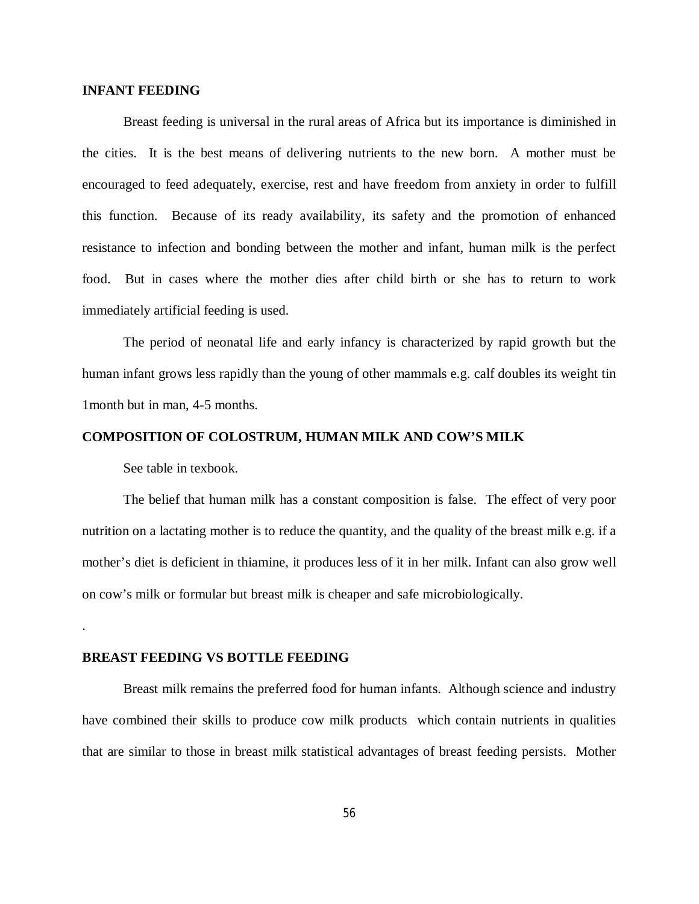## INFANT FEEDING

Breast feeding is universal in the rural areas of Africa but its importance is diminished in the cities. It is the best means of delivering nutrients to the new born. A mother must be encouraged to feed adequately, exercise, rest and have freedom from anxiety in order to fulfill this function. Because of its ready availability, its safety and the promotion of enhanced resistance to infection and bonding between the mother and infant, human milk is the perfect food. But in cases where the mother dies after child birth or she has to return to work immediately artificial feeding is used.

The period of neonatal life and early infancy is characterized by rapid growth but the human infant grows less rapidly than the young of other mammals e.g. calf doubles its weight tin 1month but in man, 4-5 months.

## COMPOSITION OF COLOSTRUM, HUMAN MILK AND COW'S MILK

See table in texbook.

The belief that human milk has a constant composition is false. The effect of very poor nutrition on a lactating mother is to reduce the quantity, and the quality of the breast milk e.g. if a mother's diet is deficient in thiamine, it produces less of it in her milk. Infant can also grow well on cow's milk or formular but breast milk is cheaper and safe microbiologically.

.

## BREAST FEEDING VS BOTTLE FEEDING

Breast milk remains the preferred food for human infants. Although science and industry have combined their skills to produce cow milk products which contain nutrients in qualities that are similar to those in breast milk statistical advantages of breast feeding persists. Mother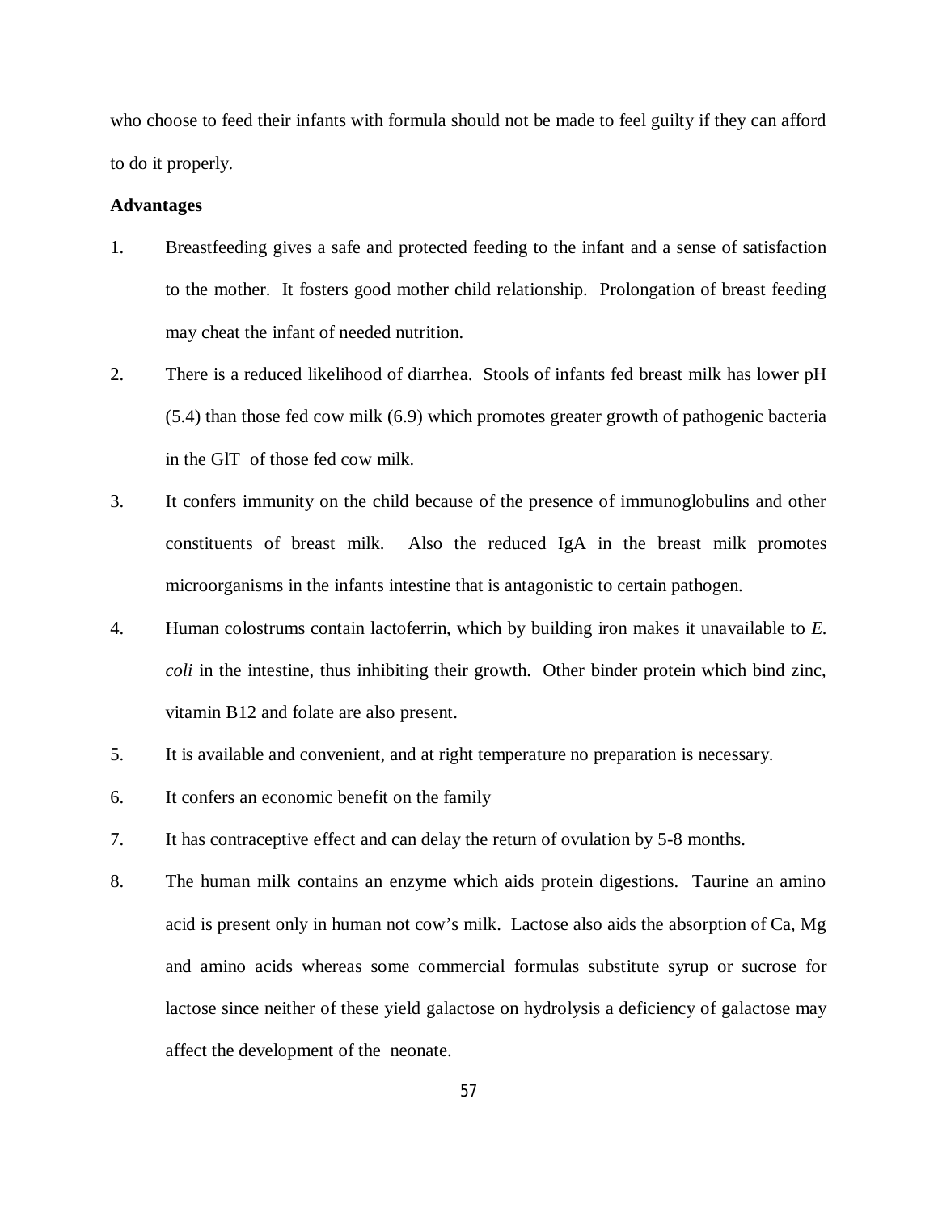who choose to feed their infants with formula should not be made to feel guilty if they can afford to do it properly.

**Advantages**

1. Breastfeeding gives a safe and protected feeding to the infant and a sense of satisfaction to the mother. It fosters good mother child relationship. Prolongation of breast feeding may cheat the infant of needed nutrition.
2. There is a reduced likelihood of diarrhea. Stools of infants fed breast milk has lower pH (5.4) than those fed cow milk (6.9) which promotes greater growth of pathogenic bacteria in the GlT of those fed cow milk.
3. It confers immunity on the child because of the presence of immunoglobulins and other constituents of breast milk. Also the reduced IgA in the breast milk promotes microorganisms in the infants intestine that is antagonistic to certain pathogen.
4. Human colostrums contain lactoferrin, which by building iron makes it unavailable to *E. coli* in the intestine, thus inhibiting their growth. Other binder protein which bind zinc, vitamin B12 and folate are also present.
5. It is available and convenient, and at right temperature no preparation is necessary.
6. It confers an economic benefit on the family
7. It has contraceptive effect and can delay the return of ovulation by 5-8 months.
8. The human milk contains an enzyme which aids protein digestions. Taurine an amino acid is present only in human not cow's milk. Lactose also aids the absorption of Ca, Mg and amino acids whereas some commercial formulas substitute syrup or sucrose for lactose since neither of these yield galactose on hydrolysis a deficiency of galactose may affect the development of the neonate.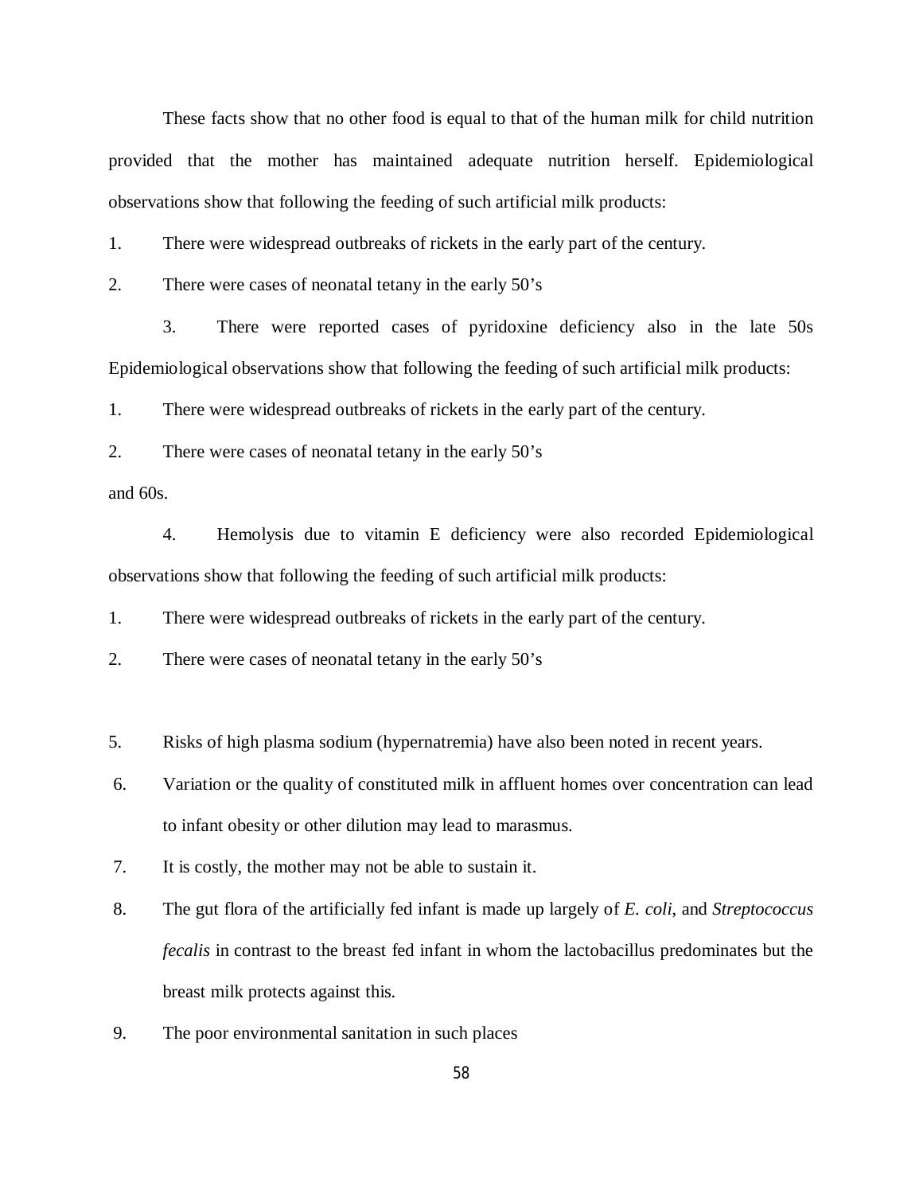These facts show that no other food is equal to that of the human milk for child nutrition provided that the mother has maintained adequate nutrition herself. Epidemiological observations show that following the feeding of such artificial milk products:

1. There were widespread outbreaks of rickets in the early part of the century.
2. There were cases of neonatal tetany in the early 50's

3. There were reported cases of pyridoxine deficiency also in the late 50s Epidemiological observations show that following the feeding of such artificial milk products:

1. There were widespread outbreaks of rickets in the early part of the century.
2. There were cases of neonatal tetany in the early 50's

and 60s.

4. Hemolysis due to vitamin E deficiency were also recorded Epidemiological observations show that following the feeding of such artificial milk products:

1. There were widespread outbreaks of rickets in the early part of the century.
2. There were cases of neonatal tetany in the early 50's

5. Risks of high plasma sodium (hypernatremia) have also been noted in recent years.
6. Variation or the quality of constituted milk in affluent homes over concentration can lead to infant obesity or other dilution may lead to marasmus.
7. It is costly, the mother may not be able to sustain it.
8. The gut flora of the artificially fed infant is made up largely of *E. coli*, and *Streptococcus fecalis* in contrast to the breast fed infant in whom the lactobacillus predominates but the breast milk protects against this.
9. The poor environmental sanitation in such places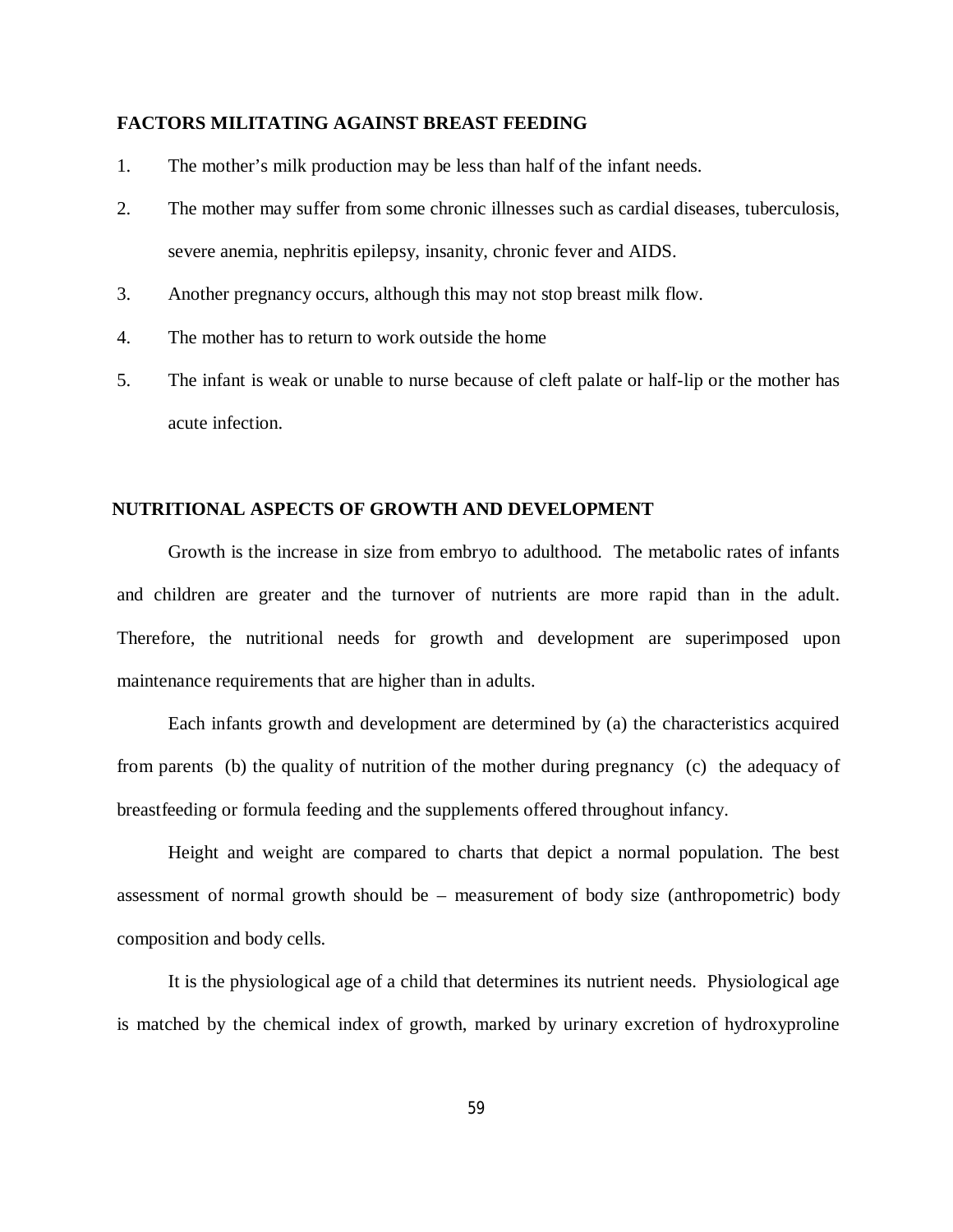## FACTORS MILITATING AGAINST BREAST FEEDING

1. The mother's milk production may be less than half of the infant needs.
2. The mother may suffer from some chronic illnesses such as cardial diseases, tuberculosis, severe anemia, nephritis epilepsy, insanity, chronic fever and AIDS.
3. Another pregnancy occurs, although this may not stop breast milk flow.
4. The mother has to return to work outside the home
5. The infant is weak or unable to nurse because of cleft palate or half-lip or the mother has acute infection.

## NUTRITIONAL ASPECTS OF GROWTH AND DEVELOPMENT

Growth is the increase in size from embryo to adulthood. The metabolic rates of infants and children are greater and the turnover of nutrients are more rapid than in the adult. Therefore, the nutritional needs for growth and development are superimposed upon maintenance requirements that are higher than in adults.

Each infants growth and development are determined by (a) the characteristics acquired from parents (b) the quality of nutrition of the mother during pregnancy (c) the adequacy of breastfeeding or formula feeding and the supplements offered throughout infancy.

Height and weight are compared to charts that depict a normal population. The best assessment of normal growth should be – measurement of body size (anthropometric) body composition and body cells.

It is the physiological age of a child that determines its nutrient needs. Physiological age is matched by the chemical index of growth, marked by urinary excretion of hydroxyproline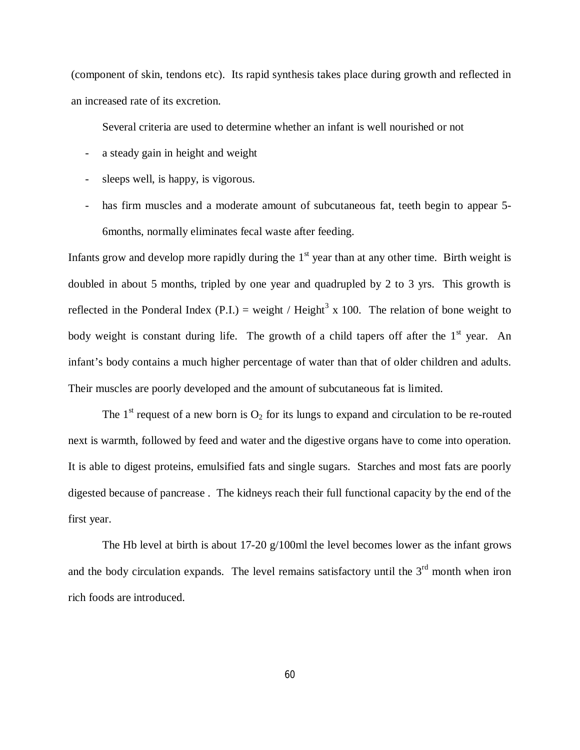(component of skin, tendons etc). Its rapid synthesis takes place during growth and reflected in an increased rate of its excretion.

Several criteria are used to determine whether an infant is well nourished or not

- a steady gain in height and weight
- sleeps well, is happy, is vigorous.
- has firm muscles and a moderate amount of subcutaneous fat, teeth begin to appear 5-6months, normally eliminates fecal waste after feeding.

Infants grow and develop more rapidly during the 1st year than at any other time. Birth weight is doubled in about 5 months, tripled by one year and quadrupled by 2 to 3 yrs. This growth is reflected in the Ponderal Index (P.I.) = weight / Height$^3$ x 100. The relation of bone weight to body weight is constant during life. The growth of a child tapers off after the 1st year. An infant's body contains a much higher percentage of water than that of older children and adults. Their muscles are poorly developed and the amount of subcutaneous fat is limited.

The 1st request of a new born is $O_2$ for its lungs to expand and circulation to be re-routed next is warmth, followed by feed and water and the digestive organs have to come into operation. It is able to digest proteins, emulsified fats and single sugars. Starches and most fats are poorly digested because of pancrease . The kidneys reach their full functional capacity by the end of the first year.

The Hb level at birth is about 17-20 g/100ml the level becomes lower as the infant grows and the body circulation expands. The level remains satisfactory until the 3rd month when iron rich foods are introduced.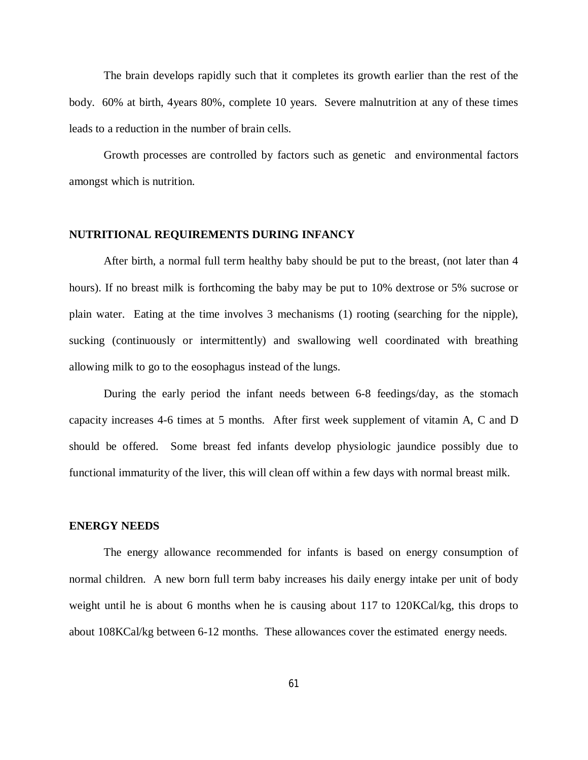The brain develops rapidly such that it completes its growth earlier than the rest of the body. 60% at birth, 4years 80%, complete 10 years. Severe malnutrition at any of these times leads to a reduction in the number of brain cells.

Growth processes are controlled by factors such as genetic and environmental factors amongst which is nutrition.

## NUTRITIONAL REQUIREMENTS DURING INFANCY

After birth, a normal full term healthy baby should be put to the breast, (not later than 4 hours). If no breast milk is forthcoming the baby may be put to 10% dextrose or 5% sucrose or plain water. Eating at the time involves 3 mechanisms (1) rooting (searching for the nipple), sucking (continuously or intermittently) and swallowing well coordinated with breathing allowing milk to go to the eosophagus instead of the lungs.

During the early period the infant needs between 6-8 feedings/day, as the stomach capacity increases 4-6 times at 5 months. After first week supplement of vitamin A, C and D should be offered. Some breast fed infants develop physiologic jaundice possibly due to functional immaturity of the liver, this will clean off within a few days with normal breast milk.

## ENERGY NEEDS

The energy allowance recommended for infants is based on energy consumption of normal children. A new born full term baby increases his daily energy intake per unit of body weight until he is about 6 months when he is causing about 117 to 120KCal/kg, this drops to about 108KCal/kg between 6-12 months. These allowances cover the estimated energy needs.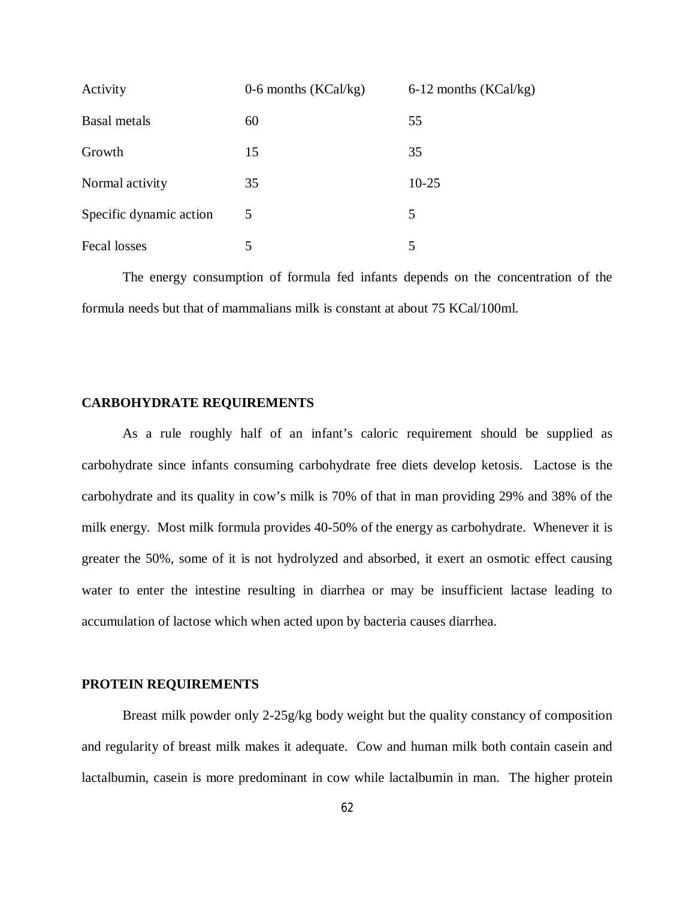| Activity | 0-6 months (KCal/kg) | 6-12 months (KCal/kg) |
|---|---|---|
| Basal metals | 60 | 55 |
| Growth | 15 | 35 |
| Normal activity | 35 | 10-25 |
| Specific dynamic action | 5 | 5 |
| Fecal losses | 5 | 5 |

The energy consumption of formula fed infants depends on the concentration of the formula needs but that of mammalians milk is constant at about 75 KCal/100ml.

**CARBOHYDRATE REQUIREMENTS**

As a rule roughly half of an infant's caloric requirement should be supplied as carbohydrate since infants consuming carbohydrate free diets develop ketosis. Lactose is the carbohydrate and its quality in cow's milk is 70% of that in man providing 29% and 38% of the milk energy. Most milk formula provides 40-50% of the energy as carbohydrate. Whenever it is greater the 50%, some of it is not hydrolyzed and absorbed, it exert an osmotic effect causing water to enter the intestine resulting in diarrhea or may be insufficient lactase leading to accumulation of lactose which when acted upon by bacteria causes diarrhea.

**PROTEIN REQUIREMENTS**

Breast milk powder only 2-25g/kg body weight but the quality constancy of composition and regularity of breast milk makes it adequate. Cow and human milk both contain casein and lactalbumin, casein is more predominant in cow while lactalbumin in man. The higher protein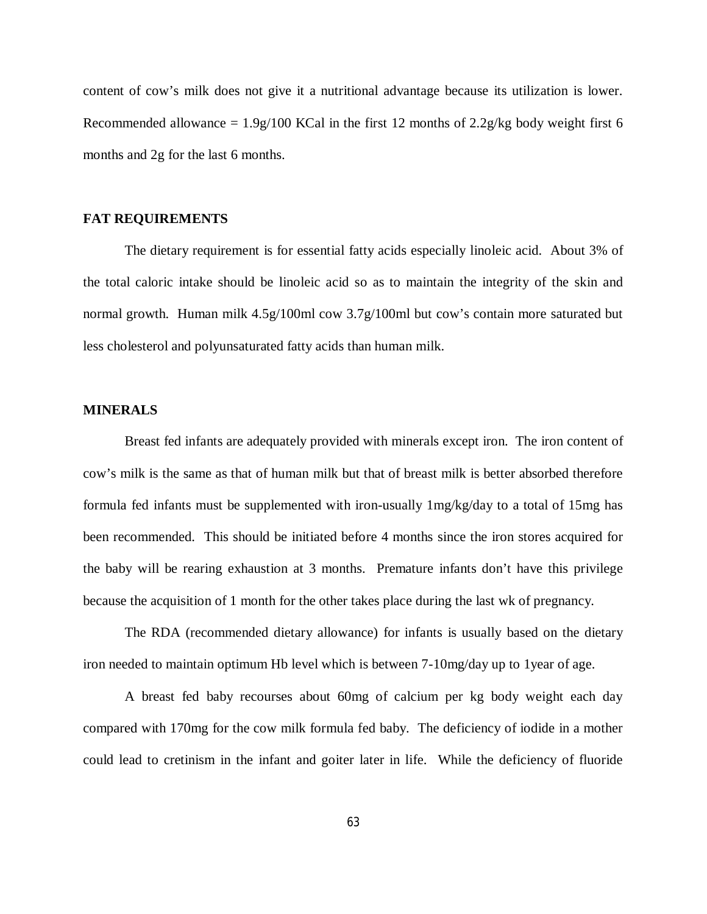content of cow's milk does not give it a nutritional advantage because its utilization is lower. Recommended allowance = 1.9g/100 KCal in the first 12 months of 2.2g/kg body weight first 6 months and 2g for the last 6 months.

**FAT REQUIREMENTS**

The dietary requirement is for essential fatty acids especially linoleic acid. About 3% of the total caloric intake should be linoleic acid so as to maintain the integrity of the skin and normal growth. Human milk 4.5g/100ml cow 3.7g/100ml but cow's contain more saturated but less cholesterol and polyunsaturated fatty acids than human milk.

**MINERALS**

Breast fed infants are adequately provided with minerals except iron. The iron content of cow's milk is the same as that of human milk but that of breast milk is better absorbed therefore formula fed infants must be supplemented with iron-usually 1mg/kg/day to a total of 15mg has been recommended. This should be initiated before 4 months since the iron stores acquired for the baby will be rearing exhaustion at 3 months. Premature infants don't have this privilege because the acquisition of 1 month for the other takes place during the last wk of pregnancy.

The RDA (recommended dietary allowance) for infants is usually based on the dietary iron needed to maintain optimum Hb level which is between 7-10mg/day up to 1year of age.

A breast fed baby recourses about 60mg of calcium per kg body weight each day compared with 170mg for the cow milk formula fed baby. The deficiency of iodide in a mother could lead to cretinism in the infant and goiter later in life. While the deficiency of fluoride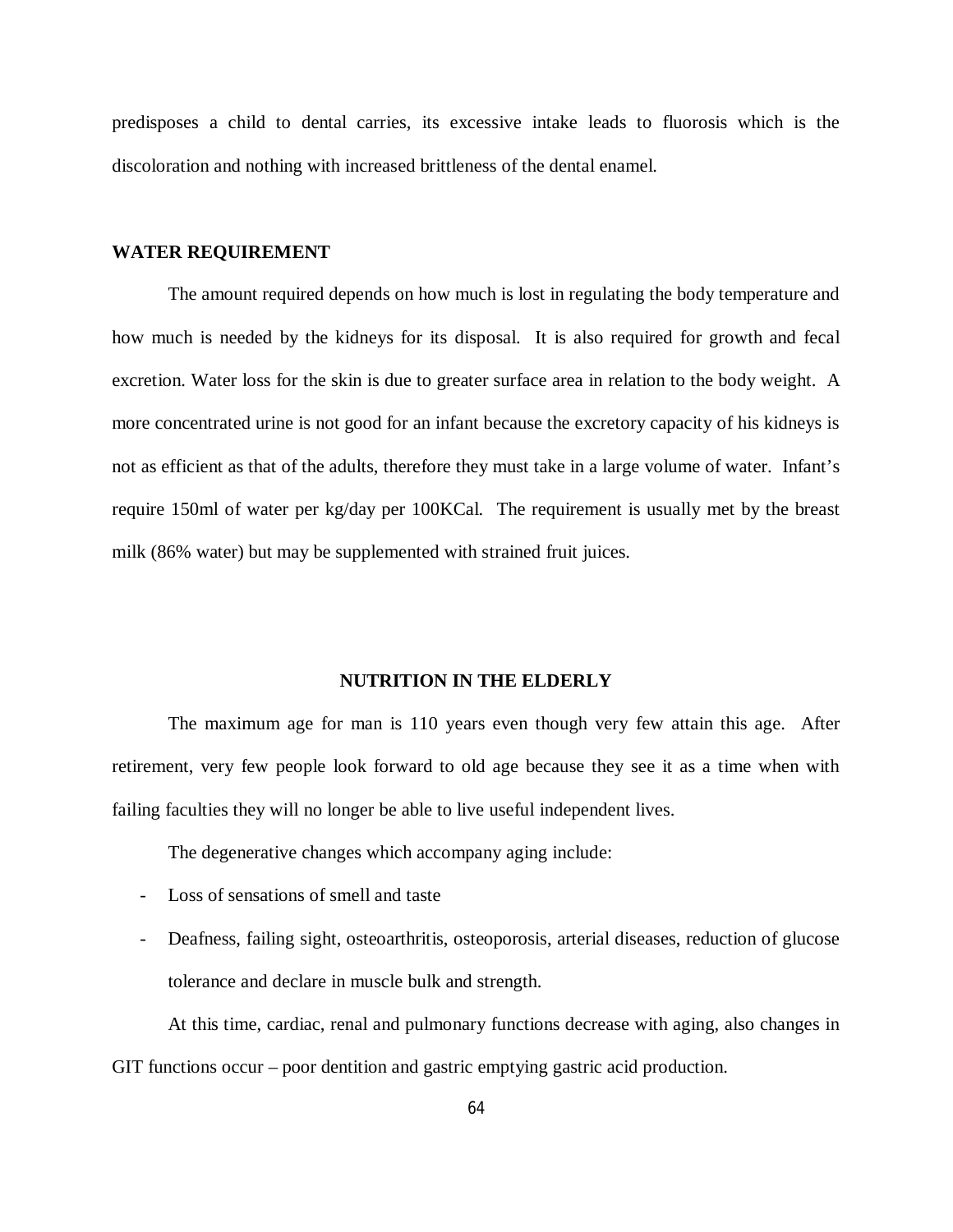predisposes a child to dental carries, its excessive intake leads to fluorosis which is the discoloration and nothing with increased brittleness of the dental enamel.

**WATER REQUIREMENT**

The amount required depends on how much is lost in regulating the body temperature and how much is needed by the kidneys for its disposal. It is also required for growth and fecal excretion. Water loss for the skin is due to greater surface area in relation to the body weight. A more concentrated urine is not good for an infant because the excretory capacity of his kidneys is not as efficient as that of the adults, therefore they must take in a large volume of water. Infant's require 150ml of water per kg/day per 100KCal. The requirement is usually met by the breast milk (86% water) but may be supplemented with strained fruit juices.

## NUTRITION IN THE ELDERLY

The maximum age for man is 110 years even though very few attain this age. After retirement, very few people look forward to old age because they see it as a time when with failing faculties they will no longer be able to live useful independent lives.

The degenerative changes which accompany aging include:

- Loss of sensations of smell and taste
- Deafness, failing sight, osteoarthritis, osteoporosis, arterial diseases, reduction of glucose tolerance and declare in muscle bulk and strength.

At this time, cardiac, renal and pulmonary functions decrease with aging, also changes in GIT functions occur – poor dentition and gastric emptying gastric acid production.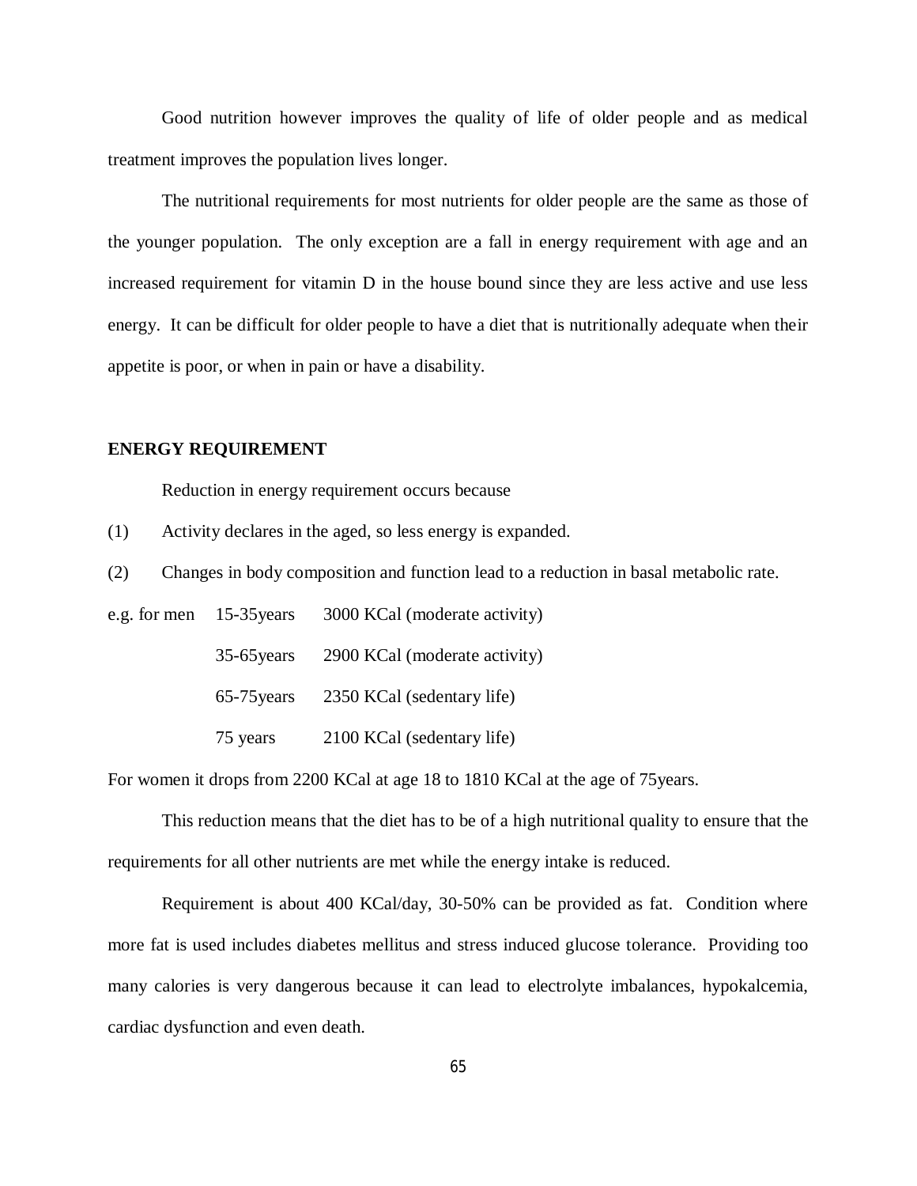Good nutrition however improves the quality of life of older people and as medical treatment improves the population lives longer.

The nutritional requirements for most nutrients for older people are the same as those of the younger population. The only exception are a fall in energy requirement with age and an increased requirement for vitamin D in the house bound since they are less active and use less energy. It can be difficult for older people to have a diet that is nutritionally adequate when their appetite is poor, or when in pain or have a disability.

**ENERGY REQUIREMENT**

Reduction in energy requirement occurs because

(1) Activity declares in the aged, so less energy is expanded.

(2) Changes in body composition and function lead to a reduction in basal metabolic rate.

| e.g. for men | 15-35years | 3000 KCal (moderate activity) |
|---|---|---|
| | 35-65years | 2900 KCal (moderate activity) |
| | 65-75years | 2350 KCal (sedentary life) |
| | 75 years | 2100 KCal (sedentary life) |

For women it drops from 2200 KCal at age 18 to 1810 KCal at the age of 75years.

This reduction means that the diet has to be of a high nutritional quality to ensure that the requirements for all other nutrients are met while the energy intake is reduced.

Requirement is about 400 KCal/day, 30-50% can be provided as fat. Condition where more fat is used includes diabetes mellitus and stress induced glucose tolerance. Providing too many calories is very dangerous because it can lead to electrolyte imbalances, hypokalcemia, cardiac dysfunction and even death.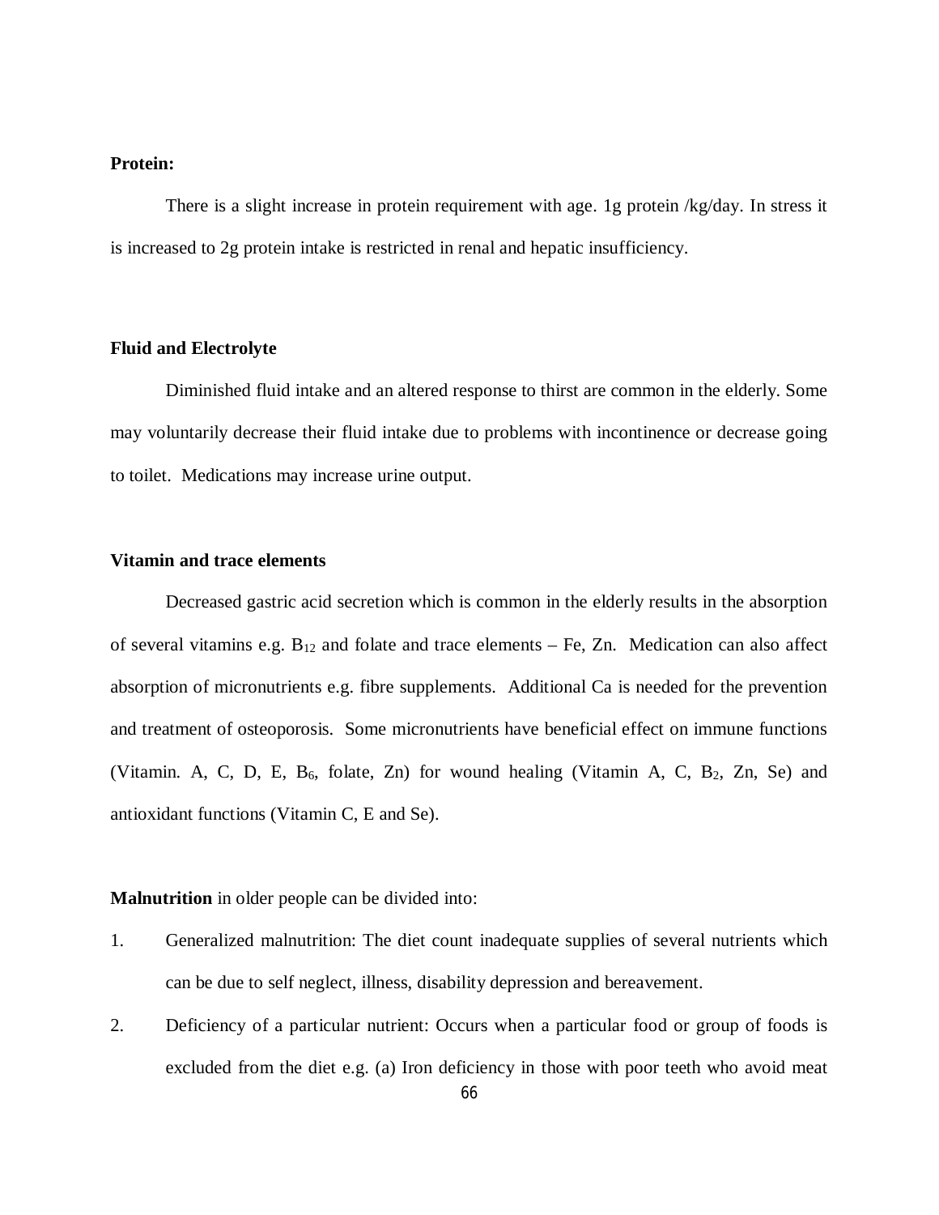**Protein:**

There is a slight increase in protein requirement with age. 1g protein /kg/day. In stress it is increased to 2g protein intake is restricted in renal and hepatic insufficiency.

**Fluid and Electrolyte**

Diminished fluid intake and an altered response to thirst are common in the elderly. Some may voluntarily decrease their fluid intake due to problems with incontinence or decrease going to toilet. Medications may increase urine output.

**Vitamin and trace elements**

Decreased gastric acid secretion which is common in the elderly results in the absorption of several vitamins e.g. $B_{12}$ and folate and trace elements – Fe, Zn. Medication can also affect absorption of micronutrients e.g. fibre supplements. Additional Ca is needed for the prevention and treatment of osteoporosis. Some micronutrients have beneficial effect on immune functions (Vitamin. A, C, D, E, $B_6$, folate, Zn) for wound healing (Vitamin A, C, $B_2$, Zn, Se) and antioxidant functions (Vitamin C, E and Se).

**Malnutrition** in older people can be divided into:

1. Generalized malnutrition: The diet count inadequate supplies of several nutrients which can be due to self neglect, illness, disability depression and bereavement.
2. Deficiency of a particular nutrient: Occurs when a particular food or group of foods is excluded from the diet e.g. (a) Iron deficiency in those with poor teeth who avoid meat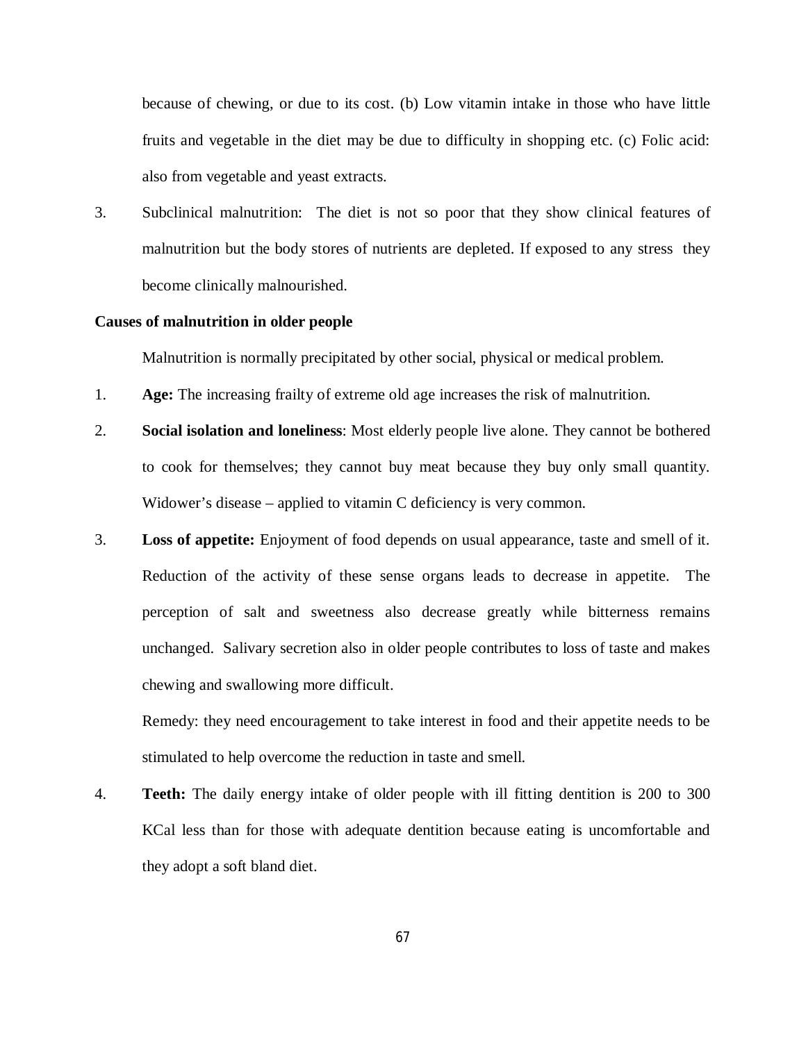because of chewing, or due to its cost. (b) Low vitamin intake in those who have little fruits and vegetable in the diet may be due to difficulty in shopping etc. (c) Folic acid: also from vegetable and yeast extracts.

3. Subclinical malnutrition: The diet is not so poor that they show clinical features of malnutrition but the body stores of nutrients are depleted. If exposed to any stress they become clinically malnourished.

**Causes of malnutrition in older people**

Malnutrition is normally precipitated by other social, physical or medical problem.

1. **Age:** The increasing frailty of extreme old age increases the risk of malnutrition.
2. **Social isolation and loneliness**: Most elderly people live alone. They cannot be bothered to cook for themselves; they cannot buy meat because they buy only small quantity. Widower's disease – applied to vitamin C deficiency is very common.
3. **Loss of appetite:** Enjoyment of food depends on usual appearance, taste and smell of it. Reduction of the activity of these sense organs leads to decrease in appetite. The perception of salt and sweetness also decrease greatly while bitterness remains unchanged. Salivary secretion also in older people contributes to loss of taste and makes chewing and swallowing more difficult.

   Remedy: they need encouragement to take interest in food and their appetite needs to be stimulated to help overcome the reduction in taste and smell.

4. **Teeth:** The daily energy intake of older people with ill fitting dentition is 200 to 300 KCal less than for those with adequate dentition because eating is uncomfortable and they adopt a soft bland diet.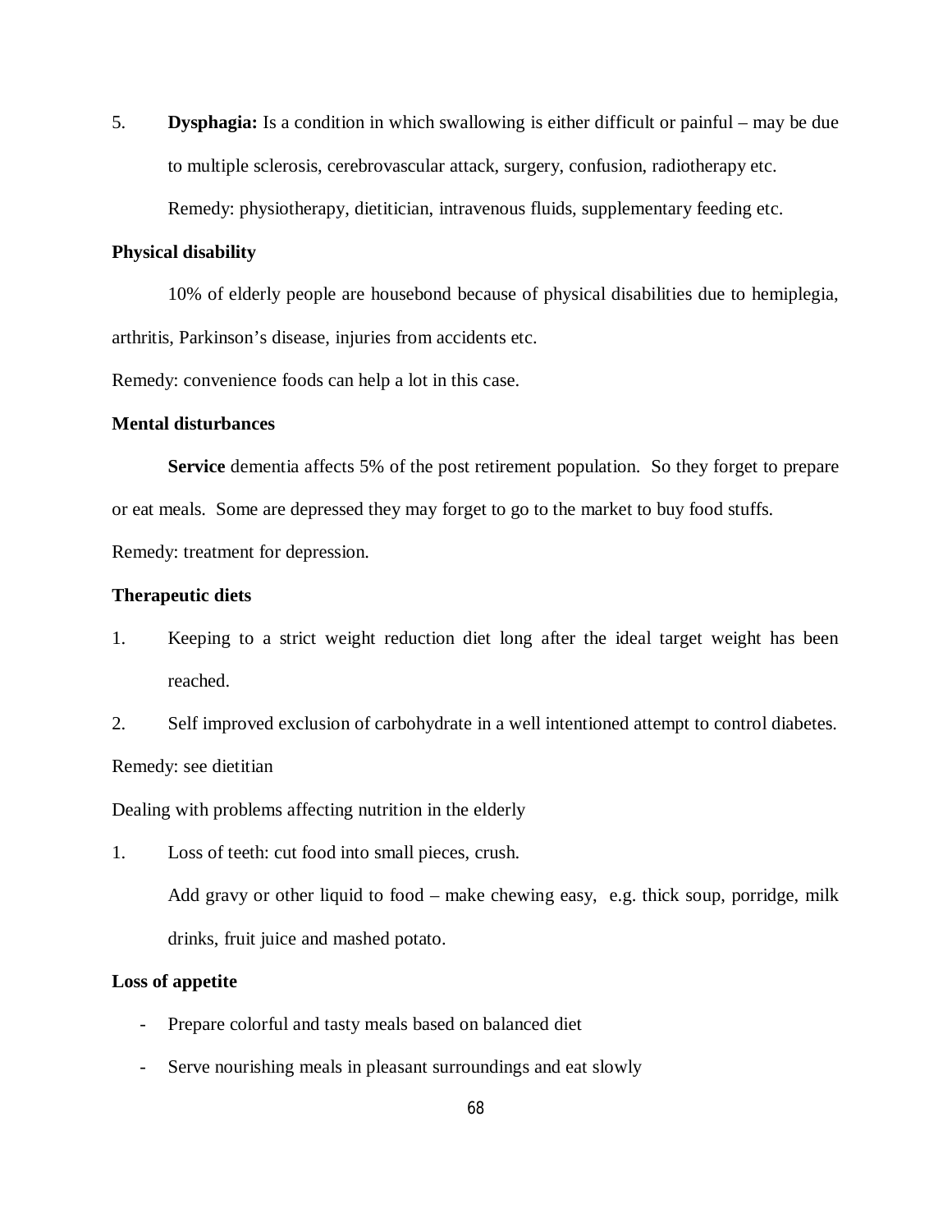5. **Dysphagia:** Is a condition in which swallowing is either difficult or painful – may be due to multiple sclerosis, cerebrovascular attack, surgery, confusion, radiotherapy etc.

   Remedy: physiotherapy, dietitician, intravenous fluids, supplementary feeding etc.

**Physical disability**

10% of elderly people are housebond because of physical disabilities due to hemiplegia, arthritis, Parkinson's disease, injuries from accidents etc.

Remedy: convenience foods can help a lot in this case.

**Mental disturbances**

**Service** dementia affects 5% of the post retirement population. So they forget to prepare or eat meals. Some are depressed they may forget to go to the market to buy food stuffs.

Remedy: treatment for depression.

**Therapeutic diets**

1. Keeping to a strict weight reduction diet long after the ideal target weight has been reached.
2. Self improved exclusion of carbohydrate in a well intentioned attempt to control diabetes.

Remedy: see dietitian

Dealing with problems affecting nutrition in the elderly

1. Loss of teeth: cut food into small pieces, crush.

   Add gravy or other liquid to food – make chewing easy, e.g. thick soup, porridge, milk drinks, fruit juice and mashed potato.

**Loss of appetite**

- Prepare colorful and tasty meals based on balanced diet
- Serve nourishing meals in pleasant surroundings and eat slowly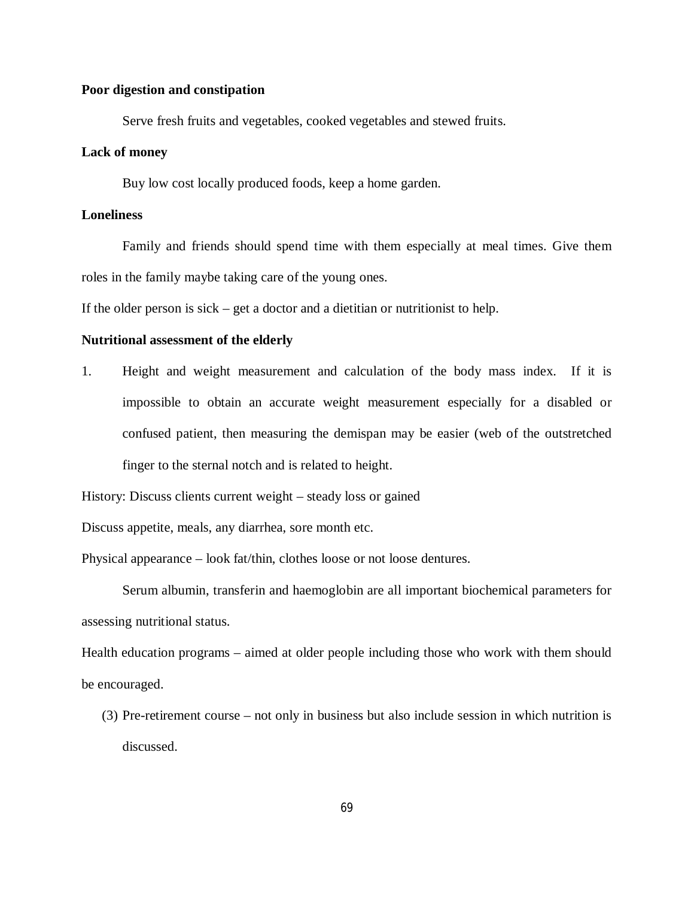**Poor digestion and constipation**

Serve fresh fruits and vegetables, cooked vegetables and stewed fruits.

**Lack of money**

Buy low cost locally produced foods, keep a home garden.

**Loneliness**

Family and friends should spend time with them especially at meal times. Give them roles in the family maybe taking care of the young ones.

If the older person is sick – get a doctor and a dietitian or nutritionist to help.

**Nutritional assessment of the elderly**

1. Height and weight measurement and calculation of the body mass index. If it is impossible to obtain an accurate weight measurement especially for a disabled or confused patient, then measuring the demispan may be easier (web of the outstretched finger to the sternal notch and is related to height.

History: Discuss clients current weight – steady loss or gained

Discuss appetite, meals, any diarrhea, sore month etc.

Physical appearance – look fat/thin, clothes loose or not loose dentures.

Serum albumin, transferin and haemoglobin are all important biochemical parameters for assessing nutritional status.

Health education programs – aimed at older people including those who work with them should be encouraged.

(3) Pre-retirement course – not only in business but also include session in which nutrition is discussed.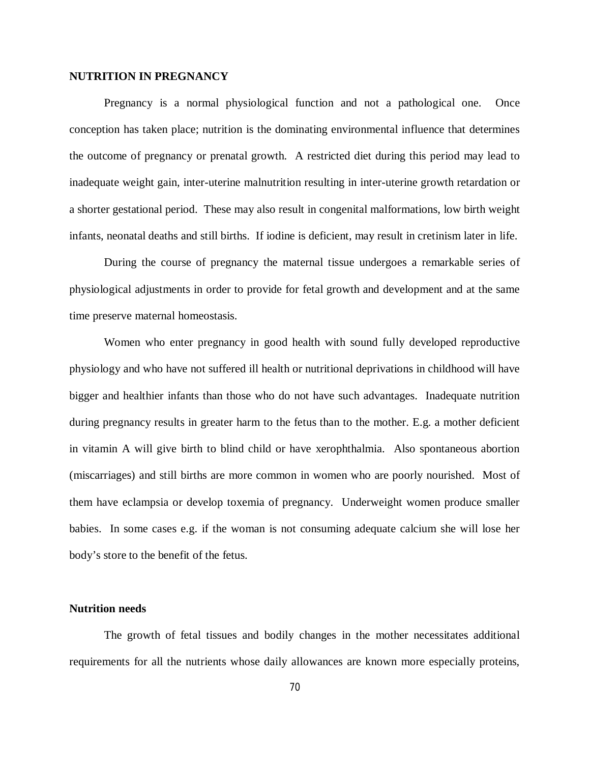**NUTRITION IN PREGNANCY**

Pregnancy is a normal physiological function and not a pathological one. Once conception has taken place; nutrition is the dominating environmental influence that determines the outcome of pregnancy or prenatal growth. A restricted diet during this period may lead to inadequate weight gain, inter-uterine malnutrition resulting in inter-uterine growth retardation or a shorter gestational period. These may also result in congenital malformations, low birth weight infants, neonatal deaths and still births. If iodine is deficient, may result in cretinism later in life.

During the course of pregnancy the maternal tissue undergoes a remarkable series of physiological adjustments in order to provide for fetal growth and development and at the same time preserve maternal homeostasis.

Women who enter pregnancy in good health with sound fully developed reproductive physiology and who have not suffered ill health or nutritional deprivations in childhood will have bigger and healthier infants than those who do not have such advantages. Inadequate nutrition during pregnancy results in greater harm to the fetus than to the mother. E.g. a mother deficient in vitamin A will give birth to blind child or have xerophthalmia. Also spontaneous abortion (miscarriages) and still births are more common in women who are poorly nourished. Most of them have eclampsia or develop toxemia of pregnancy. Underweight women produce smaller babies. In some cases e.g. if the woman is not consuming adequate calcium she will lose her body's store to the benefit of the fetus.

**Nutrition needs**

The growth of fetal tissues and bodily changes in the mother necessitates additional requirements for all the nutrients whose daily allowances are known more especially proteins,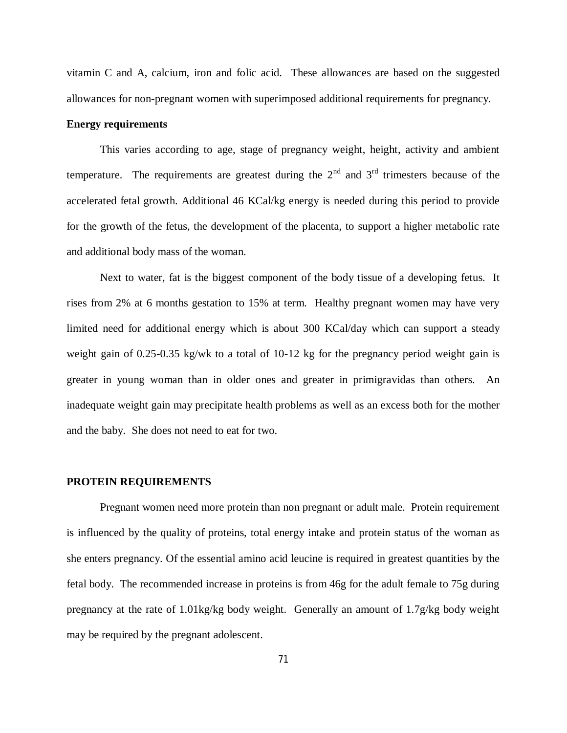vitamin C and A, calcium, iron and folic acid. These allowances are based on the suggested allowances for non-pregnant women with superimposed additional requirements for pregnancy.

**Energy requirements**

This varies according to age, stage of pregnancy weight, height, activity and ambient temperature. The requirements are greatest during the 2$^{nd}$ and 3$^{rd}$ trimesters because of the accelerated fetal growth. Additional 46 KCal/kg energy is needed during this period to provide for the growth of the fetus, the development of the placenta, to support a higher metabolic rate and additional body mass of the woman.

Next to water, fat is the biggest component of the body tissue of a developing fetus. It rises from 2% at 6 months gestation to 15% at term. Healthy pregnant women may have very limited need for additional energy which is about 300 KCal/day which can support a steady weight gain of 0.25-0.35 kg/wk to a total of 10-12 kg for the pregnancy period weight gain is greater in young woman than in older ones and greater in primigravidas than others. An inadequate weight gain may precipitate health problems as well as an excess both for the mother and the baby. She does not need to eat for two.

**PROTEIN REQUIREMENTS**

Pregnant women need more protein than non pregnant or adult male. Protein requirement is influenced by the quality of proteins, total energy intake and protein status of the woman as she enters pregnancy. Of the essential amino acid leucine is required in greatest quantities by the fetal body. The recommended increase in proteins is from 46g for the adult female to 75g during pregnancy at the rate of 1.01kg/kg body weight. Generally an amount of 1.7g/kg body weight may be required by the pregnant adolescent.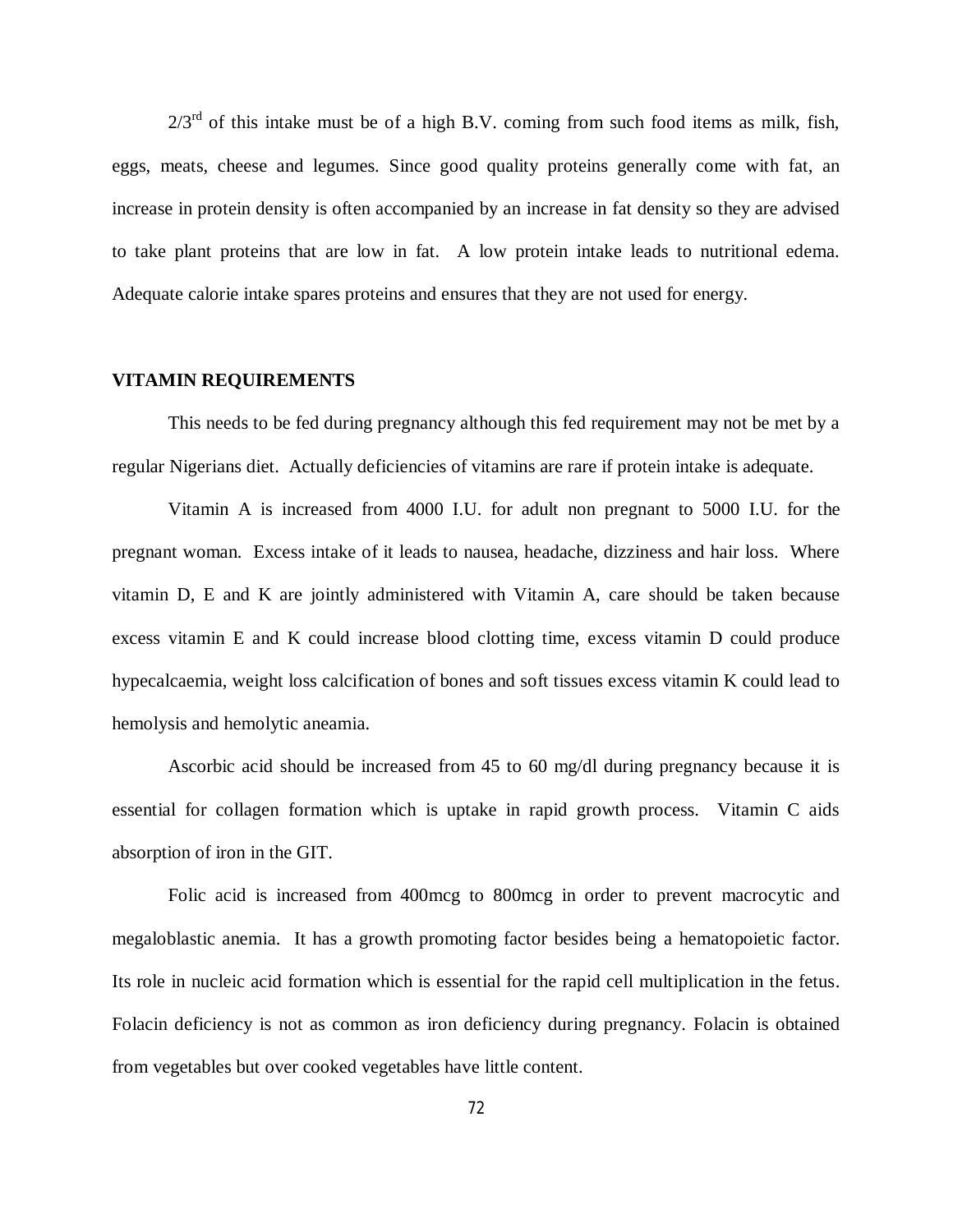$2/3^{rd}$ of this intake must be of a high B.V. coming from such food items as milk, fish, eggs, meats, cheese and legumes. Since good quality proteins generally come with fat, an increase in protein density is often accompanied by an increase in fat density so they are advised to take plant proteins that are low in fat. A low protein intake leads to nutritional edema. Adequate calorie intake spares proteins and ensures that they are not used for energy.

## VITAMIN REQUIREMENTS

This needs to be fed during pregnancy although this fed requirement may not be met by a regular Nigerians diet. Actually deficiencies of vitamins are rare if protein intake is adequate.

Vitamin A is increased from 4000 I.U. for adult non pregnant to 5000 I.U. for the pregnant woman. Excess intake of it leads to nausea, headache, dizziness and hair loss. Where vitamin D, E and K are jointly administered with Vitamin A, care should be taken because excess vitamin E and K could increase blood clotting time, excess vitamin D could produce hypecalcaemia, weight loss calcification of bones and soft tissues excess vitamin K could lead to hemolysis and hemolytic aneamia.

Ascorbic acid should be increased from 45 to 60 mg/dl during pregnancy because it is essential for collagen formation which is uptake in rapid growth process. Vitamin C aids absorption of iron in the GIT.

Folic acid is increased from 400mcg to 800mcg in order to prevent macrocytic and megaloblastic anemia. It has a growth promoting factor besides being a hematopoietic factor. Its role in nucleic acid formation which is essential for the rapid cell multiplication in the fetus. Folacin deficiency is not as common as iron deficiency during pregnancy. Folacin is obtained from vegetables but over cooked vegetables have little content.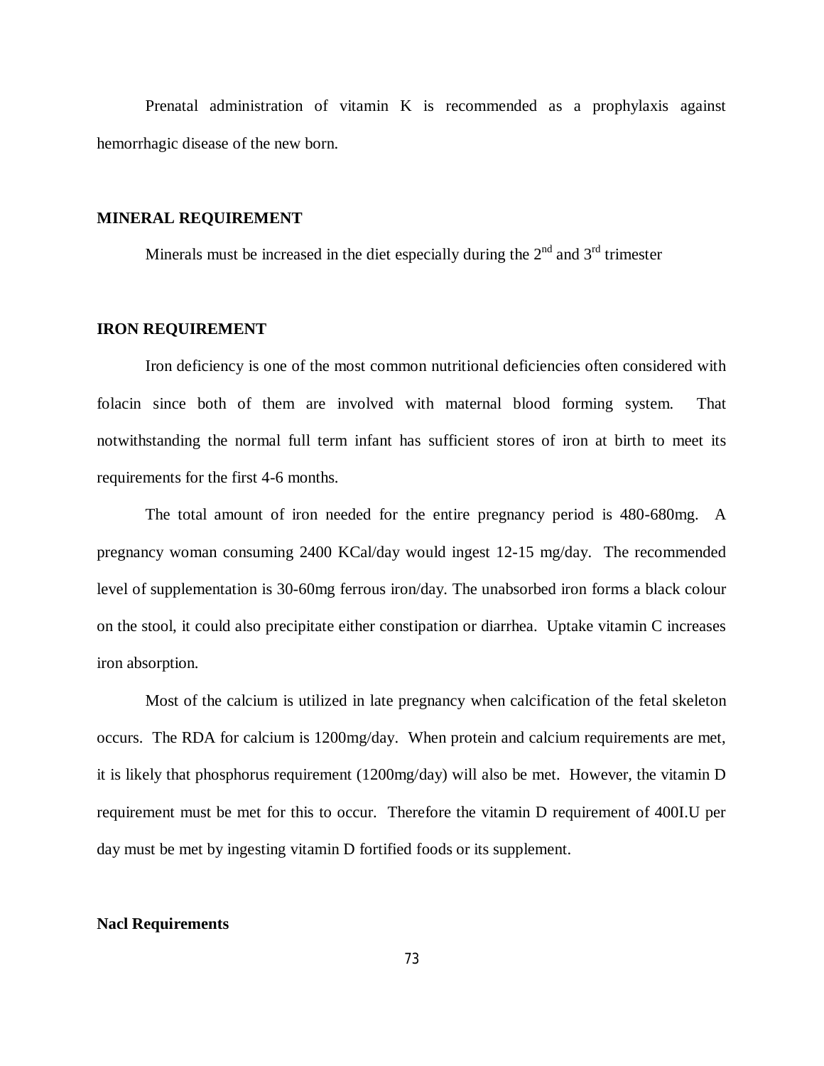Prenatal administration of vitamin K is recommended as a prophylaxis against hemorrhagic disease of the new born.

**MINERAL REQUIREMENT**

Minerals must be increased in the diet especially during the $2^{nd}$ and $3^{rd}$ trimester

**IRON REQUIREMENT**

Iron deficiency is one of the most common nutritional deficiencies often considered with folacin since both of them are involved with maternal blood forming system. That notwithstanding the normal full term infant has sufficient stores of iron at birth to meet its requirements for the first 4-6 months.

The total amount of iron needed for the entire pregnancy period is 480-680mg. A pregnancy woman consuming 2400 KCal/day would ingest 12-15 mg/day. The recommended level of supplementation is 30-60mg ferrous iron/day. The unabsorbed iron forms a black colour on the stool, it could also precipitate either constipation or diarrhea. Uptake vitamin C increases iron absorption.

Most of the calcium is utilized in late pregnancy when calcification of the fetal skeleton occurs. The RDA for calcium is 1200mg/day. When protein and calcium requirements are met, it is likely that phosphorus requirement (1200mg/day) will also be met. However, the vitamin D requirement must be met for this to occur. Therefore the vitamin D requirement of 400I.U per day must be met by ingesting vitamin D fortified foods or its supplement.

**Nacl Requirements**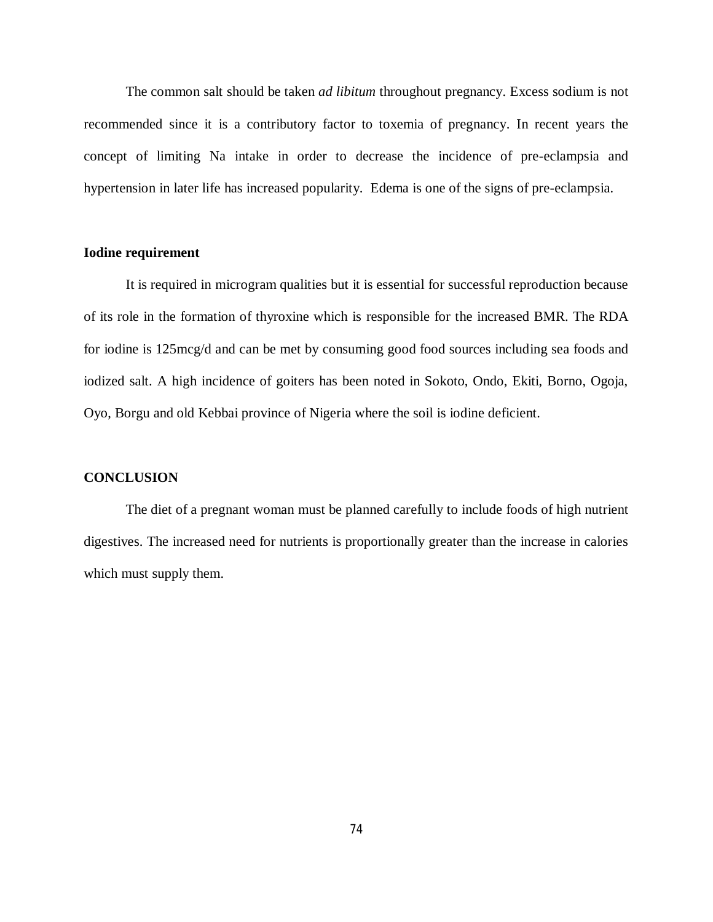The common salt should be taken *ad libitum* throughout pregnancy. Excess sodium is not recommended since it is a contributory factor to toxemia of pregnancy. In recent years the concept of limiting Na intake in order to decrease the incidence of pre-eclampsia and hypertension in later life has increased popularity.  Edema is one of the signs of pre-eclampsia.

**Iodine requirement**

It is required in microgram qualities but it is essential for successful reproduction because of its role in the formation of thyroxine which is responsible for the increased BMR. The RDA for iodine is 125mcg/d and can be met by consuming good food sources including sea foods and iodized salt. A high incidence of goiters has been noted in Sokoto, Ondo, Ekiti, Borno, Ogoja, Oyo, Borgu and old Kebbai province of Nigeria where the soil is iodine deficient.

**CONCLUSION**

The diet of a pregnant woman must be planned carefully to include foods of high nutrient digestives. The increased need for nutrients is proportionally greater than the increase in calories which must supply them.